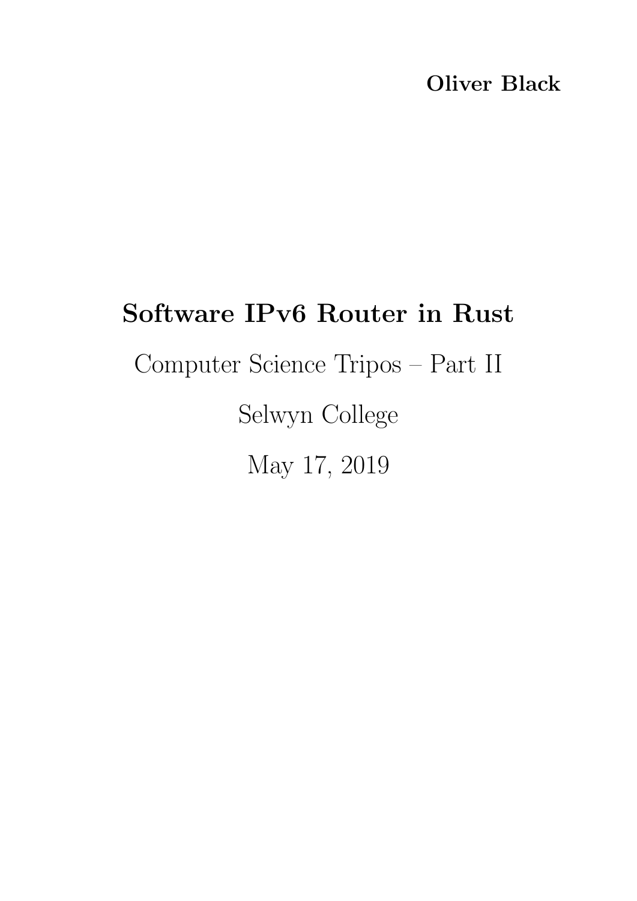**Oliver Black**

# Software IPv6 Router in Rust

Computer Science Tripos – Part II

Selwyn College

May 17, 2019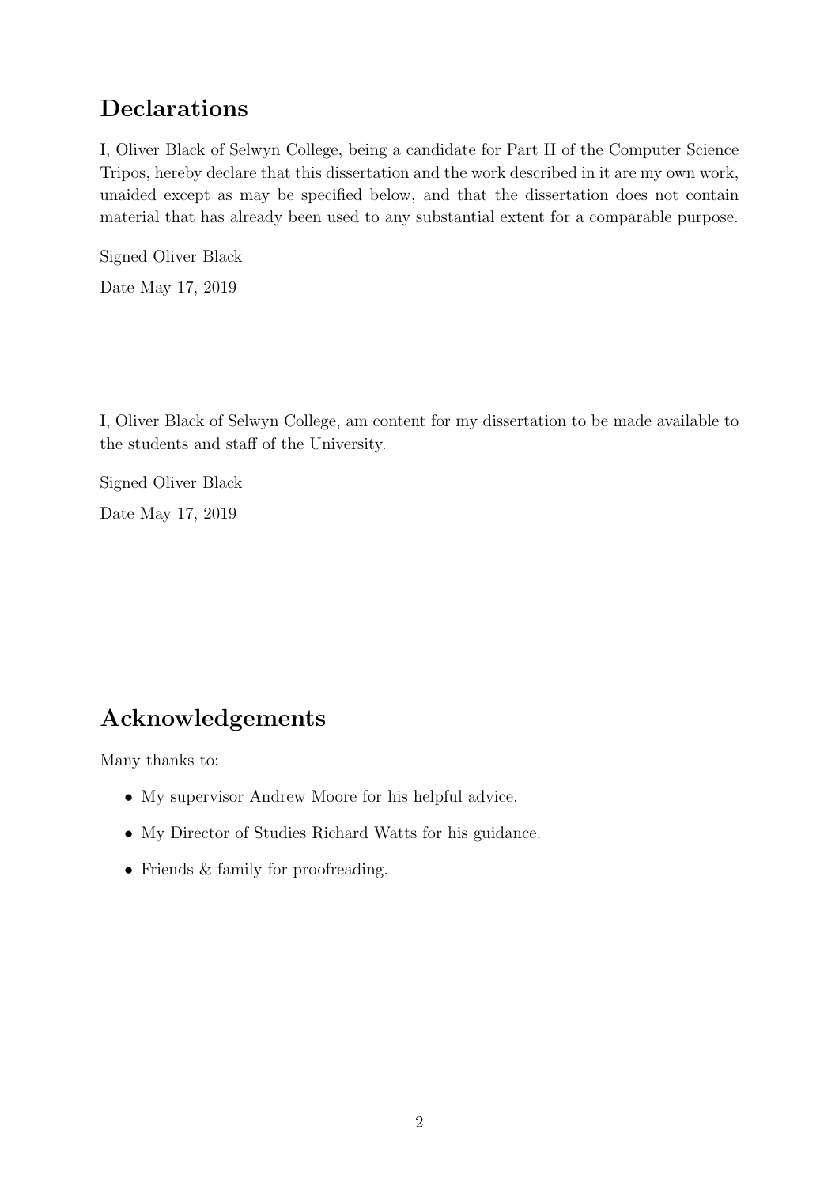# Declarations

I, Oliver Black of Selwyn College, being a candidate for Part II of the Computer Science Tripos, hereby declare that this dissertation and the work described in it are my own work, unaided except as may be specified below, and that the dissertation does not contain material that has already been used to any substantial extent for a comparable purpose.

Signed Oliver Black

Date May 17, 2019

I, Oliver Black of Selwyn College, am content for my dissertation to be made available to the students and staff of the University.

Signed Oliver Black

Date May 17, 2019

# Acknowledgements

Many thanks to:

- My supervisor Andrew Moore for his helpful advice.
- My Director of Studies Richard Watts for his guidance.
- Friends & family for proofreading.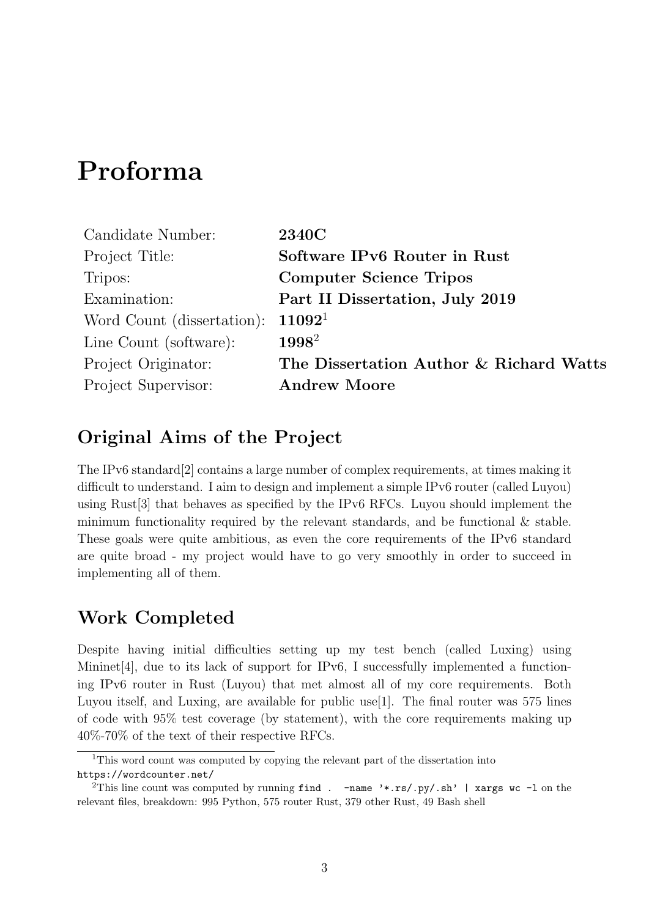# Proforma

| | |
|---|---|
| Candidate Number: | **2340C** |
| Project Title: | **Software IPv6 Router in Rust** |
| Tripos: | **Computer Science Tripos** |
| Examination: | **Part II Dissertation, July 2019** |
| Word Count (dissertation): | **11092**[1] |
| Line Count (software): | **1998**[2] |
| Project Originator: | **The Dissertation Author & Richard Watts** |
| Project Supervisor: | **Andrew Moore** |

## Original Aims of the Project

The IPv6 standard[2] contains a large number of complex requirements, at times making it difficult to understand. I aim to design and implement a simple IPv6 router (called Luyou) using Rust[3] that behaves as specified by the IPv6 RFCs. Luyou should implement the minimum functionality required by the relevant standards, and be functional & stable. These goals were quite ambitious, as even the core requirements of the IPv6 standard are quite broad - my project would have to go very smoothly in order to succeed in implementing all of them.

## Work Completed

Despite having initial difficulties setting up my test bench (called Luxing) using Mininet[4], due to its lack of support for IPv6, I successfully implemented a functioning IPv6 router in Rust (Luyou) that met almost all of my core requirements. Both Luyou itself, and Luxing, are available for public use[1]. The final router was 575 lines of code with 95% test coverage (by statement), with the core requirements making up 40%-70% of the text of their respective RFCs.

[1]This word count was computed by copying the relevant part of the dissertation into `https://wordcounter.net/`

[2]This line count was computed by running `find . -name '*.rs/.py/.sh' | xargs wc -l` on the relevant files, breakdown: 995 Python, 575 router Rust, 379 other Rust, 49 Bash shell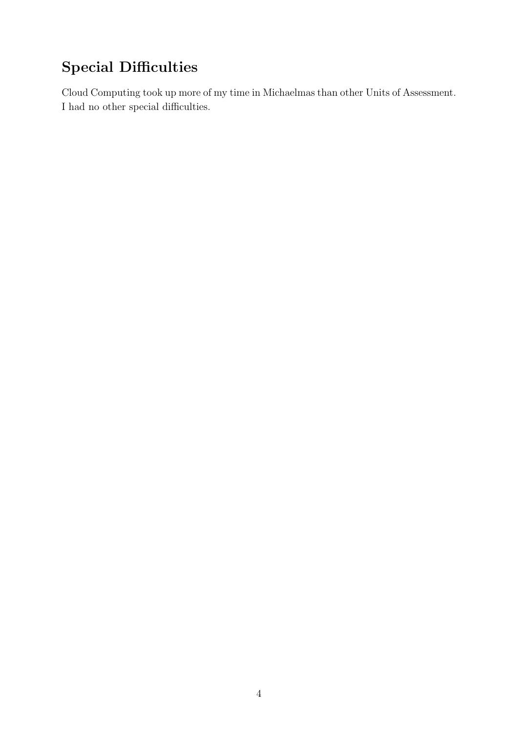# Special Difficulties

Cloud Computing took up more of my time in Michaelmas than other Units of Assessment. I had no other special difficulties.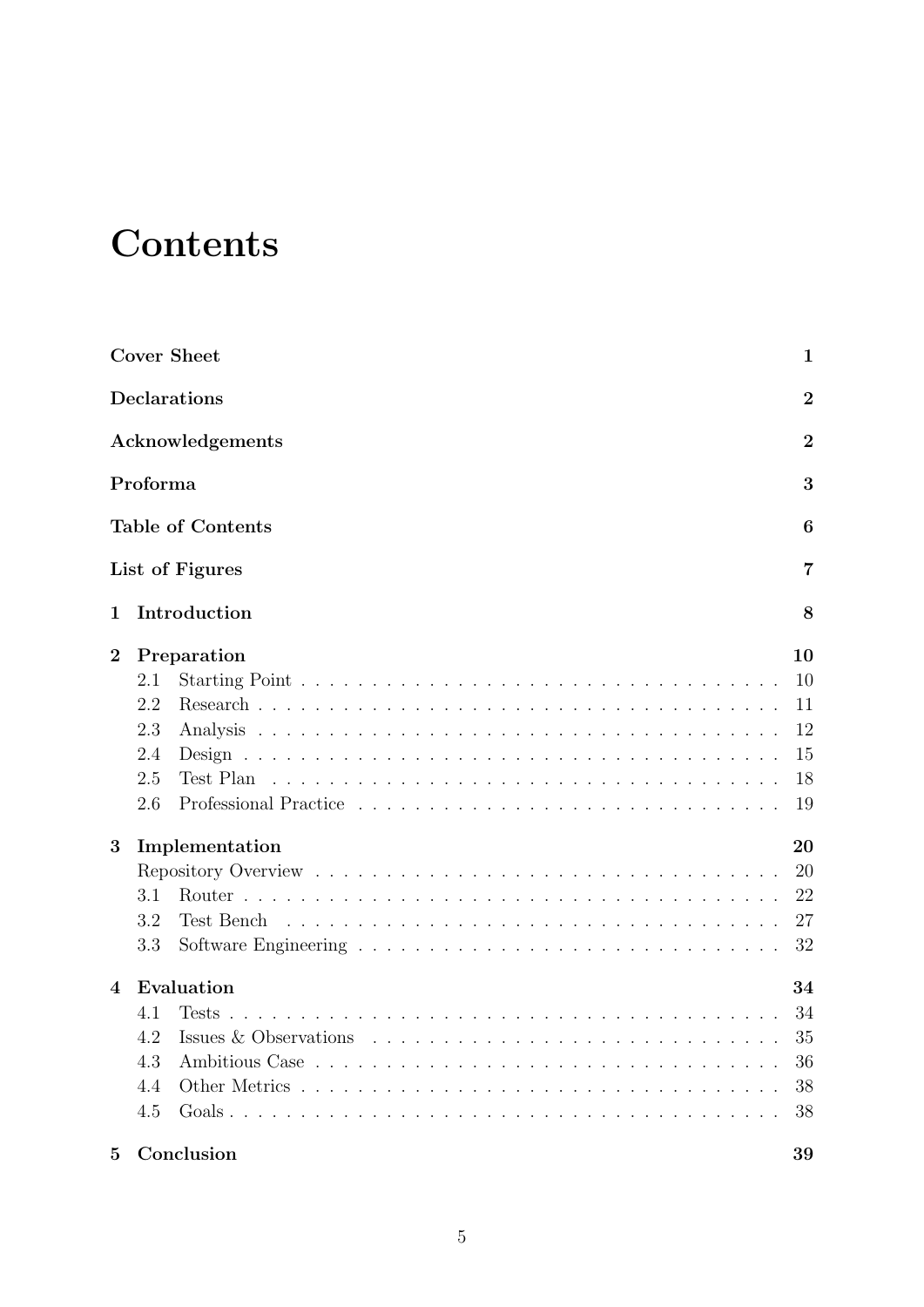# Contents

**Cover Sheet** **1**

**Declarations** **2**

**Acknowledgements** **2**

**Proforma** **3**

**Table of Contents** **6**

**List of Figures** **7**

**1 Introduction** **8**

**2 Preparation** **10**

- 2.1 Starting Point . . . . . . . . . . . . . . . . . . . . . . . . . . . . . . . . . 10
- 2.2 Research . . . . . . . . . . . . . . . . . . . . . . . . . . . . . . . . . . . . 11
- 2.3 Analysis . . . . . . . . . . . . . . . . . . . . . . . . . . . . . . . . . . . . 12
- 2.4 Design . . . . . . . . . . . . . . . . . . . . . . . . . . . . . . . . . . . . . 15
- 2.5 Test Plan . . . . . . . . . . . . . . . . . . . . . . . . . . . . . . . . . . . 18
- 2.6 Professional Practice . . . . . . . . . . . . . . . . . . . . . . . . . . . . . 19

**3 Implementation** **20**

- Repository Overview . . . . . . . . . . . . . . . . . . . . . . . . . . . . . . . 20
- 3.1 Router . . . . . . . . . . . . . . . . . . . . . . . . . . . . . . . . . . . . . 22
- 3.2 Test Bench . . . . . . . . . . . . . . . . . . . . . . . . . . . . . . . . . . 27
- 3.3 Software Engineering . . . . . . . . . . . . . . . . . . . . . . . . . . . . . 32

**4 Evaluation** **34**

- 4.1 Tests . . . . . . . . . . . . . . . . . . . . . . . . . . . . . . . . . . . . . . 34
- 4.2 Issues & Observations . . . . . . . . . . . . . . . . . . . . . . . . . . . . 35
- 4.3 Ambitious Case . . . . . . . . . . . . . . . . . . . . . . . . . . . . . . . . 36
- 4.4 Other Metrics . . . . . . . . . . . . . . . . . . . . . . . . . . . . . . . . . 38
- 4.5 Goals . . . . . . . . . . . . . . . . . . . . . . . . . . . . . . . . . . . . . . 38

**5 Conclusion** **39**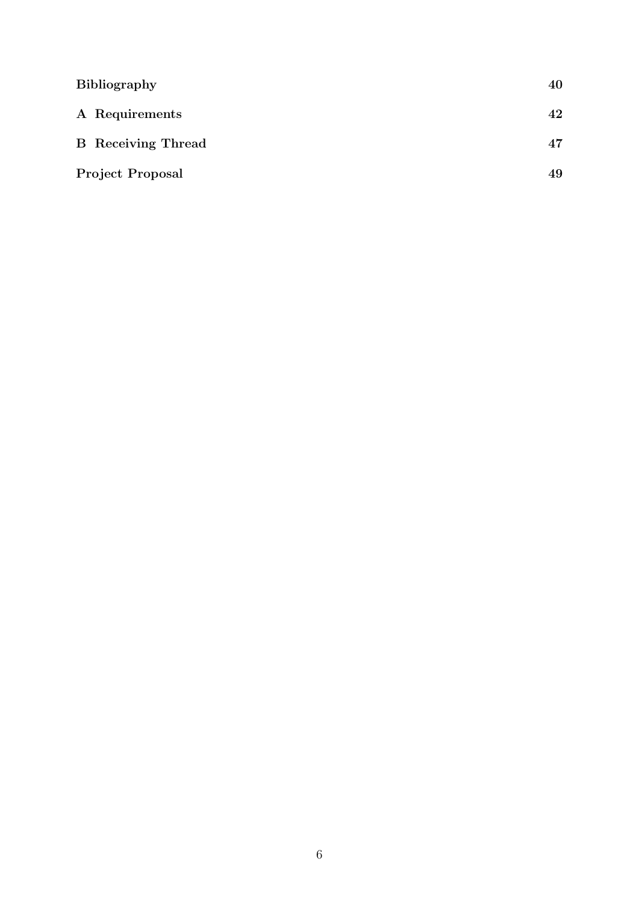| | |
|---|---|
| **Bibliography** | **40** |
| **A Requirements** | **42** |
| **B Receiving Thread** | **47** |
| **Project Proposal** | **49** |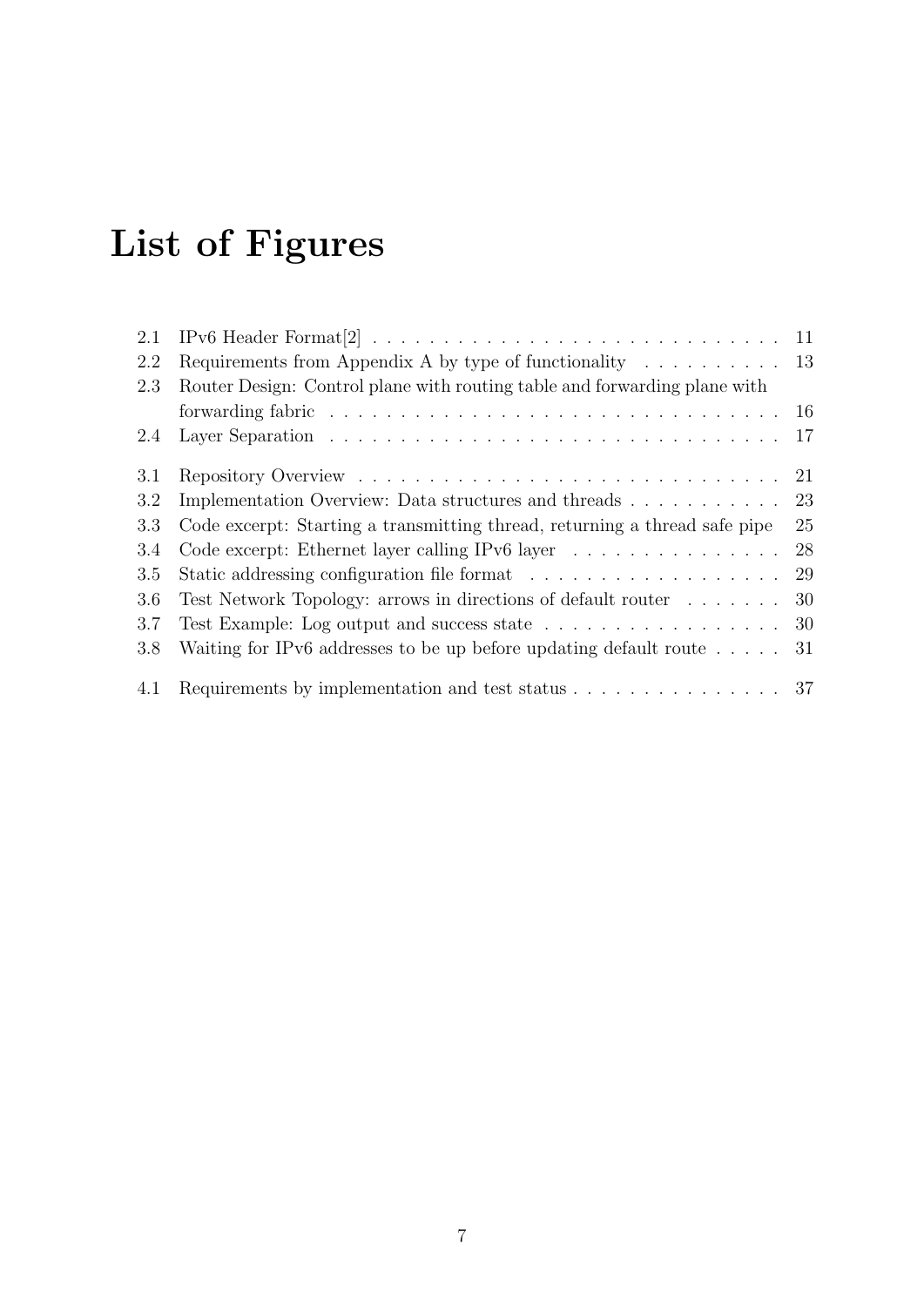# List of Figures

| | | |
|---|---|---|
| 2.1 | IPv6 Header Format[2] | 11 |
| 2.2 | Requirements from Appendix A by type of functionality | 13 |
| 2.3 | Router Design: Control plane with routing table and forwarding plane with forwarding fabric | 16 |
| 2.4 | Layer Separation | 17 |
| 3.1 | Repository Overview | 21 |
| 3.2 | Implementation Overview: Data structures and threads | 23 |
| 3.3 | Code excerpt: Starting a transmitting thread, returning a thread safe pipe | 25 |
| 3.4 | Code excerpt: Ethernet layer calling IPv6 layer | 28 |
| 3.5 | Static addressing configuration file format | 29 |
| 3.6 | Test Network Topology: arrows in directions of default router | 30 |
| 3.7 | Test Example: Log output and success state | 30 |
| 3.8 | Waiting for IPv6 addresses to be up before updating default route | 31 |
| 4.1 | Requirements by implementation and test status | 37 |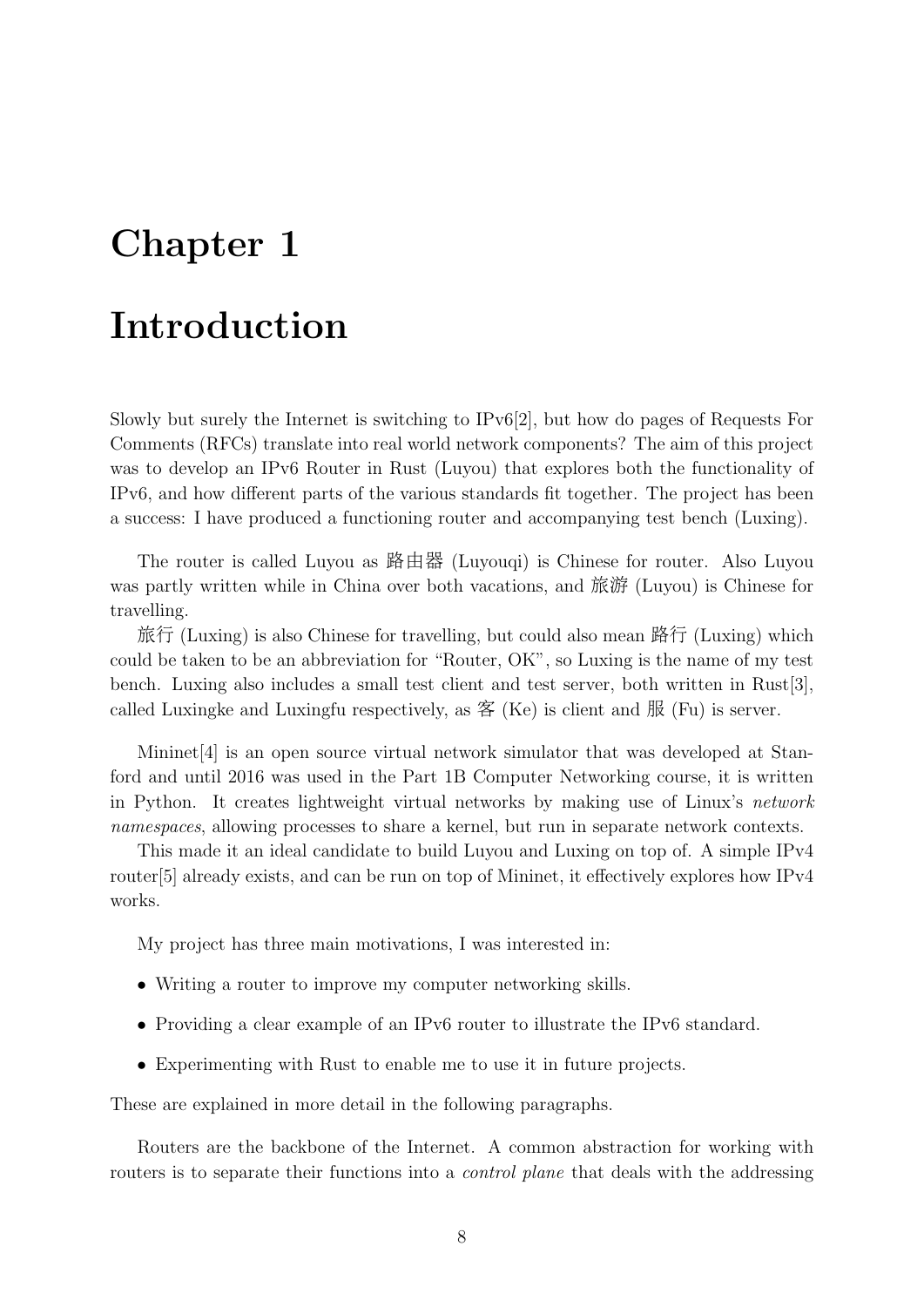# Chapter 1

# Introduction

Slowly but surely the Internet is switching to IPv6[2], but how do pages of Requests For Comments (RFCs) translate into real world network components? The aim of this project was to develop an IPv6 Router in Rust (Luyou) that explores both the functionality of IPv6, and how different parts of the various standards fit together. The project has been a success: I have produced a functioning router and accompanying test bench (Luxing).

The router is called Luyou as 路由器 (Luyouqi) is Chinese for router. Also Luyou was partly written while in China over both vacations, and 旅游 (Luyou) is Chinese for travelling.

旅行 (Luxing) is also Chinese for travelling, but could also mean 路行 (Luxing) which could be taken to be an abbreviation for "Router, OK", so Luxing is the name of my test bench. Luxing also includes a small test client and test server, both written in Rust[3], called Luxingke and Luxingfu respectively, as 客 (Ke) is client and 服 (Fu) is server.

Mininet[4] is an open source virtual network simulator that was developed at Stanford and until 2016 was used in the Part 1B Computer Networking course, it is written in Python. It creates lightweight virtual networks by making use of Linux's *network namespaces*, allowing processes to share a kernel, but run in separate network contexts.

This made it an ideal candidate to build Luyou and Luxing on top of. A simple IPv4 router[5] already exists, and can be run on top of Mininet, it effectively explores how IPv4 works.

My project has three main motivations, I was interested in:

- Writing a router to improve my computer networking skills.
- Providing a clear example of an IPv6 router to illustrate the IPv6 standard.
- Experimenting with Rust to enable me to use it in future projects.

These are explained in more detail in the following paragraphs.

Routers are the backbone of the Internet. A common abstraction for working with routers is to separate their functions into a *control plane* that deals with the addressing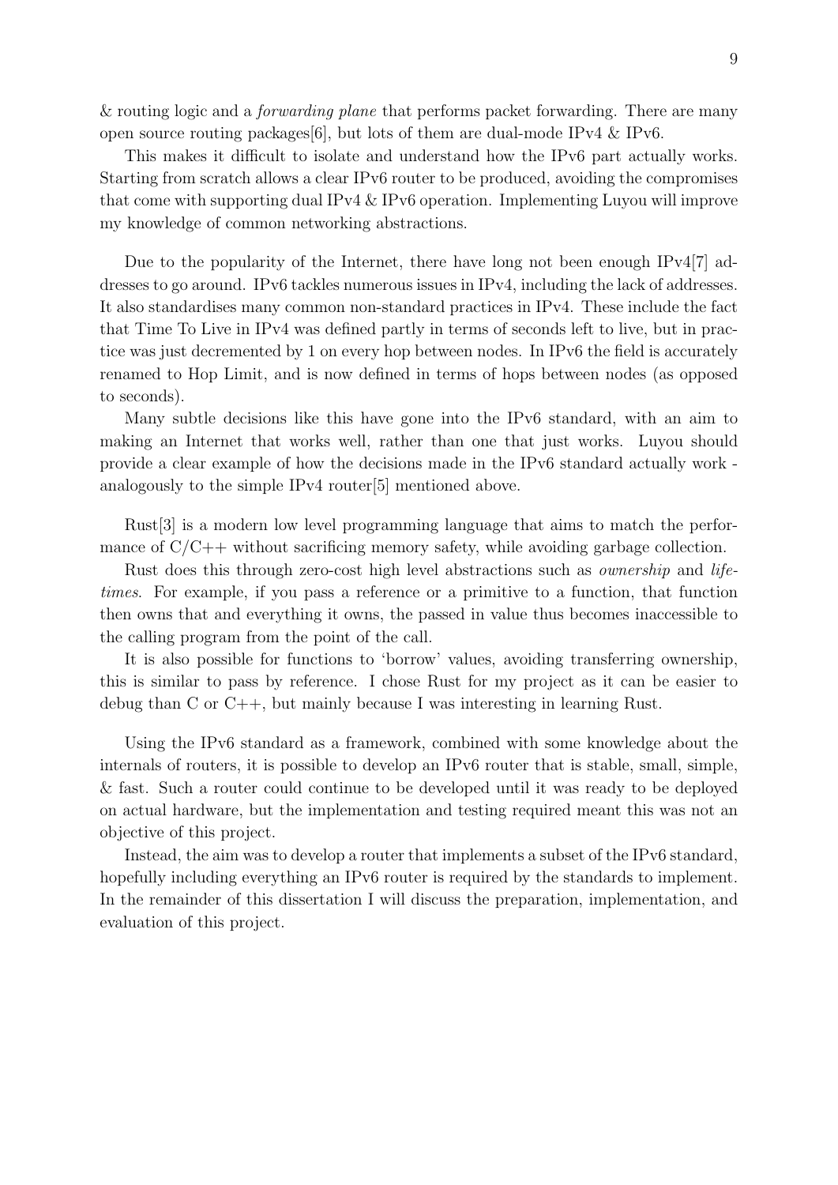& routing logic and a *forwarding plane* that performs packet forwarding. There are many open source routing packages[6], but lots of them are dual-mode IPv4 & IPv6.

This makes it difficult to isolate and understand how the IPv6 part actually works. Starting from scratch allows a clear IPv6 router to be produced, avoiding the compromises that come with supporting dual IPv4 & IPv6 operation. Implementing Luyou will improve my knowledge of common networking abstractions.

Due to the popularity of the Internet, there have long not been enough IPv4[7] addresses to go around. IPv6 tackles numerous issues in IPv4, including the lack of addresses. It also standardises many common non-standard practices in IPv4. These include the fact that Time To Live in IPv4 was defined partly in terms of seconds left to live, but in practice was just decremented by 1 on every hop between nodes. In IPv6 the field is accurately renamed to Hop Limit, and is now defined in terms of hops between nodes (as opposed to seconds).

Many subtle decisions like this have gone into the IPv6 standard, with an aim to making an Internet that works well, rather than one that just works. Luyou should provide a clear example of how the decisions made in the IPv6 standard actually work - analogously to the simple IPv4 router[5] mentioned above.

Rust[3] is a modern low level programming language that aims to match the performance of C/C++ without sacrificing memory safety, while avoiding garbage collection.

Rust does this through zero-cost high level abstractions such as *ownership* and *lifetimes*. For example, if you pass a reference or a primitive to a function, that function then owns that and everything it owns, the passed in value thus becomes inaccessible to the calling program from the point of the call.

It is also possible for functions to 'borrow' values, avoiding transferring ownership, this is similar to pass by reference. I chose Rust for my project as it can be easier to debug than C or C++, but mainly because I was interesting in learning Rust.

Using the IPv6 standard as a framework, combined with some knowledge about the internals of routers, it is possible to develop an IPv6 router that is stable, small, simple, & fast. Such a router could continue to be developed until it was ready to be deployed on actual hardware, but the implementation and testing required meant this was not an objective of this project.

Instead, the aim was to develop a router that implements a subset of the IPv6 standard, hopefully including everything an IPv6 router is required by the standards to implement. In the remainder of this dissertation I will discuss the preparation, implementation, and evaluation of this project.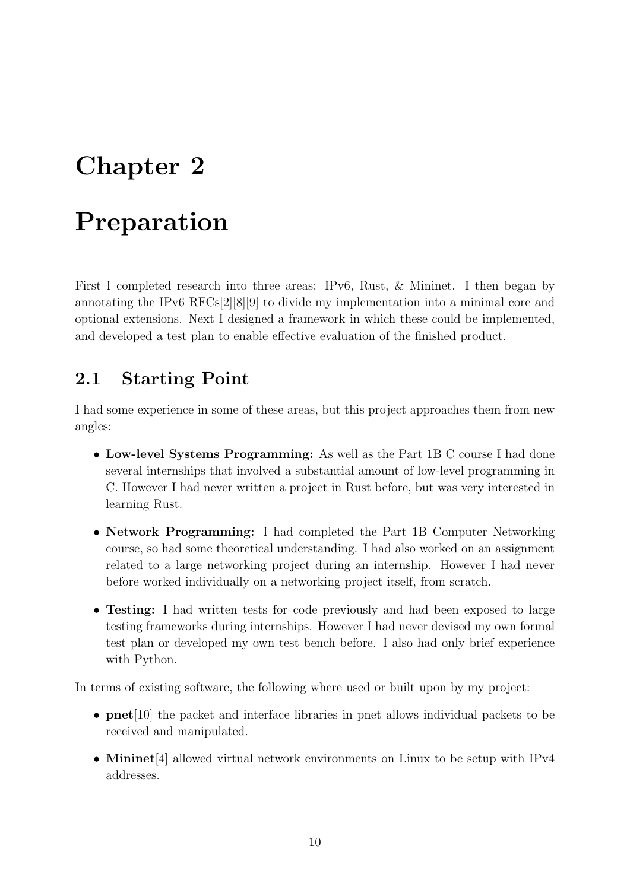# Chapter 2

# Preparation

First I completed research into three areas: IPv6, Rust, & Mininet. I then began by annotating the IPv6 RFCs[2][8][9] to divide my implementation into a minimal core and optional extensions. Next I designed a framework in which these could be implemented, and developed a test plan to enable effective evaluation of the finished product.

## 2.1 Starting Point

I had some experience in some of these areas, but this project approaches them from new angles:

- **Low-level Systems Programming:** As well as the Part 1B C course I had done several internships that involved a substantial amount of low-level programming in C. However I had never written a project in Rust before, but was very interested in learning Rust.
- **Network Programming:** I had completed the Part 1B Computer Networking course, so had some theoretical understanding. I had also worked on an assignment related to a large networking project during an internship. However I had never before worked individually on a networking project itself, from scratch.
- **Testing:** I had written tests for code previously and had been exposed to large testing frameworks during internships. However I had never devised my own formal test plan or developed my own test bench before. I also had only brief experience with Python.

In terms of existing software, the following where used or built upon by my project:

- **pnet**[10] the packet and interface libraries in pnet allows individual packets to be received and manipulated.
- **Mininet**[4] allowed virtual network environments on Linux to be setup with IPv4 addresses.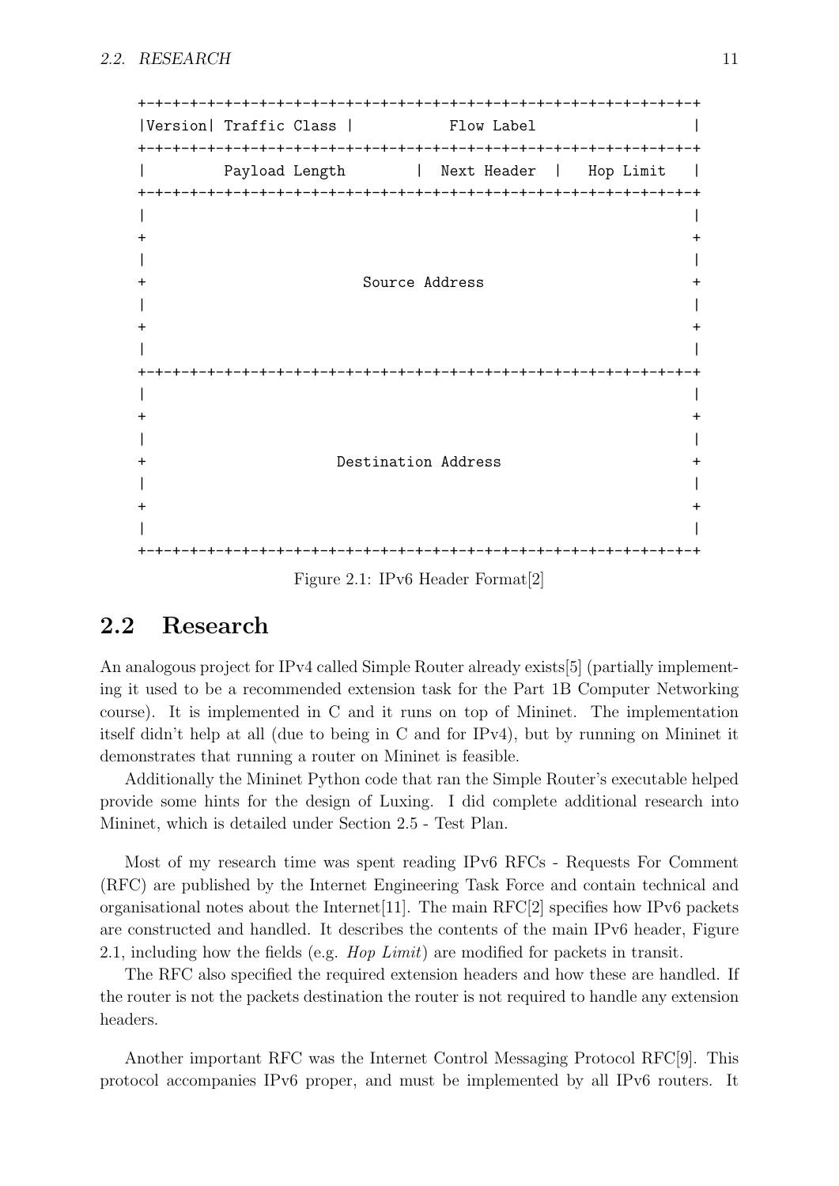```
+-+-+-+-+-+-+-+-+-+-+-+-+-+-+-+-+-+-+-+-+-+-+-+-+-+-+-+-+-+-+-+-+
|Version| Traffic Class |           Flow Label                  |
+-+-+-+-+-+-+-+-+-+-+-+-+-+-+-+-+-+-+-+-+-+-+-+-+-+-+-+-+-+-+-+-+
|         Payload Length        |  Next Header  |   Hop Limit   |
+-+-+-+-+-+-+-+-+-+-+-+-+-+-+-+-+-+-+-+-+-+-+-+-+-+-+-+-+-+-+-+-+
|                                                               |
+                                                               +
|                                                               |
+                         Source Address                        +
|                                                               |
+                                                               +
|                                                               |
+-+-+-+-+-+-+-+-+-+-+-+-+-+-+-+-+-+-+-+-+-+-+-+-+-+-+-+-+-+-+-+-+
|                                                               |
+                                                               +
|                                                               |
+                      Destination Address                      +
|                                                               |
+                                                               +
|                                                               |
+-+-+-+-+-+-+-+-+-+-+-+-+-+-+-+-+-+-+-+-+-+-+-+-+-+-+-+-+-+-+-+-+
```

Figure 2.1: IPv6 Header Format[2]

## 2.2 Research

An analogous project for IPv4 called Simple Router already exists[5] (partially implementing it used to be a recommended extension task for the Part 1B Computer Networking course). It is implemented in C and it runs on top of Mininet. The implementation itself didn't help at all (due to being in C and for IPv4), but by running on Mininet it demonstrates that running a router on Mininet is feasible.

Additionally the Mininet Python code that ran the Simple Router's executable helped provide some hints for the design of Luxing. I did complete additional research into Mininet, which is detailed under Section 2.5 - Test Plan.

Most of my research time was spent reading IPv6 RFCs - Requests For Comment (RFC) are published by the Internet Engineering Task Force and contain technical and organisational notes about the Internet[11]. The main RFC[2] specifies how IPv6 packets are constructed and handled. It describes the contents of the main IPv6 header, Figure 2.1, including how the fields (e.g. *Hop Limit*) are modified for packets in transit.

The RFC also specified the required extension headers and how these are handled. If the router is not the packets destination the router is not required to handle any extension headers.

Another important RFC was the Internet Control Messaging Protocol RFC[9]. This protocol accompanies IPv6 proper, and must be implemented by all IPv6 routers. It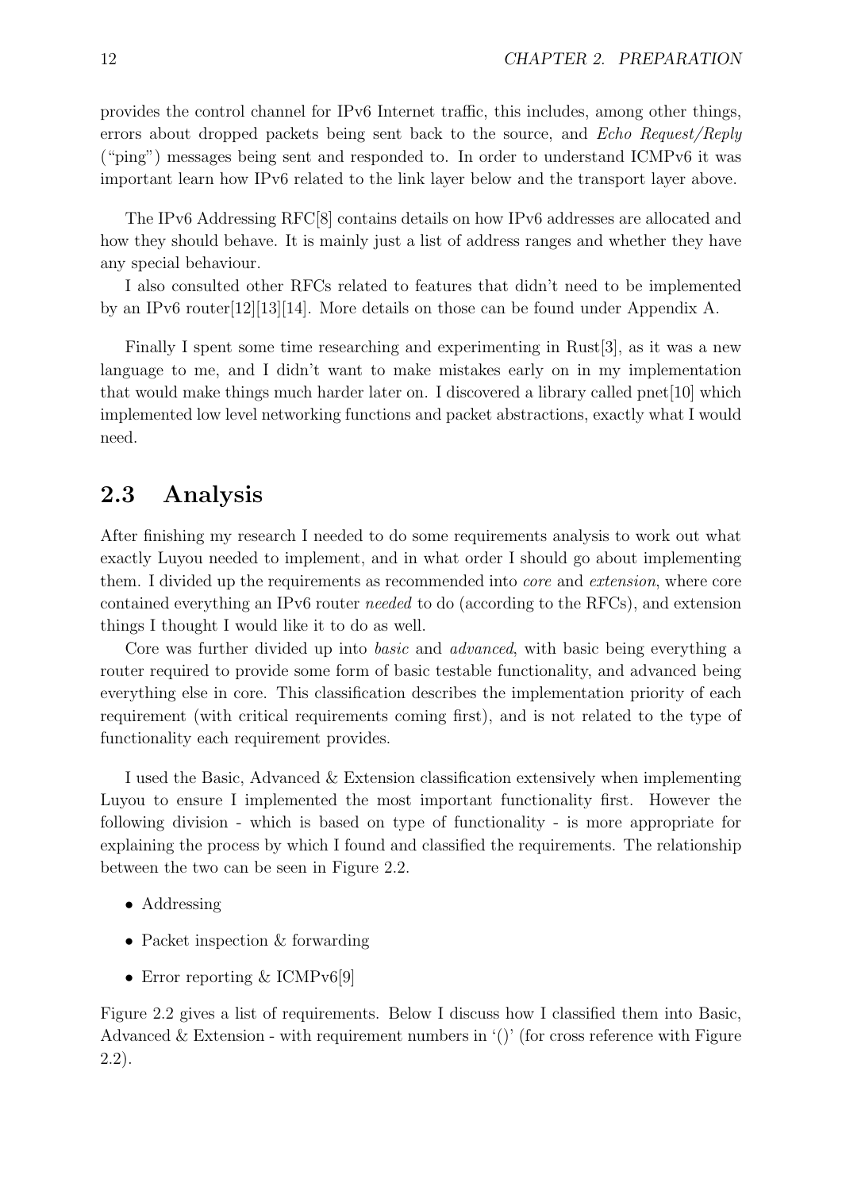provides the control channel for IPv6 Internet traffic, this includes, among other things, errors about dropped packets being sent back to the source, and *Echo Request/Reply* ("ping") messages being sent and responded to. In order to understand ICMPv6 it was important learn how IPv6 related to the link layer below and the transport layer above.

The IPv6 Addressing RFC[8] contains details on how IPv6 addresses are allocated and how they should behave. It is mainly just a list of address ranges and whether they have any special behaviour.

I also consulted other RFCs related to features that didn't need to be implemented by an IPv6 router[12][13][14]. More details on those can be found under Appendix A.

Finally I spent some time researching and experimenting in Rust[3], as it was a new language to me, and I didn't want to make mistakes early on in my implementation that would make things much harder later on. I discovered a library called pnet[10] which implemented low level networking functions and packet abstractions, exactly what I would need.

## 2.3 Analysis

After finishing my research I needed to do some requirements analysis to work out what exactly Luyou needed to implement, and in what order I should go about implementing them. I divided up the requirements as recommended into *core* and *extension*, where core contained everything an IPv6 router *needed* to do (according to the RFCs), and extension things I thought I would like it to do as well.

Core was further divided up into *basic* and *advanced*, with basic being everything a router required to provide some form of basic testable functionality, and advanced being everything else in core. This classification describes the implementation priority of each requirement (with critical requirements coming first), and is not related to the type of functionality each requirement provides.

I used the Basic, Advanced & Extension classification extensively when implementing Luyou to ensure I implemented the most important functionality first. However the following division - which is based on type of functionality - is more appropriate for explaining the process by which I found and classified the requirements. The relationship between the two can be seen in Figure 2.2.

- Addressing
- Packet inspection & forwarding
- Error reporting & ICMPv6[9]

Figure 2.2 gives a list of requirements. Below I discuss how I classified them into Basic, Advanced & Extension - with requirement numbers in '()' (for cross reference with Figure 2.2).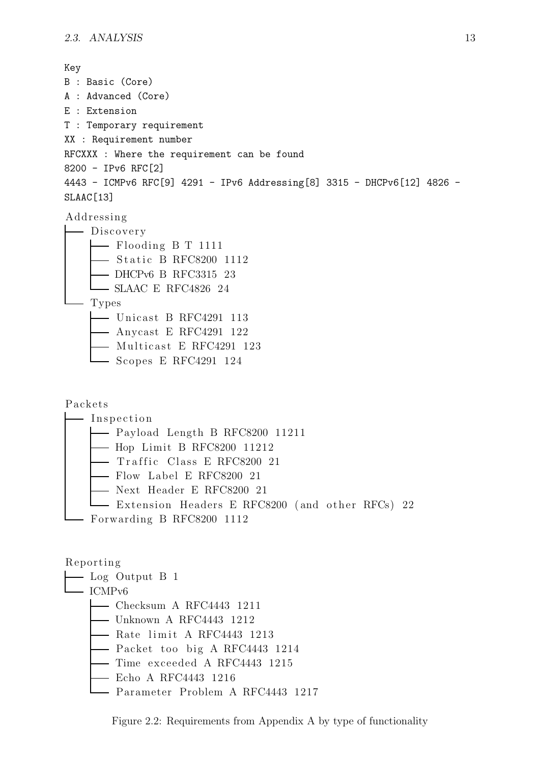```
Key
B : Basic (Core)
A : Advanced (Core)
E : Extension
T : Temporary requirement
XX : Requirement number
RFCXXX : Where the requirement can be found
8200 - IPv6 RFC[2]
4443 - ICMPv6 RFC[9] 4291 - IPv6 Addressing[8] 3315 - DHCPv6[12] 4826 -
SLAAC[13]
```

```
Addressing
├── Discovery
│   ├── Flooding B T 1111
│   ├── Static B RFC8200 1112
│   ├── DHCPv6 B RFC3315 23
│   └── SLAAC E RFC4826 24
└── Types
    ├── Unicast B RFC4291 113
    ├── Anycast E RFC4291 122
    ├── Multicast E RFC4291 123
    └── Scopes E RFC4291 124
```

```
Packets
├── Inspection
│   ├── Payload Length B RFC8200 11211
│   ├── Hop Limit B RFC8200 11212
│   ├── Traffic Class E RFC8200 21
│   ├── Flow Label E RFC8200 21
│   ├── Next Header E RFC8200 21
│   └── Extension Headers E RFC8200 (and other RFCs) 22
└── Forwarding B RFC8200 1112
```

```
Reporting
├── Log Output B 1
└── ICMPv6
    ├── Checksum A RFC4443 1211
    ├── Unknown A RFC4443 1212
    ├── Rate limit A RFC4443 1213
    ├── Packet too big A RFC4443 1214
    ├── Time exceeded A RFC4443 1215
    ├── Echo A RFC4443 1216
    └── Parameter Problem A RFC4443 1217
```

Figure 2.2: Requirements from Appendix A by type of functionality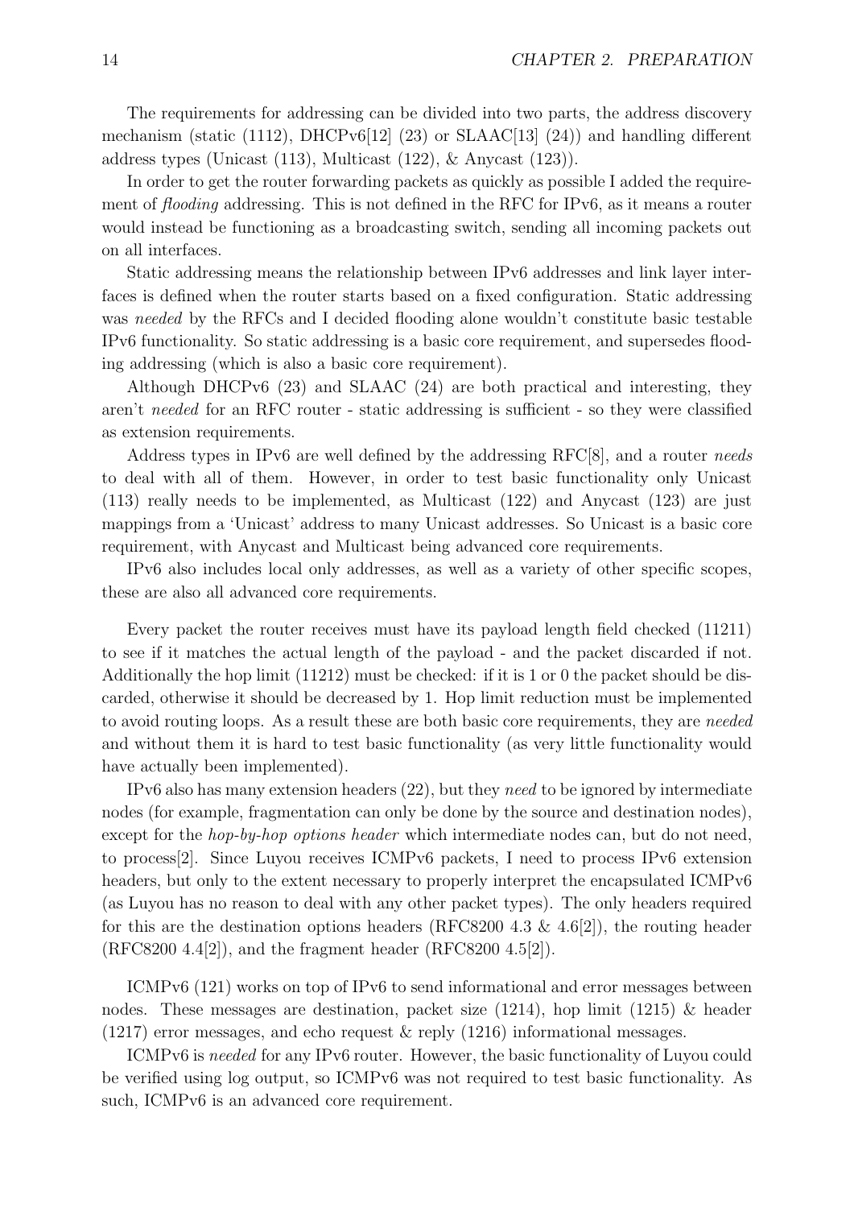The requirements for addressing can be divided into two parts, the address discovery mechanism (static (1112), DHCPv6[12] (23) or SLAAC[13] (24)) and handling different address types (Unicast (113), Multicast (122), & Anycast (123)).

In order to get the router forwarding packets as quickly as possible I added the requirement of *flooding* addressing. This is not defined in the RFC for IPv6, as it means a router would instead be functioning as a broadcasting switch, sending all incoming packets out on all interfaces.

Static addressing means the relationship between IPv6 addresses and link layer interfaces is defined when the router starts based on a fixed configuration. Static addressing was *needed* by the RFCs and I decided flooding alone wouldn't constitute basic testable IPv6 functionality. So static addressing is a basic core requirement, and supersedes flooding addressing (which is also a basic core requirement).

Although DHCPv6 (23) and SLAAC (24) are both practical and interesting, they aren't *needed* for an RFC router - static addressing is sufficient - so they were classified as extension requirements.

Address types in IPv6 are well defined by the addressing RFC[8], and a router *needs* to deal with all of them. However, in order to test basic functionality only Unicast (113) really needs to be implemented, as Multicast (122) and Anycast (123) are just mappings from a 'Unicast' address to many Unicast addresses. So Unicast is a basic core requirement, with Anycast and Multicast being advanced core requirements.

IPv6 also includes local only addresses, as well as a variety of other specific scopes, these are also all advanced core requirements.

Every packet the router receives must have its payload length field checked (11211) to see if it matches the actual length of the payload - and the packet discarded if not. Additionally the hop limit (11212) must be checked: if it is 1 or 0 the packet should be discarded, otherwise it should be decreased by 1. Hop limit reduction must be implemented to avoid routing loops. As a result these are both basic core requirements, they are *needed* and without them it is hard to test basic functionality (as very little functionality would have actually been implemented).

IPv6 also has many extension headers (22), but they *need* to be ignored by intermediate nodes (for example, fragmentation can only be done by the source and destination nodes), except for the *hop-by-hop options header* which intermediate nodes can, but do not need, to process[2]. Since Luyou receives ICMPv6 packets, I need to process IPv6 extension headers, but only to the extent necessary to properly interpret the encapsulated ICMPv6 (as Luyou has no reason to deal with any other packet types). The only headers required for this are the destination options headers (RFC8200 4.3 & 4.6[2]), the routing header (RFC8200 4.4[2]), and the fragment header (RFC8200 4.5[2]).

ICMPv6 (121) works on top of IPv6 to send informational and error messages between nodes. These messages are destination, packet size (1214), hop limit (1215) & header (1217) error messages, and echo request & reply (1216) informational messages.

ICMPv6 is *needed* for any IPv6 router. However, the basic functionality of Luyou could be verified using log output, so ICMPv6 was not required to test basic functionality. As such, ICMPv6 is an advanced core requirement.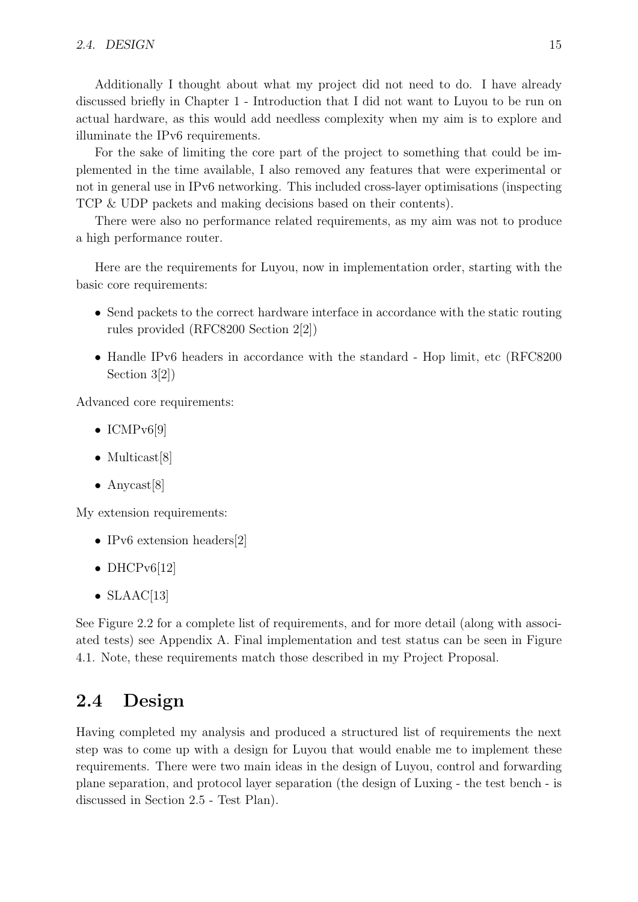Additionally I thought about what my project did not need to do. I have already discussed briefly in Chapter 1 - Introduction that I did not want to Luyou to be run on actual hardware, as this would add needless complexity when my aim is to explore and illuminate the IPv6 requirements.

For the sake of limiting the core part of the project to something that could be implemented in the time available, I also removed any features that were experimental or not in general use in IPv6 networking. This included cross-layer optimisations (inspecting TCP & UDP packets and making decisions based on their contents).

There were also no performance related requirements, as my aim was not to produce a high performance router.

Here are the requirements for Luyou, now in implementation order, starting with the basic core requirements:

- Send packets to the correct hardware interface in accordance with the static routing rules provided (RFC8200 Section 2[2])
- Handle IPv6 headers in accordance with the standard - Hop limit, etc (RFC8200 Section 3[2])

Advanced core requirements:

- ICMPv6[9]
- Multicast[8]
- Anycast[8]

My extension requirements:

- IPv6 extension headers[2]
- DHCPv6[12]
- SLAAC[13]

See Figure 2.2 for a complete list of requirements, and for more detail (along with associated tests) see Appendix A. Final implementation and test status can be seen in Figure 4.1. Note, these requirements match those described in my Project Proposal.

## 2.4 Design

Having completed my analysis and produced a structured list of requirements the next step was to come up with a design for Luyou that would enable me to implement these requirements. There were two main ideas in the design of Luyou, control and forwarding plane separation, and protocol layer separation (the design of Luxing - the test bench - is discussed in Section 2.5 - Test Plan).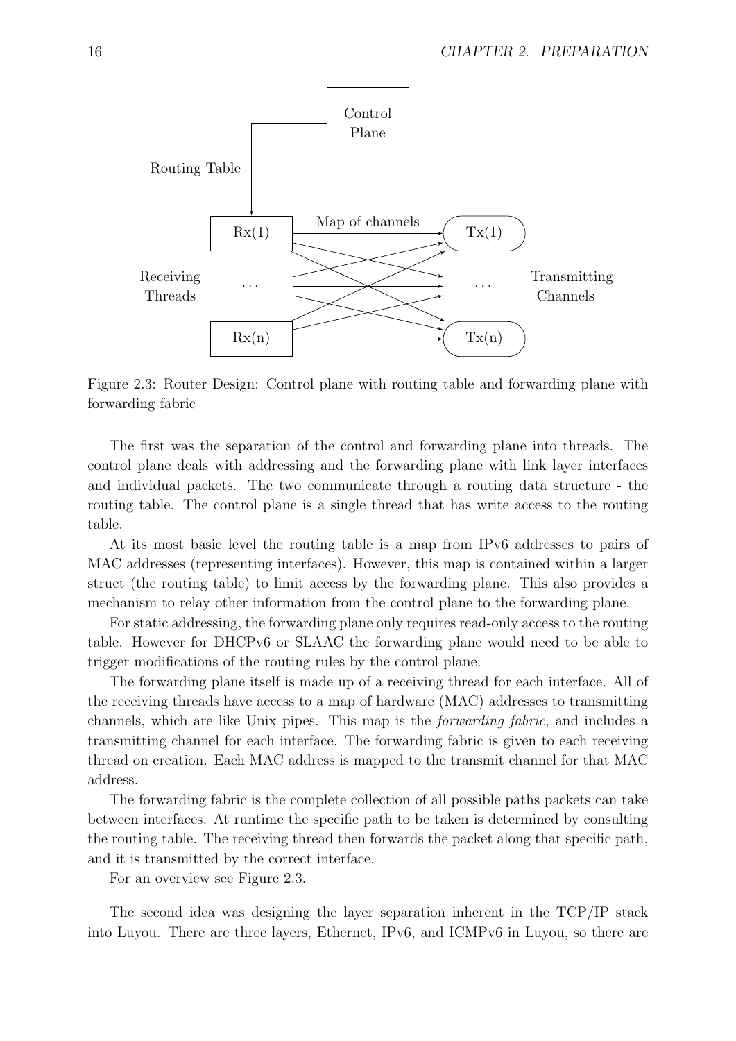Figure 2.3: Router Design: Control plane with routing table and forwarding plane with forwarding fabric

The first was the separation of the control and forwarding plane into threads. The control plane deals with addressing and the forwarding plane with link layer interfaces and individual packets. The two communicate through a routing data structure - the routing table. The control plane is a single thread that has write access to the routing table.

At its most basic level the routing table is a map from IPv6 addresses to pairs of MAC addresses (representing interfaces). However, this map is contained within a larger struct (the routing table) to limit access by the forwarding plane. This also provides a mechanism to relay other information from the control plane to the forwarding plane.

For static addressing, the forwarding plane only requires read-only access to the routing table. However for DHCPv6 or SLAAC the forwarding plane would need to be able to trigger modifications of the routing rules by the control plane.

The forwarding plane itself is made up of a receiving thread for each interface. All of the receiving threads have access to a map of hardware (MAC) addresses to transmitting channels, which are like Unix pipes. This map is the *forwarding fabric*, and includes a transmitting channel for each interface. The forwarding fabric is given to each receiving thread on creation. Each MAC address is mapped to the transmit channel for that MAC address.

The forwarding fabric is the complete collection of all possible paths packets can take between interfaces. At runtime the specific path to be taken is determined by consulting the routing table. The receiving thread then forwards the packet along that specific path, and it is transmitted by the correct interface.

For an overview see Figure 2.3.

The second idea was designing the layer separation inherent in the TCP/IP stack into Luyou. There are three layers, Ethernet, IPv6, and ICMPv6 in Luyou, so there are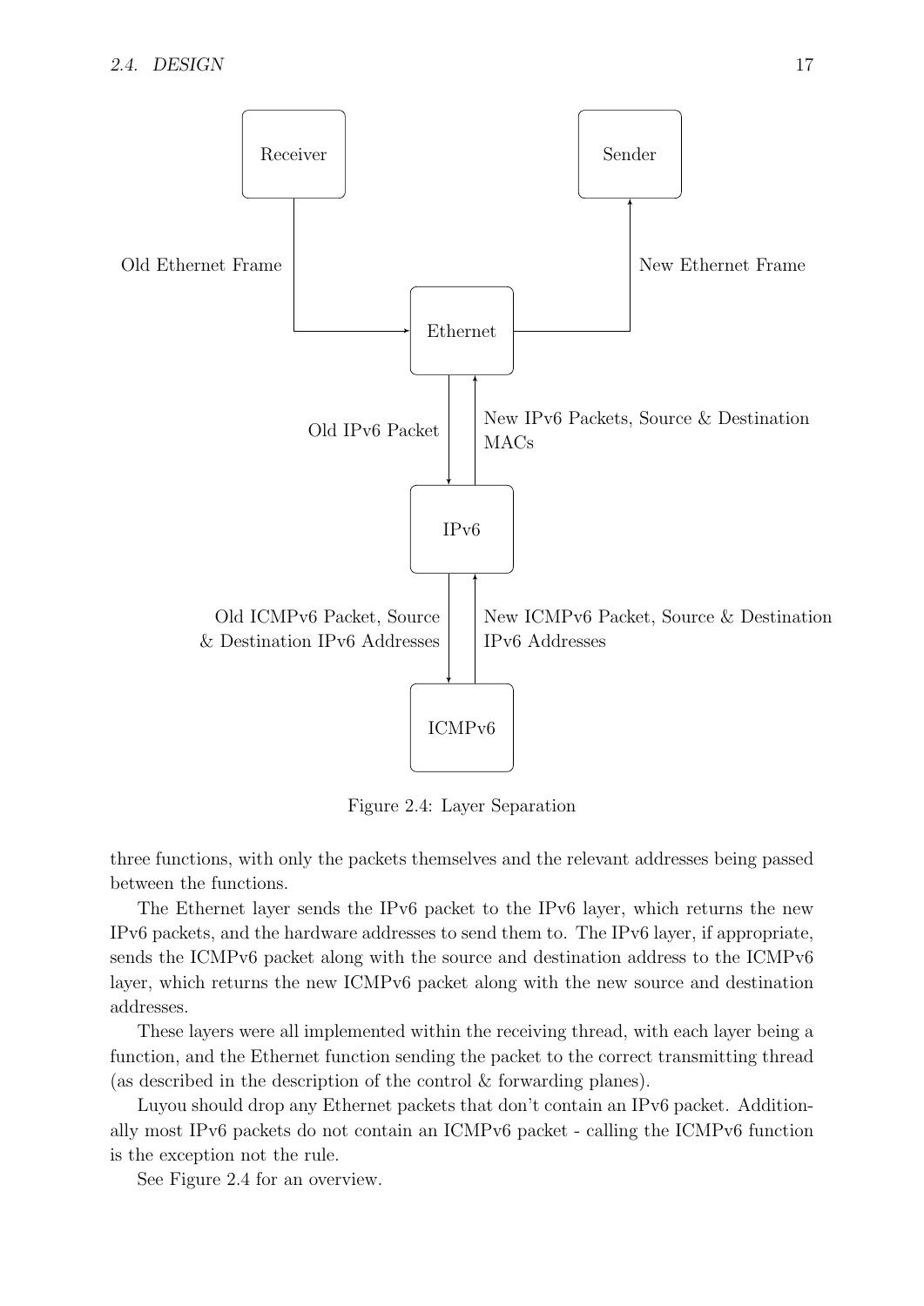Figure 2.4: Layer Separation

three functions, with only the packets themselves and the relevant addresses being passed between the functions.

The Ethernet layer sends the IPv6 packet to the IPv6 layer, which returns the new IPv6 packets, and the hardware addresses to send them to. The IPv6 layer, if appropriate, sends the ICMPv6 packet along with the source and destination address to the ICMPv6 layer, which returns the new ICMPv6 packet along with the new source and destination addresses.

These layers were all implemented within the receiving thread, with each layer being a function, and the Ethernet function sending the packet to the correct transmitting thread (as described in the description of the control & forwarding planes).

Luyou should drop any Ethernet packets that don't contain an IPv6 packet. Additionally most IPv6 packets do not contain an ICMPv6 packet - calling the ICMPv6 function is the exception not the rule.

See Figure 2.4 for an overview.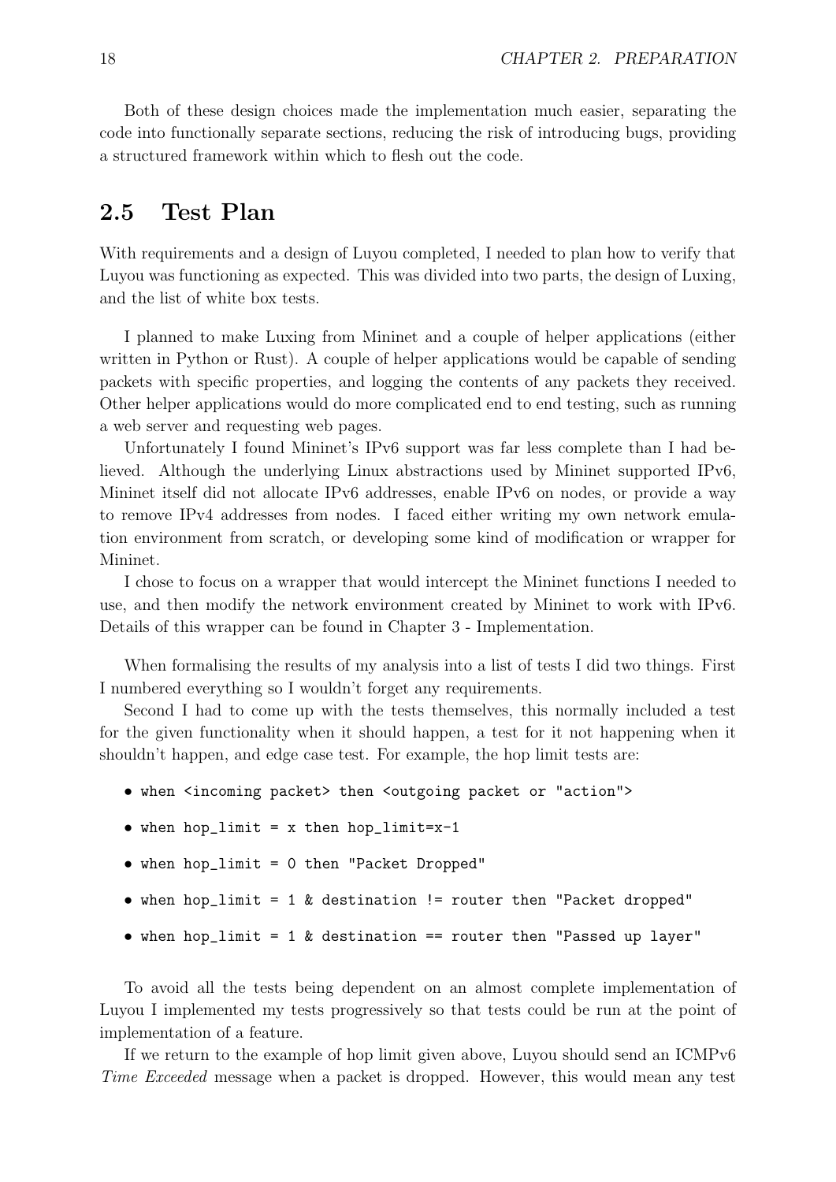Both of these design choices made the implementation much easier, separating the code into functionally separate sections, reducing the risk of introducing bugs, providing a structured framework within which to flesh out the code.

## 2.5 Test Plan

With requirements and a design of Luyou completed, I needed to plan how to verify that Luyou was functioning as expected. This was divided into two parts, the design of Luxing, and the list of white box tests.

I planned to make Luxing from Mininet and a couple of helper applications (either written in Python or Rust). A couple of helper applications would be capable of sending packets with specific properties, and logging the contents of any packets they received. Other helper applications would do more complicated end to end testing, such as running a web server and requesting web pages.

Unfortunately I found Mininet's IPv6 support was far less complete than I had believed. Although the underlying Linux abstractions used by Mininet supported IPv6, Mininet itself did not allocate IPv6 addresses, enable IPv6 on nodes, or provide a way to remove IPv4 addresses from nodes. I faced either writing my own network emulation environment from scratch, or developing some kind of modification or wrapper for Mininet.

I chose to focus on a wrapper that would intercept the Mininet functions I needed to use, and then modify the network environment created by Mininet to work with IPv6. Details of this wrapper can be found in Chapter 3 - Implementation.

When formalising the results of my analysis into a list of tests I did two things. First I numbered everything so I wouldn't forget any requirements.

Second I had to come up with the tests themselves, this normally included a test for the given functionality when it should happen, a test for it not happening when it shouldn't happen, and edge case test. For example, the hop limit tests are:

- `when <incoming packet> then <outgoing packet or "action">`
- `when hop_limit = x then hop_limit=x-1`
- `when hop_limit = 0 then "Packet Dropped"`
- `when hop_limit = 1 & destination != router then "Packet dropped"`
- `when hop_limit = 1 & destination == router then "Passed up layer"`

To avoid all the tests being dependent on an almost complete implementation of Luyou I implemented my tests progressively so that tests could be run at the point of implementation of a feature.

If we return to the example of hop limit given above, Luyou should send an ICMPv6 *Time Exceeded* message when a packet is dropped. However, this would mean any test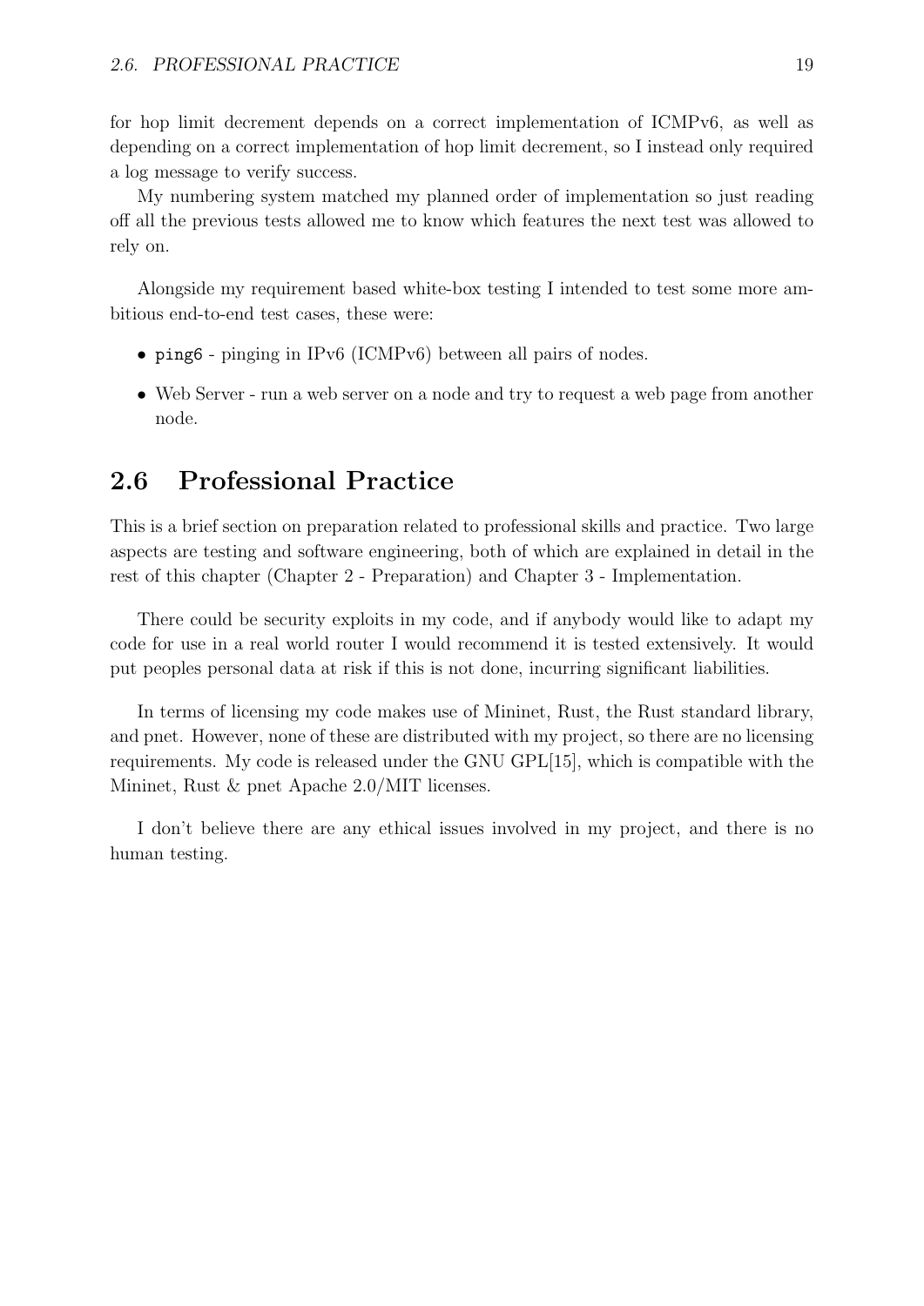for hop limit decrement depends on a correct implementation of ICMPv6, as well as depending on a correct implementation of hop limit decrement, so I instead only required a log message to verify success.

My numbering system matched my planned order of implementation so just reading off all the previous tests allowed me to know which features the next test was allowed to rely on.

Alongside my requirement based white-box testing I intended to test some more ambitious end-to-end test cases, these were:

- `ping6` - pinging in IPv6 (ICMPv6) between all pairs of nodes.
- Web Server - run a web server on a node and try to request a web page from another node.

## 2.6 Professional Practice

This is a brief section on preparation related to professional skills and practice. Two large aspects are testing and software engineering, both of which are explained in detail in the rest of this chapter (Chapter 2 - Preparation) and Chapter 3 - Implementation.

There could be security exploits in my code, and if anybody would like to adapt my code for use in a real world router I would recommend it is tested extensively. It would put peoples personal data at risk if this is not done, incurring significant liabilities.

In terms of licensing my code makes use of Mininet, Rust, the Rust standard library, and pnet. However, none of these are distributed with my project, so there are no licensing requirements. My code is released under the GNU GPL[15], which is compatible with the Mininet, Rust & pnet Apache 2.0/MIT licenses.

I don't believe there are any ethical issues involved in my project, and there is no human testing.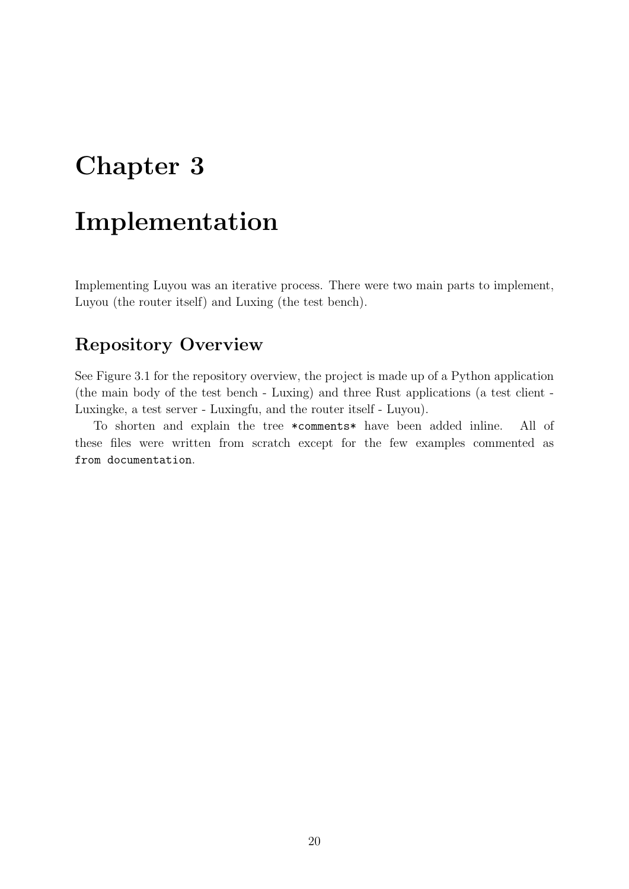# Chapter 3

# Implementation

Implementing Luyou was an iterative process. There were two main parts to implement, Luyou (the router itself) and Luxing (the test bench).

## Repository Overview

See Figure 3.1 for the repository overview, the project is made up of a Python application (the main body of the test bench - Luxing) and three Rust applications (a test client - Luxingke, a test server - Luxingfu, and the router itself - Luyou).

To shorten and explain the tree `*comments*` have been added inline. All of these files were written from scratch except for the few examples commented as `from documentation`.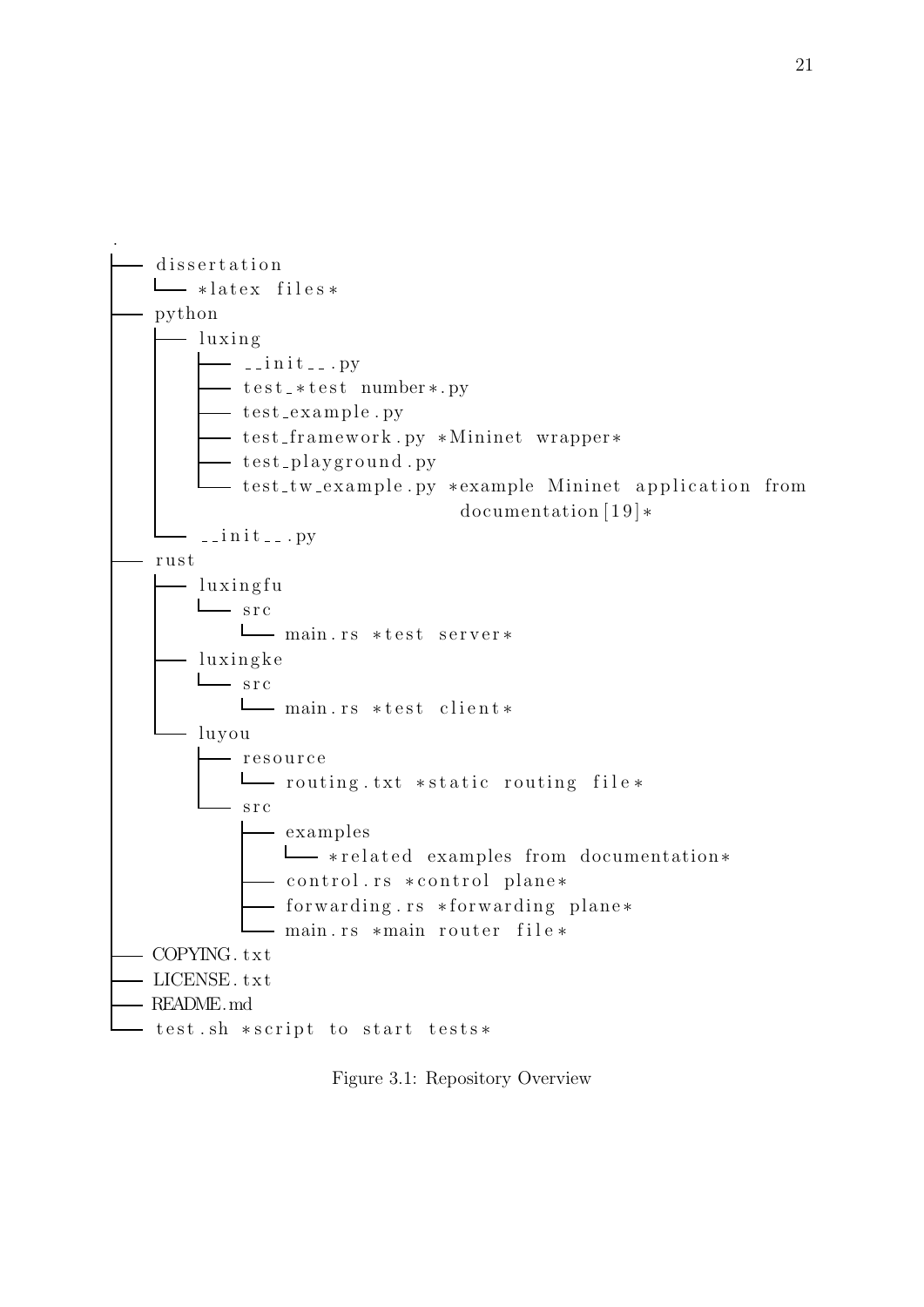```
.
├── dissertation
│   └── *latex files*
├── python
│   ├── luxing
│   │   ├── __init__.py
│   │   ├── test_*test number*.py
│   │   ├── test_example.py
│   │   ├── test_framework.py *Mininet wrapper*
│   │   ├── test_playground.py
│   │   └── test_tw_example.py *example Mininet application from
│   │                           documentation[19]*
│   └── __init__.py
├── rust
│   ├── luxingfu
│   │   └── src
│   │       └── main.rs *test server*
│   ├── luxingke
│   │   └── src
│   │       └── main.rs *test client*
│   └── luyou
│       ├── resource
│       │   └── routing.txt *static routing file*
│       └── src
│           ├── examples
│           │   └── *related examples from documentation*
│           ├── control.rs *control plane*
│           ├── forwarding.rs *forwarding plane*
│           └── main.rs *main router file*
├── COPYING.txt
├── LICENSE.txt
├── README.md
└── test.sh *script to start tests*
```

Figure 3.1: Repository Overview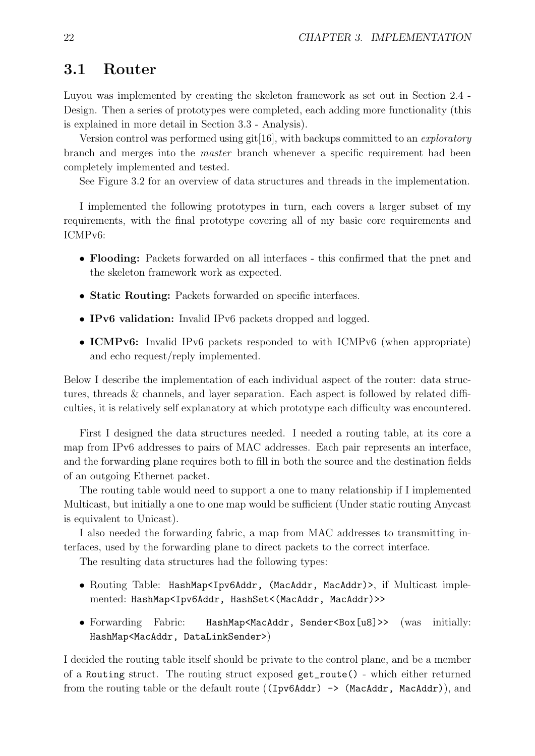## 3.1 Router

Luyou was implemented by creating the skeleton framework as set out in Section 2.4 - Design. Then a series of prototypes were completed, each adding more functionality (this is explained in more detail in Section 3.3 - Analysis).

Version control was performed using git[16], with backups committed to an *exploratory* branch and merges into the *master* branch whenever a specific requirement had been completely implemented and tested.

See Figure 3.2 for an overview of data structures and threads in the implementation.

I implemented the following prototypes in turn, each covers a larger subset of my requirements, with the final prototype covering all of my basic core requirements and ICMPv6:

- **Flooding:** Packets forwarded on all interfaces - this confirmed that the pnet and the skeleton framework work as expected.
- **Static Routing:** Packets forwarded on specific interfaces.
- **IPv6 validation:** Invalid IPv6 packets dropped and logged.
- **ICMPv6:** Invalid IPv6 packets responded to with ICMPv6 (when appropriate) and echo request/reply implemented.

Below I describe the implementation of each individual aspect of the router: data structures, threads & channels, and layer separation. Each aspect is followed by related difficulties, it is relatively self explanatory at which prototype each difficulty was encountered.

First I designed the data structures needed. I needed a routing table, at its core a map from IPv6 addresses to pairs of MAC addresses. Each pair represents an interface, and the forwarding plane requires both to fill in both the source and the destination fields of an outgoing Ethernet packet.

The routing table would need to support a one to many relationship if I implemented Multicast, but initially a one to one map would be sufficient (Under static routing Anycast is equivalent to Unicast).

I also needed the forwarding fabric, a map from MAC addresses to transmitting interfaces, used by the forwarding plane to direct packets to the correct interface.

The resulting data structures had the following types:

- Routing Table: `HashMap<Ipv6Addr, (MacAddr, MacAddr)>`, if Multicast implemented: `HashMap<Ipv6Addr, HashSet<(MacAddr, MacAddr)>>`
- Forwarding Fabric: `HashMap<MacAddr, Sender<Box[u8]>>` (was initially: `HashMap<MacAddr, DataLinkSender>`)

I decided the routing table itself should be private to the control plane, and be a member of a `Routing` struct. The routing struct exposed `get_route()` - which either returned from the routing table or the default route (`(Ipv6Addr) -> (MacAddr, MacAddr)`), and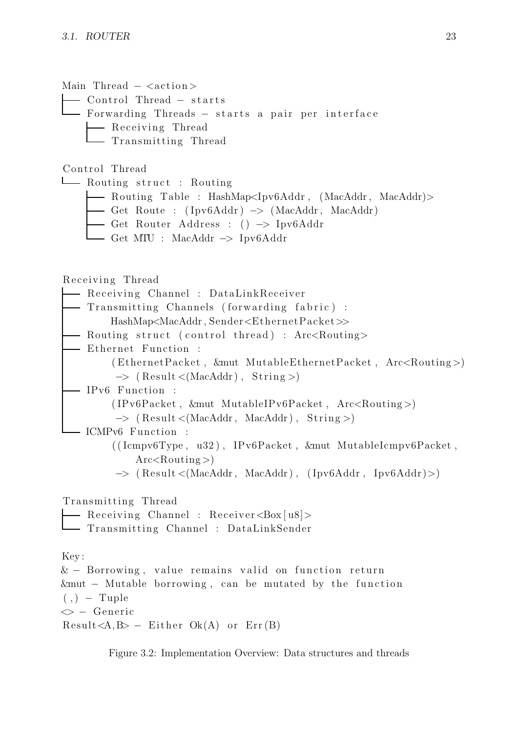```
Main Thread - <action>
├── Control Thread - starts
└── Forwarding Threads - starts a pair per interface
    ├── Receiving Thread
    └── Transmitting Thread

Control Thread
└── Routing struct : Routing
    ├── Routing Table : HashMap<Ipv6Addr, (MacAddr, MacAddr)>
    ├── Get Route : (Ipv6Addr) -> (MacAddr, MacAddr)
    ├── Get Router Address : () -> Ipv6Addr
    └── Get MTU : MacAddr -> Ipv6Addr


Receiving Thread
├── Receiving Channel : DataLinkReceiver
├── Transmitting Channels (forwarding fabric) :
│       HashMap<MacAddr, Sender<EthernetPacket>>
├── Routing struct (control thread) : Arc<Routing>
├── Ethernet Function :
│       (EthernetPacket, &mut MutableEthernetPacket, Arc<Routing>)
│        -> (Result<(MacAddr), String>)
├── IPv6 Function :
│       (IPv6Packet, &mut MutableIPv6Packet, Arc<Routing>)
│        -> (Result<(MacAddr, MacAddr), String>)
└── ICMPv6 Function :
        ((Icmpv6Type, u32), IPv6Packet, &mut MutableIcmpv6Packet,
            Arc<Routing>)
         -> (Result<(MacAddr, MacAddr), (Ipv6Addr, Ipv6Addr)>)

Transmitting Thread
├── Receiving Channel : Receiver<Box[u8]>
└── Transmitting Channel : DataLinkSender

Key:
& - Borrowing, value remains valid on function return
&mut - Mutable borrowing, can be mutated by the function
(,) - Tuple
<> - Generic
Result<A,B> - Either Ok(A) or Err(B)
```

Figure 3.2: Implementation Overview: Data structures and threads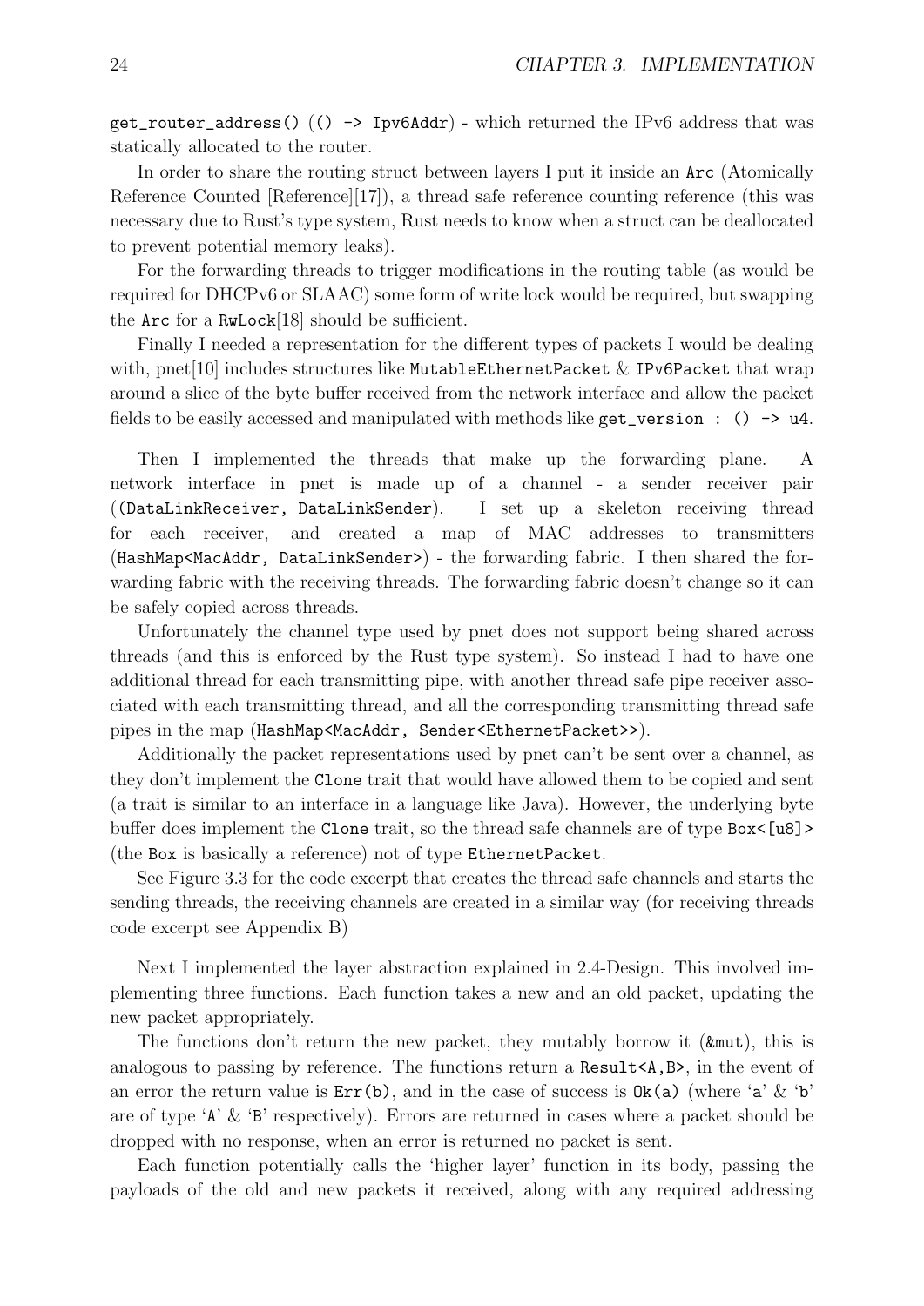`get_router_address()` (`() -> Ipv6Addr`) - which returned the IPv6 address that was statically allocated to the router.

In order to share the routing struct between layers I put it inside an `Arc` (Atomically Reference Counted [Reference][17]), a thread safe reference counting reference (this was necessary due to Rust's type system, Rust needs to know when a struct can be deallocated to prevent potential memory leaks).

For the forwarding threads to trigger modifications in the routing table (as would be required for DHCPv6 or SLAAC) some form of write lock would be required, but swapping the `Arc` for a `RwLock`[18] should be sufficient.

Finally I needed a representation for the different types of packets I would be dealing with, pnet[10] includes structures like `MutableEthernetPacket` & `IPv6Packet` that wrap around a slice of the byte buffer received from the network interface and allow the packet fields to be easily accessed and manipulated with methods like `get_version : () -> u4`.

Then I implemented the threads that make up the forwarding plane. A network interface in pnet is made up of a channel - a sender receiver pair (`(DataLinkReceiver, DataLinkSender)`). I set up a skeleton receiving thread for each receiver, and created a map of MAC addresses to transmitters (`HashMap<MacAddr, DataLinkSender>`) - the forwarding fabric. I then shared the forwarding fabric with the receiving threads. The forwarding fabric doesn't change so it can be safely copied across threads.

Unfortunately the channel type used by pnet does not support being shared across threads (and this is enforced by the Rust type system). So instead I had to have one additional thread for each transmitting pipe, with another thread safe pipe receiver associated with each transmitting thread, and all the corresponding transmitting thread safe pipes in the map (`HashMap<MacAddr, Sender<EthernetPacket>>`).

Additionally the packet representations used by pnet can't be sent over a channel, as they don't implement the `Clone` trait that would have allowed them to be copied and sent (a trait is similar to an interface in a language like Java). However, the underlying byte buffer does implement the `Clone` trait, so the thread safe channels are of type `Box<[u8]>` (the `Box` is basically a reference) not of type `EthernetPacket`.

See Figure 3.3 for the code excerpt that creates the thread safe channels and starts the sending threads, the receiving channels are created in a similar way (for receiving threads code excerpt see Appendix B)

Next I implemented the layer abstraction explained in 2.4-Design. This involved implementing three functions. Each function takes a new and an old packet, updating the new packet appropriately.

The functions don't return the new packet, they mutably borrow it (`&mut`), this is analogous to passing by reference. The functions return a `Result<A,B>`, in the event of an error the return value is `Err(b)`, and in the case of success is `Ok(a)` (where '`a`' & '`b`' are of type '`A`' & '`B`' respectively). Errors are returned in cases where a packet should be dropped with no response, when an error is returned no packet is sent.

Each function potentially calls the 'higher layer' function in its body, passing the payloads of the old and new packets it received, along with any required addressing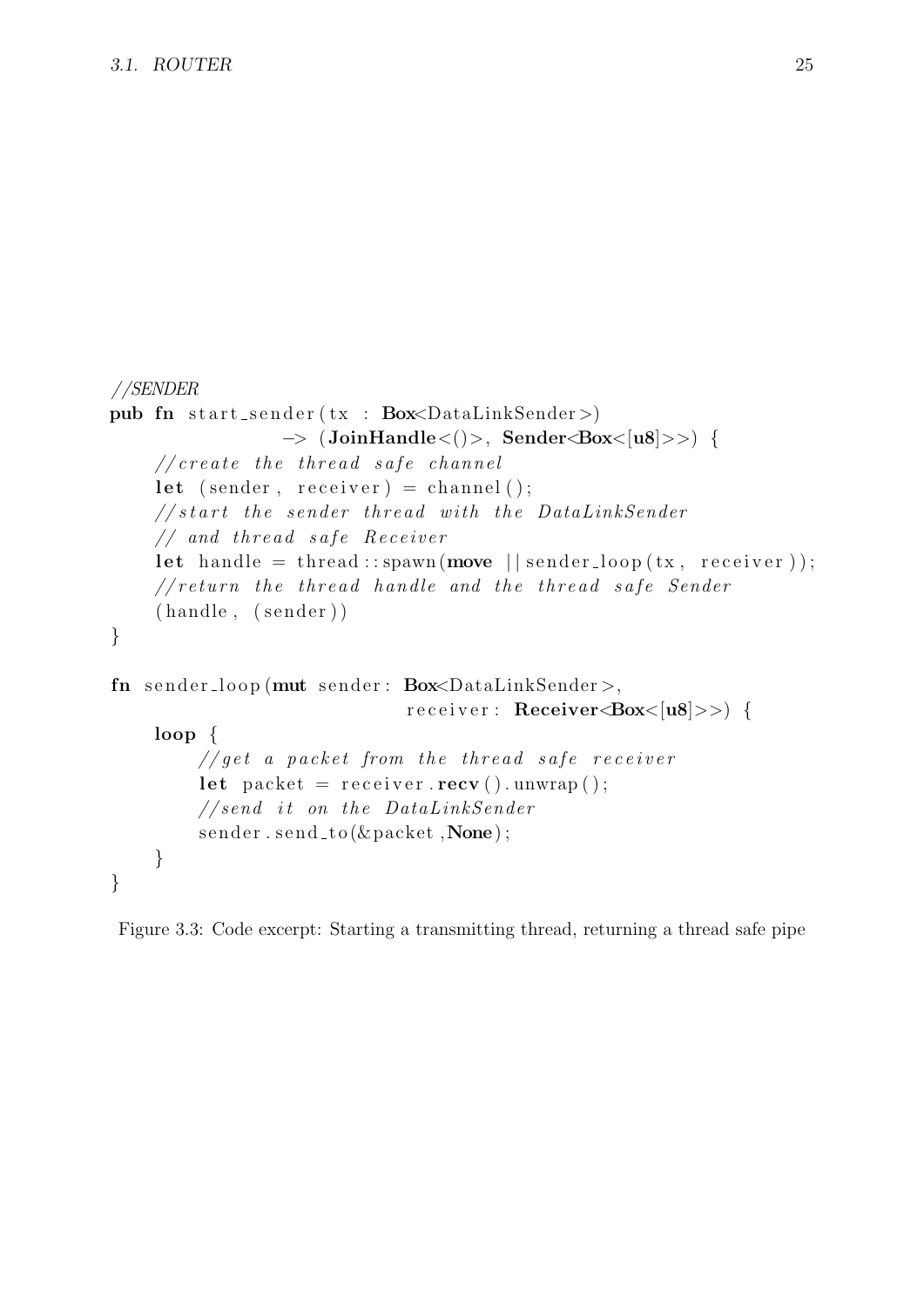```rust
//SENDER
pub fn start_sender(tx : Box<DataLinkSender>)
                -> (JoinHandle<()>, Sender<Box<[u8]>>) {
    //create the thread safe channel
    let (sender, receiver) = channel();
    //start the sender thread with the DataLinkSender
    // and thread safe Receiver
    let handle = thread::spawn(move ||sender_loop(tx, receiver));
    //return the thread handle and the thread safe Sender
    (handle, (sender))
}

fn sender_loop(mut sender: Box<DataLinkSender>,
                            receiver: Receiver<Box<[u8]>>) {
    loop {
        //get a packet from the thread safe receiver
        let packet = receiver.recv().unwrap();
        //send it on the DataLinkSender
        sender.send_to(&packet,None);
    }
}
```

Figure 3.3: Code excerpt: Starting a transmitting thread, returning a thread safe pipe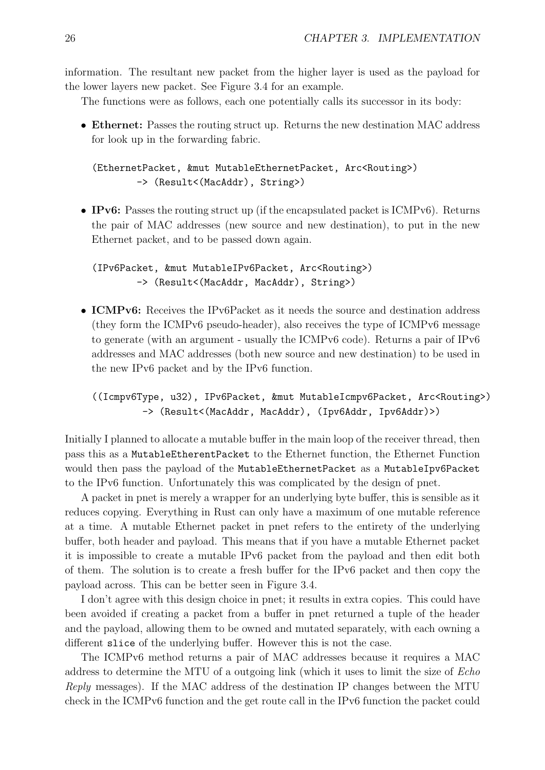information. The resultant new packet from the higher layer is used as the payload for the lower layers new packet. See Figure 3.4 for an example.

The functions were as follows, each one potentially calls its successor in its body:

- **Ethernet:** Passes the routing struct up. Returns the new destination MAC address for look up in the forwarding fabric.

  ```
  (EthernetPacket, &mut MutableEthernetPacket, Arc<Routing>)
          -> (Result<(MacAddr), String>)
  ```

- **IPv6:** Passes the routing struct up (if the encapsulated packet is ICMPv6). Returns the pair of MAC addresses (new source and new destination), to put in the new Ethernet packet, and to be passed down again.

  ```
  (IPv6Packet, &mut MutableIPv6Packet, Arc<Routing>)
          -> (Result<(MacAddr, MacAddr), String>)
  ```

- **ICMPv6:** Receives the IPv6Packet as it needs the source and destination address (they form the ICMPv6 pseudo-header), also receives the type of ICMPv6 message to generate (with an argument - usually the ICMPv6 code). Returns a pair of IPv6 addresses and MAC addresses (both new source and new destination) to be used in the new IPv6 packet and by the IPv6 function.

  ```
  ((Icmpv6Type, u32), IPv6Packet, &mut MutableIcmpv6Packet, Arc<Routing>)
           -> (Result<(MacAddr, MacAddr), (Ipv6Addr, Ipv6Addr)>)
  ```

Initially I planned to allocate a mutable buffer in the main loop of the receiver thread, then pass this as a `MutableEtherentPacket` to the Ethernet function, the Ethernet Function would then pass the payload of the `MutableEthernetPacket` as a `MutableIpv6Packet` to the IPv6 function. Unfortunately this was complicated by the design of pnet.

A packet in pnet is merely a wrapper for an underlying byte buffer, this is sensible as it reduces copying. Everything in Rust can only have a maximum of one mutable reference at a time. A mutable Ethernet packet in pnet refers to the entirety of the underlying buffer, both header and payload. This means that if you have a mutable Ethernet packet it is impossible to create a mutable IPv6 packet from the payload and then edit both of them. The solution is to create a fresh buffer for the IPv6 packet and then copy the payload across. This can be better seen in Figure 3.4.

I don't agree with this design choice in pnet; it results in extra copies. This could have been avoided if creating a packet from a buffer in pnet returned a tuple of the header and the payload, allowing them to be owned and mutated separately, with each owning a different `slice` of the underlying buffer. However this is not the case.

The ICMPv6 method returns a pair of MAC addresses because it requires a MAC address to determine the MTU of a outgoing link (which it uses to limit the size of *Echo Reply* messages). If the MAC address of the destination IP changes between the MTU check in the ICMPv6 function and the get route call in the IPv6 function the packet could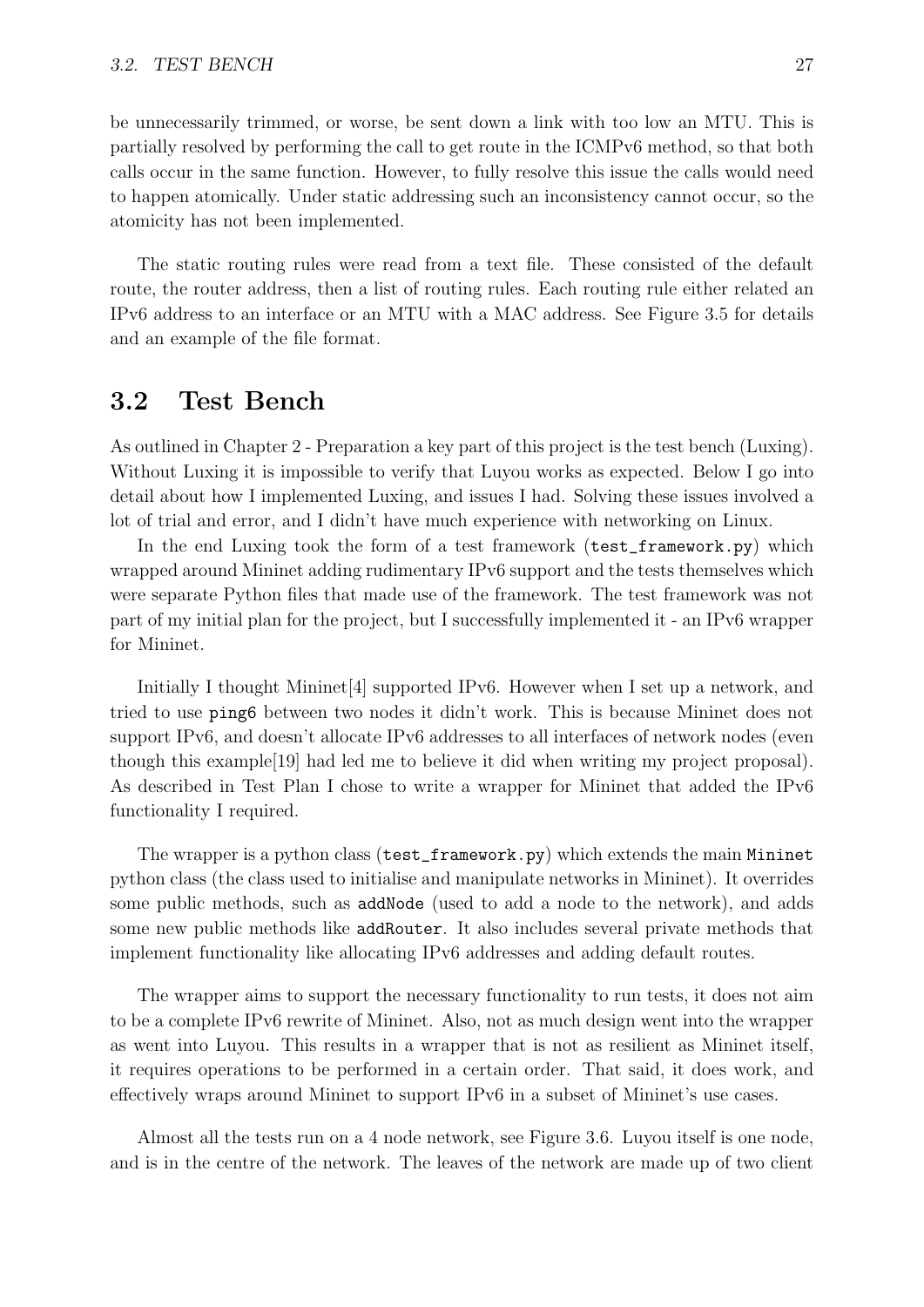be unnecessarily trimmed, or worse, be sent down a link with too low an MTU. This is partially resolved by performing the call to get route in the ICMPv6 method, so that both calls occur in the same function. However, to fully resolve this issue the calls would need to happen atomically. Under static addressing such an inconsistency cannot occur, so the atomicity has not been implemented.

The static routing rules were read from a text file. These consisted of the default route, the router address, then a list of routing rules. Each routing rule either related an IPv6 address to an interface or an MTU with a MAC address. See Figure 3.5 for details and an example of the file format.

## 3.2 Test Bench

As outlined in Chapter 2 - Preparation a key part of this project is the test bench (Luxing). Without Luxing it is impossible to verify that Luyou works as expected. Below I go into detail about how I implemented Luxing, and issues I had. Solving these issues involved a lot of trial and error, and I didn't have much experience with networking on Linux.

In the end Luxing took the form of a test framework (`test_framework.py`) which wrapped around Mininet adding rudimentary IPv6 support and the tests themselves which were separate Python files that made use of the framework. The test framework was not part of my initial plan for the project, but I successfully implemented it - an IPv6 wrapper for Mininet.

Initially I thought Mininet[4] supported IPv6. However when I set up a network, and tried to use `ping6` between two nodes it didn't work. This is because Mininet does not support IPv6, and doesn't allocate IPv6 addresses to all interfaces of network nodes (even though this example[19] had led me to believe it did when writing my project proposal). As described in Test Plan I chose to write a wrapper for Mininet that added the IPv6 functionality I required.

The wrapper is a python class (`test_framework.py`) which extends the main `Mininet` python class (the class used to initialise and manipulate networks in Mininet). It overrides some public methods, such as `addNode` (used to add a node to the network), and adds some new public methods like `addRouter`. It also includes several private methods that implement functionality like allocating IPv6 addresses and adding default routes.

The wrapper aims to support the necessary functionality to run tests, it does not aim to be a complete IPv6 rewrite of Mininet. Also, not as much design went into the wrapper as went into Luyou. This results in a wrapper that is not as resilient as Mininet itself, it requires operations to be performed in a certain order. That said, it does work, and effectively wraps around Mininet to support IPv6 in a subset of Mininet's use cases.

Almost all the tests run on a 4 node network, see Figure 3.6. Luyou itself is one node, and is in the centre of the network. The leaves of the network are made up of two client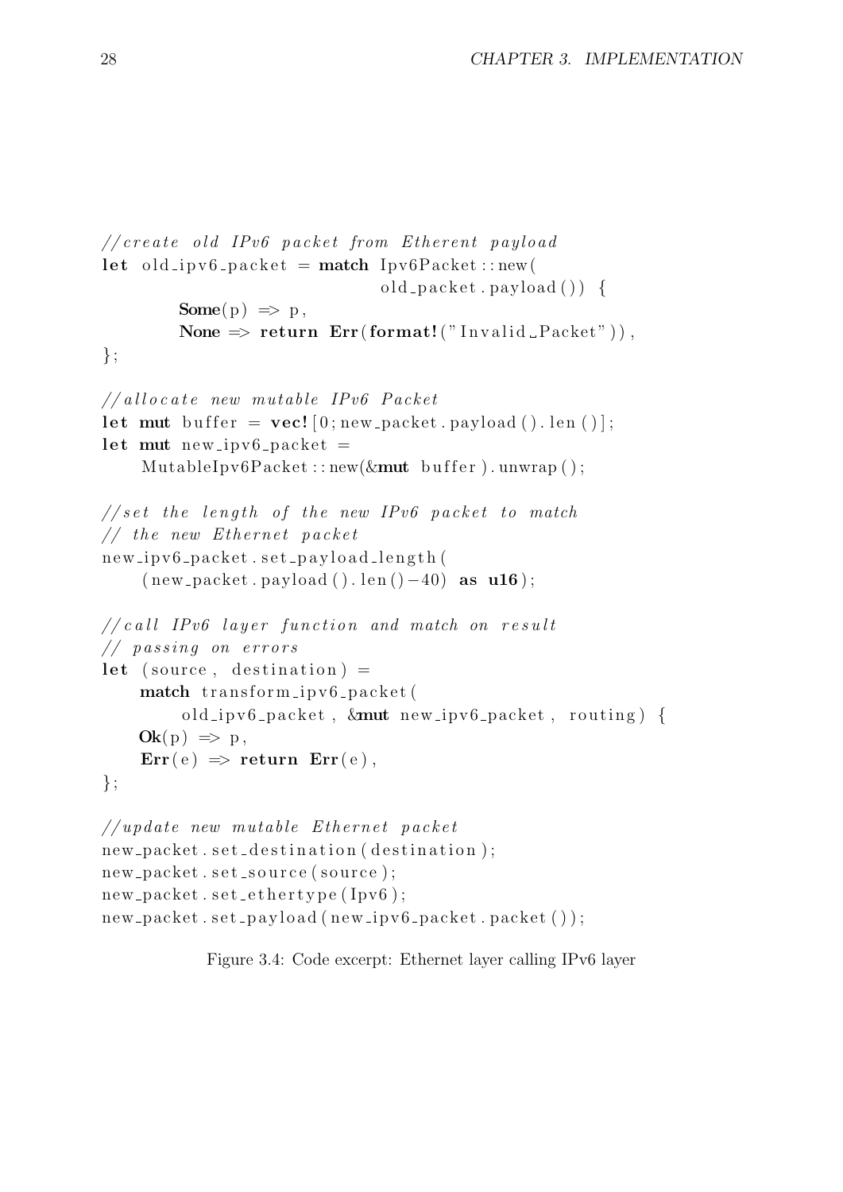```rust
//create old IPv6 packet from Etherent payload
let old_ipv6_packet = match Ipv6Packet::new(
                              old_packet.payload()) {
        Some(p) => p,
        None => return Err(format!("Invalid Packet")),
};

//allocate new mutable IPv6 Packet
let mut buffer = vec![0;new_packet.payload().len()];
let mut new_ipv6_packet =
    MutableIpv6Packet::new(&mut buffer).unwrap();

//set the length of the new IPv6 packet to match
// the new Ethernet packet
new_ipv6_packet.set_payload_length(
    (new_packet.payload().len()-40) as u16);

//call IPv6 layer function and match on result
// passing on errors
let (source, destination) =
    match transform_ipv6_packet(
        old_ipv6_packet, &mut new_ipv6_packet, routing) {
    Ok(p) => p,
    Err(e) => return Err(e),
};

//update new mutable Ethernet packet
new_packet.set_destination(destination);
new_packet.set_source(source);
new_packet.set_ethertype(Ipv6);
new_packet.set_payload(new_ipv6_packet.packet());
```

Figure 3.4: Code excerpt: Ethernet layer calling IPv6 layer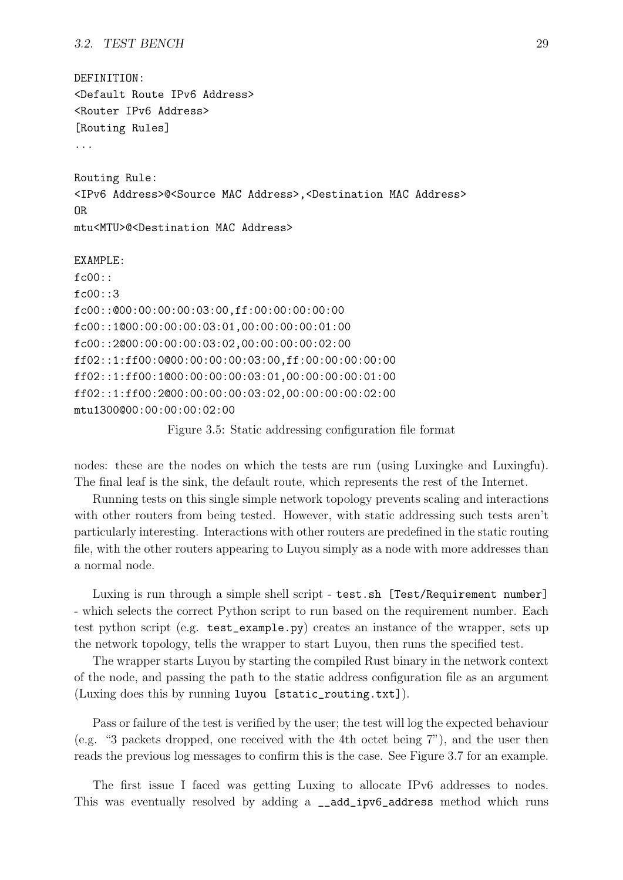```
DEFINITION:
<Default Route IPv6 Address>
<Router IPv6 Address>
[Routing Rules]
...

Routing Rule:
<IPv6 Address>@<Source MAC Address>,<Destination MAC Address>
OR
mtu<MTU>@<Destination MAC Address>

EXAMPLE:
fc00::
fc00::3
fc00::@00:00:00:00:03:00,ff:00:00:00:00:00
fc00::1@00:00:00:00:03:01,00:00:00:00:01:00
fc00::2@00:00:00:00:03:02,00:00:00:00:02:00
ff02::1:ff00:0@00:00:00:00:03:00,ff:00:00:00:00:00
ff02::1:ff00:1@00:00:00:00:03:01,00:00:00:00:01:00
ff02::1:ff00:2@00:00:00:00:03:02,00:00:00:00:02:00
mtu1300@00:00:00:00:02:00
```

Figure 3.5: Static addressing configuration file format

nodes: these are the nodes on which the tests are run (using Luxingke and Luxingfu). The final leaf is the sink, the default route, which represents the rest of the Internet.

Running tests on this single simple network topology prevents scaling and interactions with other routers from being tested. However, with static addressing such tests aren't particularly interesting. Interactions with other routers are predefined in the static routing file, with the other routers appearing to Luyou simply as a node with more addresses than a normal node.

Luxing is run through a simple shell script - `test.sh [Test/Requirement number]` - which selects the correct Python script to run based on the requirement number. Each test python script (e.g. `test_example.py`) creates an instance of the wrapper, sets up the network topology, tells the wrapper to start Luyou, then runs the specified test.

The wrapper starts Luyou by starting the compiled Rust binary in the network context of the node, and passing the path to the static address configuration file as an argument (Luxing does this by running `luyou [static_routing.txt]`).

Pass or failure of the test is verified by the user; the test will log the expected behaviour (e.g. "3 packets dropped, one received with the 4th octet being 7"), and the user then reads the previous log messages to confirm this is the case. See Figure 3.7 for an example.

The first issue I faced was getting Luxing to allocate IPv6 addresses to nodes. This was eventually resolved by adding a `__add_ipv6_address` method which runs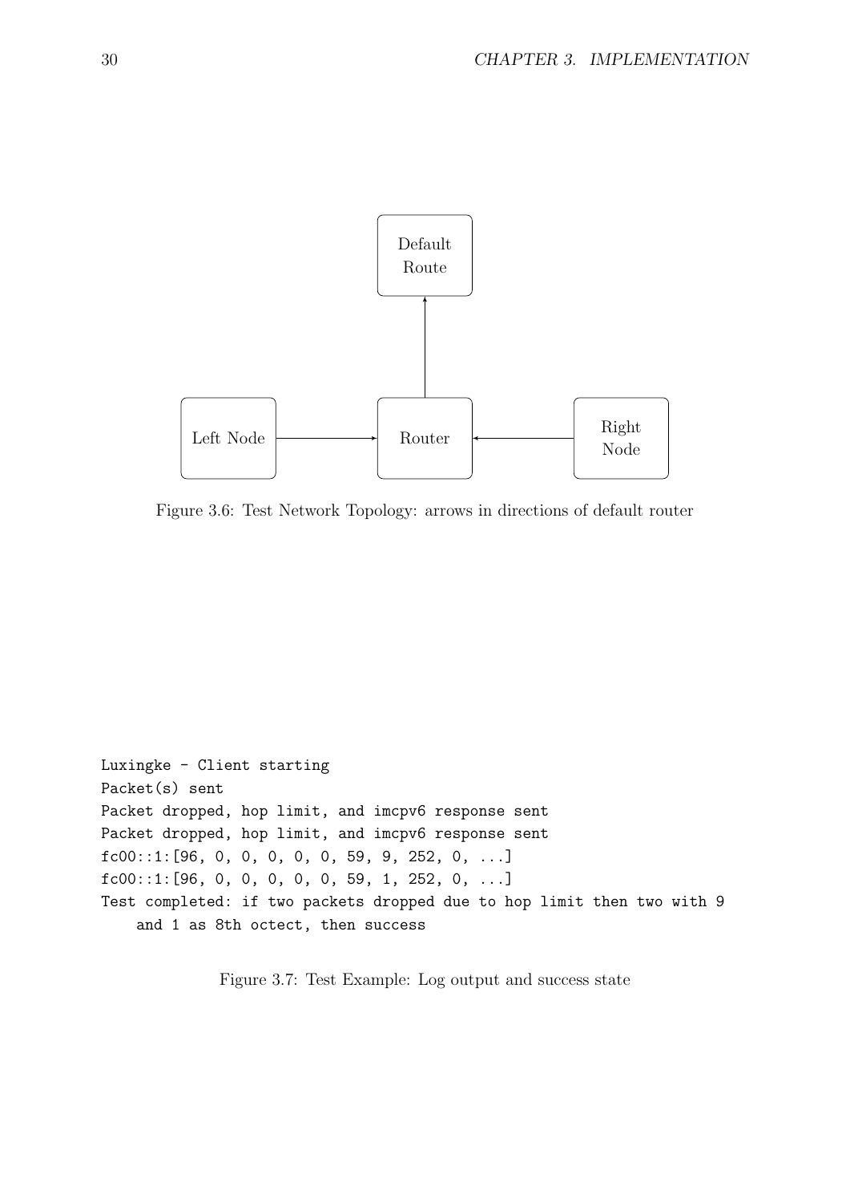Default Route

Left Node → Router ← Right Node

Router → Default Route

Figure 3.6: Test Network Topology: arrows in directions of default router

```
Luxingke - Client starting
Packet(s) sent
Packet dropped, hop limit, and imcpv6 response sent
Packet dropped, hop limit, and imcpv6 response sent
fc00::1:[96, 0, 0, 0, 0, 0, 59, 9, 252, 0, ...]
fc00::1:[96, 0, 0, 0, 0, 0, 59, 1, 252, 0, ...]
Test completed: if two packets dropped due to hop limit then two with 9
    and 1 as 8th octect, then success
```

Figure 3.7: Test Example: Log output and success state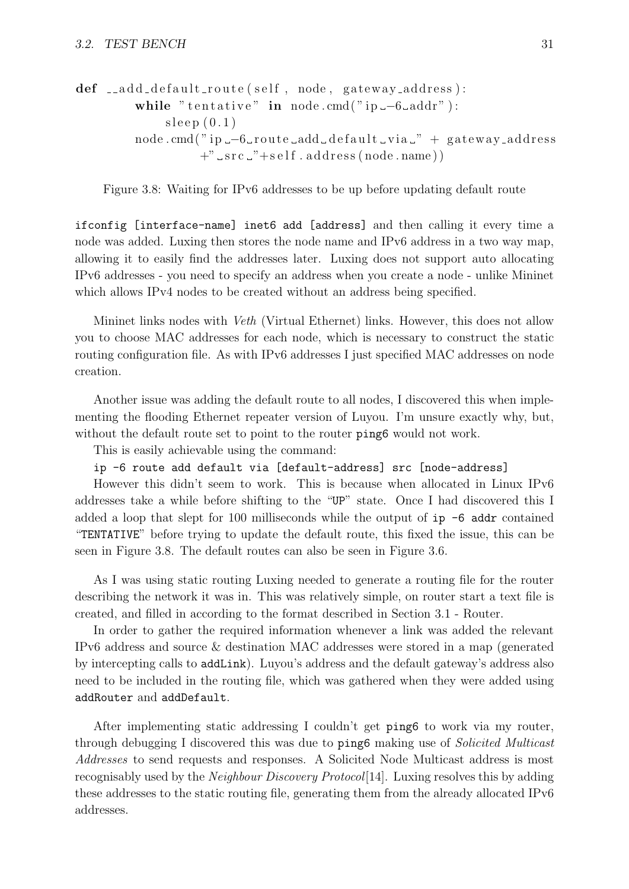```python
def __add_default_route(self, node, gateway_address):
    while "tentative" in node.cmd("ip -6 addr"):
        sleep(0.1)
    node.cmd("ip -6 route add default via " + gateway_address
             +" src "+self.address(node.name))
```

Figure 3.8: Waiting for IPv6 addresses to be up before updating default route

`ifconfig [interface-name] inet6 add [address]` and then calling it every time a node was added. Luxing then stores the node name and IPv6 address in a two way map, allowing it to easily find the addresses later. Luxing does not support auto allocating IPv6 addresses - you need to specify an address when you create a node - unlike Mininet which allows IPv4 nodes to be created without an address being specified.

Mininet links nodes with *Veth* (Virtual Ethernet) links. However, this does not allow you to choose MAC addresses for each node, which is necessary to construct the static routing configuration file. As with IPv6 addresses I just specified MAC addresses on node creation.

Another issue was adding the default route to all nodes, I discovered this when implementing the flooding Ethernet repeater version of Luyou. I'm unsure exactly why, but, without the default route set to point to the router `ping6` would not work.

This is easily achievable using the command:

`ip -6 route add default via [default-address] src [node-address]`

However this didn't seem to work. This is because when allocated in Linux IPv6 addresses take a while before shifting to the "`UP`" state. Once I had discovered this I added a loop that slept for 100 milliseconds while the output of `ip -6 addr` contained "`TENTATIVE`" before trying to update the default route, this fixed the issue, this can be seen in Figure 3.8. The default routes can also be seen in Figure 3.6.

As I was using static routing Luxing needed to generate a routing file for the router describing the network it was in. This was relatively simple, on router start a text file is created, and filled in according to the format described in Section 3.1 - Router.

In order to gather the required information whenever a link was added the relevant IPv6 address and source & destination MAC addresses were stored in a map (generated by intercepting calls to `addLink`). Luyou's address and the default gateway's address also need to be included in the routing file, which was gathered when they were added using `addRouter` and `addDefault`.

After implementing static addressing I couldn't get `ping6` to work via my router, through debugging I discovered this was due to `ping6` making use of *Solicited Multicast Addresses* to send requests and responses. A Solicited Node Multicast address is most recognisably used by the *Neighbour Discovery Protocol*[14]. Luxing resolves this by adding these addresses to the static routing file, generating them from the already allocated IPv6 addresses.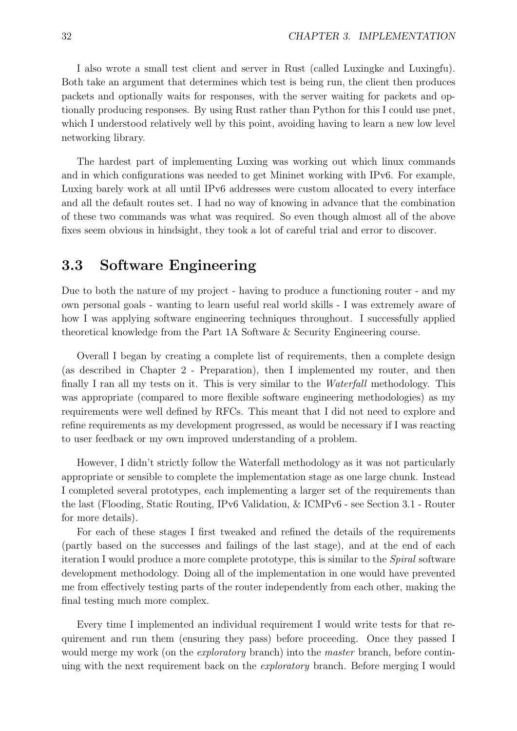I also wrote a small test client and server in Rust (called Luxingke and Luxingfu). Both take an argument that determines which test is being run, the client then produces packets and optionally waits for responses, with the server waiting for packets and optionally producing responses. By using Rust rather than Python for this I could use pnet, which I understood relatively well by this point, avoiding having to learn a new low level networking library.

The hardest part of implementing Luxing was working out which linux commands and in which configurations was needed to get Mininet working with IPv6. For example, Luxing barely work at all until IPv6 addresses were custom allocated to every interface and all the default routes set. I had no way of knowing in advance that the combination of these two commands was what was required. So even though almost all of the above fixes seem obvious in hindsight, they took a lot of careful trial and error to discover.

## 3.3 Software Engineering

Due to both the nature of my project - having to produce a functioning router - and my own personal goals - wanting to learn useful real world skills - I was extremely aware of how I was applying software engineering techniques throughout. I successfully applied theoretical knowledge from the Part 1A Software & Security Engineering course.

Overall I began by creating a complete list of requirements, then a complete design (as described in Chapter 2 - Preparation), then I implemented my router, and then finally I ran all my tests on it. This is very similar to the *Waterfall* methodology. This was appropriate (compared to more flexible software engineering methodologies) as my requirements were well defined by RFCs. This meant that I did not need to explore and refine requirements as my development progressed, as would be necessary if I was reacting to user feedback or my own improved understanding of a problem.

However, I didn't strictly follow the Waterfall methodology as it was not particularly appropriate or sensible to complete the implementation stage as one large chunk. Instead I completed several prototypes, each implementing a larger set of the requirements than the last (Flooding, Static Routing, IPv6 Validation, & ICMPv6 - see Section 3.1 - Router for more details).

For each of these stages I first tweaked and refined the details of the requirements (partly based on the successes and failings of the last stage), and at the end of each iteration I would produce a more complete prototype, this is similar to the *Spiral* software development methodology. Doing all of the implementation in one would have prevented me from effectively testing parts of the router independently from each other, making the final testing much more complex.

Every time I implemented an individual requirement I would write tests for that requirement and run them (ensuring they pass) before proceeding. Once they passed I would merge my work (on the *exploratory* branch) into the *master* branch, before continuing with the next requirement back on the *exploratory* branch. Before merging I would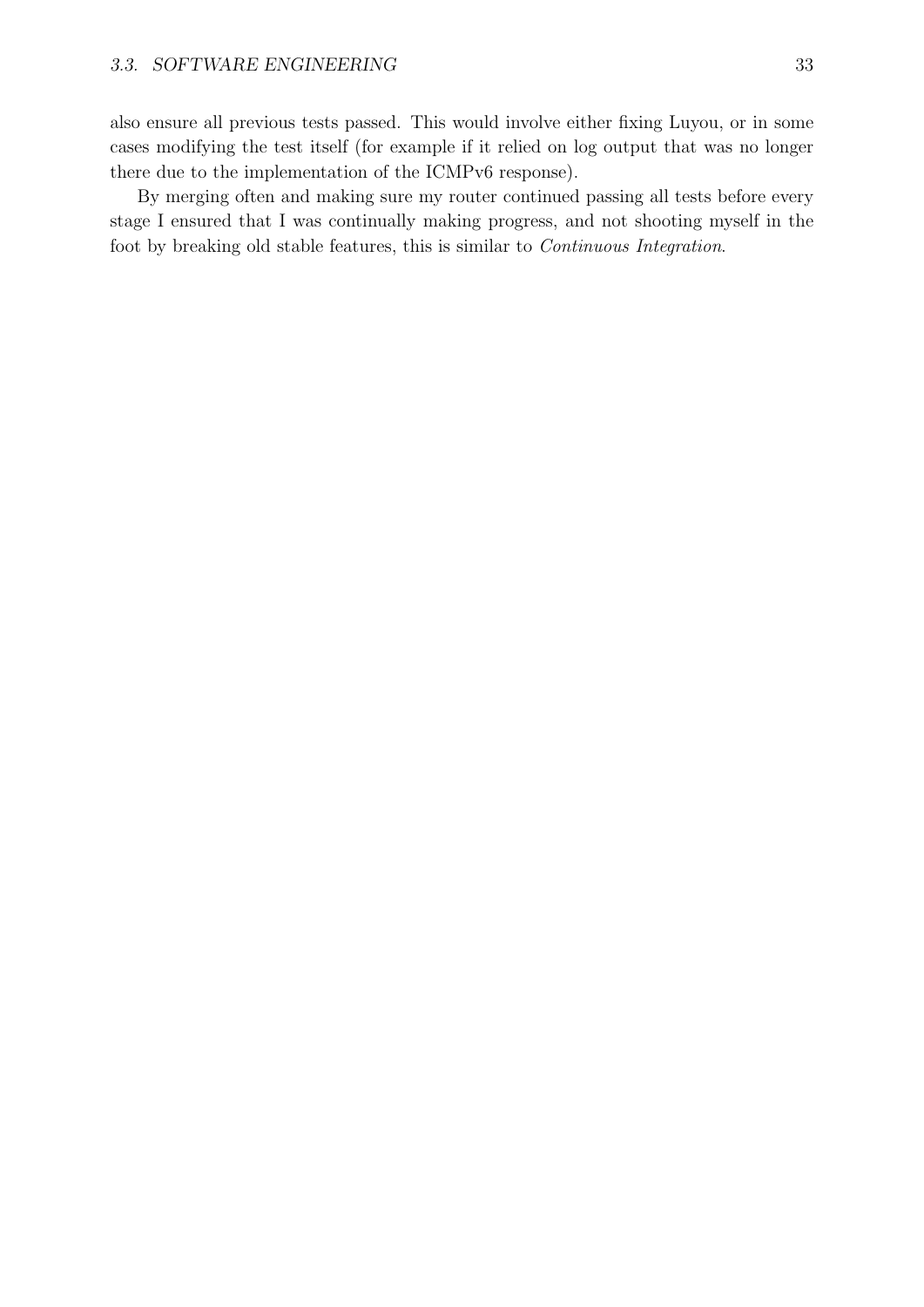also ensure all previous tests passed. This would involve either fixing Luyou, or in some cases modifying the test itself (for example if it relied on log output that was no longer there due to the implementation of the ICMPv6 response).

By merging often and making sure my router continued passing all tests before every stage I ensured that I was continually making progress, and not shooting myself in the foot by breaking old stable features, this is similar to *Continuous Integration*.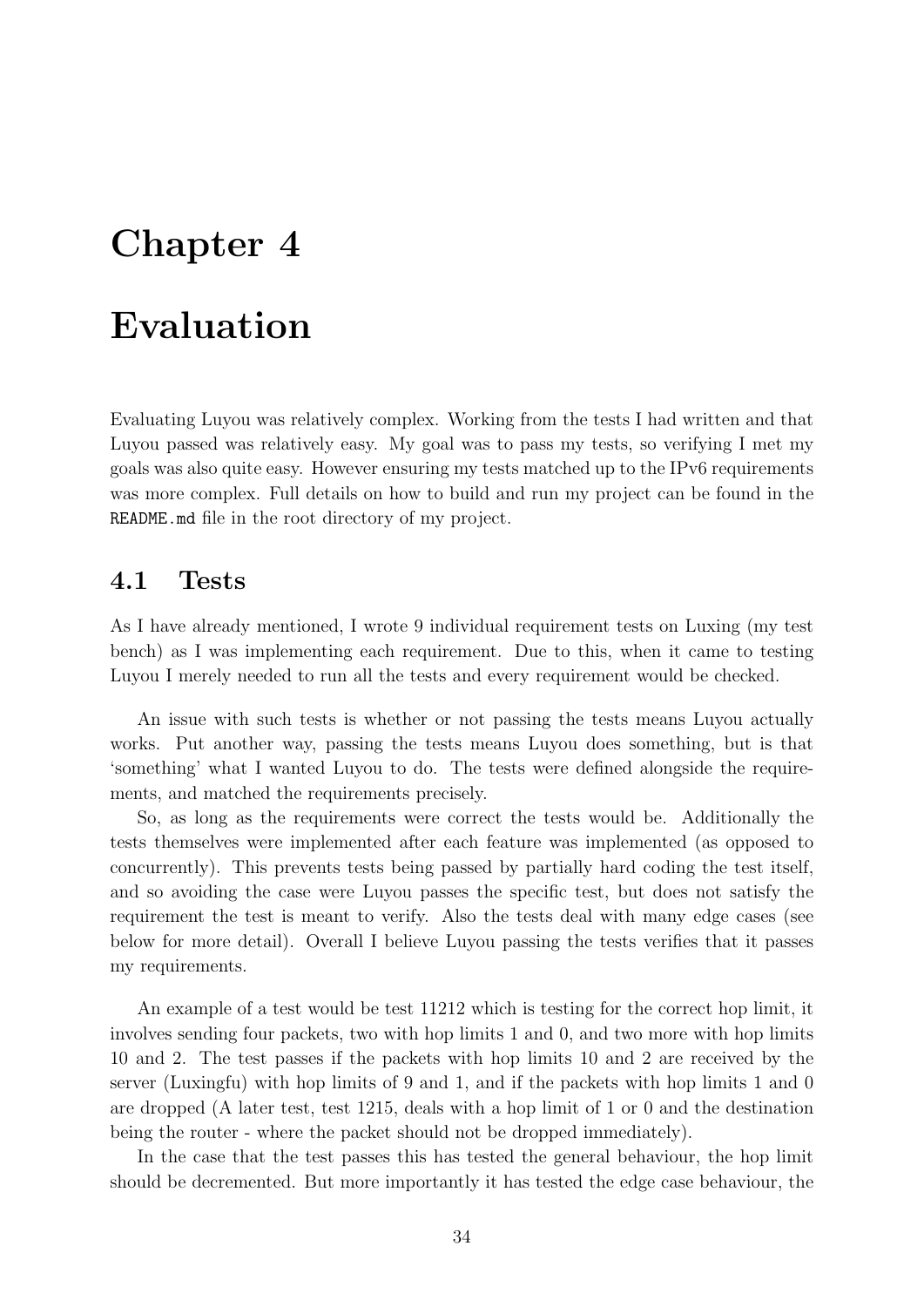# Chapter 4

# Evaluation

Evaluating Luyou was relatively complex. Working from the tests I had written and that Luyou passed was relatively easy. My goal was to pass my tests, so verifying I met my goals was also quite easy. However ensuring my tests matched up to the IPv6 requirements was more complex. Full details on how to build and run my project can be found in the `README.md` file in the root directory of my project.

## 4.1 Tests

As I have already mentioned, I wrote 9 individual requirement tests on Luxing (my test bench) as I was implementing each requirement. Due to this, when it came to testing Luyou I merely needed to run all the tests and every requirement would be checked.

An issue with such tests is whether or not passing the tests means Luyou actually works. Put another way, passing the tests means Luyou does something, but is that 'something' what I wanted Luyou to do. The tests were defined alongside the requirements, and matched the requirements precisely.

So, as long as the requirements were correct the tests would be. Additionally the tests themselves were implemented after each feature was implemented (as opposed to concurrently). This prevents tests being passed by partially hard coding the test itself, and so avoiding the case were Luyou passes the specific test, but does not satisfy the requirement the test is meant to verify. Also the tests deal with many edge cases (see below for more detail). Overall I believe Luyou passing the tests verifies that it passes my requirements.

An example of a test would be test 11212 which is testing for the correct hop limit, it involves sending four packets, two with hop limits 1 and 0, and two more with hop limits 10 and 2. The test passes if the packets with hop limits 10 and 2 are received by the server (Luxingfu) with hop limits of 9 and 1, and if the packets with hop limits 1 and 0 are dropped (A later test, test 1215, deals with a hop limit of 1 or 0 and the destination being the router - where the packet should not be dropped immediately).

In the case that the test passes this has tested the general behaviour, the hop limit should be decremented. But more importantly it has tested the edge case behaviour, the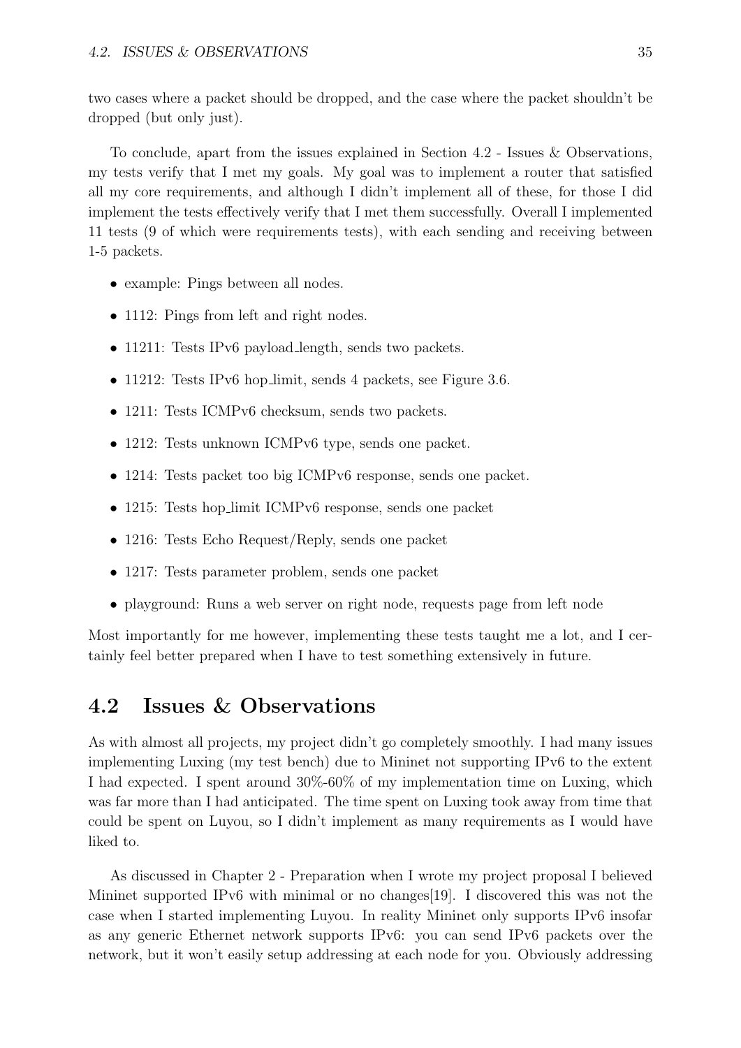two cases where a packet should be dropped, and the case where the packet shouldn't be dropped (but only just).

To conclude, apart from the issues explained in Section 4.2 - Issues & Observations, my tests verify that I met my goals. My goal was to implement a router that satisfied all my core requirements, and although I didn't implement all of these, for those I did implement the tests effectively verify that I met them successfully. Overall I implemented 11 tests (9 of which were requirements tests), with each sending and receiving between 1-5 packets.

- example: Pings between all nodes.
- 1112: Pings from left and right nodes.
- 11211: Tests IPv6 payload_length, sends two packets.
- 11212: Tests IPv6 hop_limit, sends 4 packets, see Figure 3.6.
- 1211: Tests ICMPv6 checksum, sends two packets.
- 1212: Tests unknown ICMPv6 type, sends one packet.
- 1214: Tests packet too big ICMPv6 response, sends one packet.
- 1215: Tests hop_limit ICMPv6 response, sends one packet
- 1216: Tests Echo Request/Reply, sends one packet
- 1217: Tests parameter problem, sends one packet
- playground: Runs a web server on right node, requests page from left node

Most importantly for me however, implementing these tests taught me a lot, and I certainly feel better prepared when I have to test something extensively in future.

## 4.2 Issues & Observations

As with almost all projects, my project didn't go completely smoothly. I had many issues implementing Luxing (my test bench) due to Mininet not supporting IPv6 to the extent I had expected. I spent around 30%-60% of my implementation time on Luxing, which was far more than I had anticipated. The time spent on Luxing took away from time that could be spent on Luyou, so I didn't implement as many requirements as I would have liked to.

As discussed in Chapter 2 - Preparation when I wrote my project proposal I believed Mininet supported IPv6 with minimal or no changes[19]. I discovered this was not the case when I started implementing Luyou. In reality Mininet only supports IPv6 insofar as any generic Ethernet network supports IPv6: you can send IPv6 packets over the network, but it won't easily setup addressing at each node for you. Obviously addressing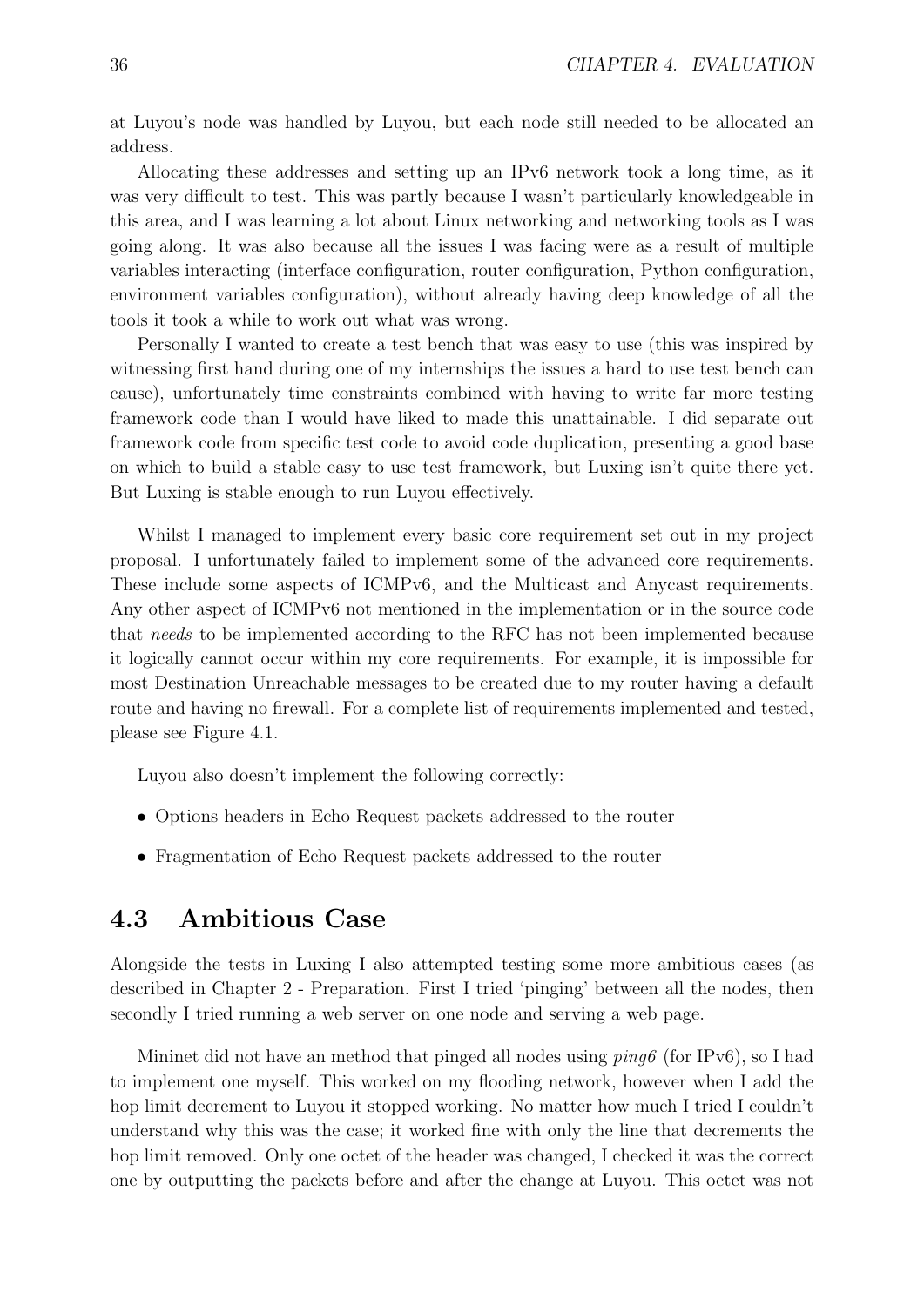at Luyou's node was handled by Luyou, but each node still needed to be allocated an address.

Allocating these addresses and setting up an IPv6 network took a long time, as it was very difficult to test. This was partly because I wasn't particularly knowledgeable in this area, and I was learning a lot about Linux networking and networking tools as I was going along. It was also because all the issues I was facing were as a result of multiple variables interacting (interface configuration, router configuration, Python configuration, environment variables configuration), without already having deep knowledge of all the tools it took a while to work out what was wrong.

Personally I wanted to create a test bench that was easy to use (this was inspired by witnessing first hand during one of my internships the issues a hard to use test bench can cause), unfortunately time constraints combined with having to write far more testing framework code than I would have liked to made this unattainable. I did separate out framework code from specific test code to avoid code duplication, presenting a good base on which to build a stable easy to use test framework, but Luxing isn't quite there yet. But Luxing is stable enough to run Luyou effectively.

Whilst I managed to implement every basic core requirement set out in my project proposal. I unfortunately failed to implement some of the advanced core requirements. These include some aspects of ICMPv6, and the Multicast and Anycast requirements. Any other aspect of ICMPv6 not mentioned in the implementation or in the source code that *needs* to be implemented according to the RFC has not been implemented because it logically cannot occur within my core requirements. For example, it is impossible for most Destination Unreachable messages to be created due to my router having a default route and having no firewall. For a complete list of requirements implemented and tested, please see Figure 4.1.

Luyou also doesn't implement the following correctly:

- Options headers in Echo Request packets addressed to the router
- Fragmentation of Echo Request packets addressed to the router

## 4.3 Ambitious Case

Alongside the tests in Luxing I also attempted testing some more ambitious cases (as described in Chapter 2 - Preparation. First I tried 'pinging' between all the nodes, then secondly I tried running a web server on one node and serving a web page.

Mininet did not have an method that pinged all nodes using *ping6* (for IPv6), so I had to implement one myself. This worked on my flooding network, however when I add the hop limit decrement to Luyou it stopped working. No matter how much I tried I couldn't understand why this was the case; it worked fine with only the line that decrements the hop limit removed. Only one octet of the header was changed, I checked it was the correct one by outputting the packets before and after the change at Luyou. This octet was not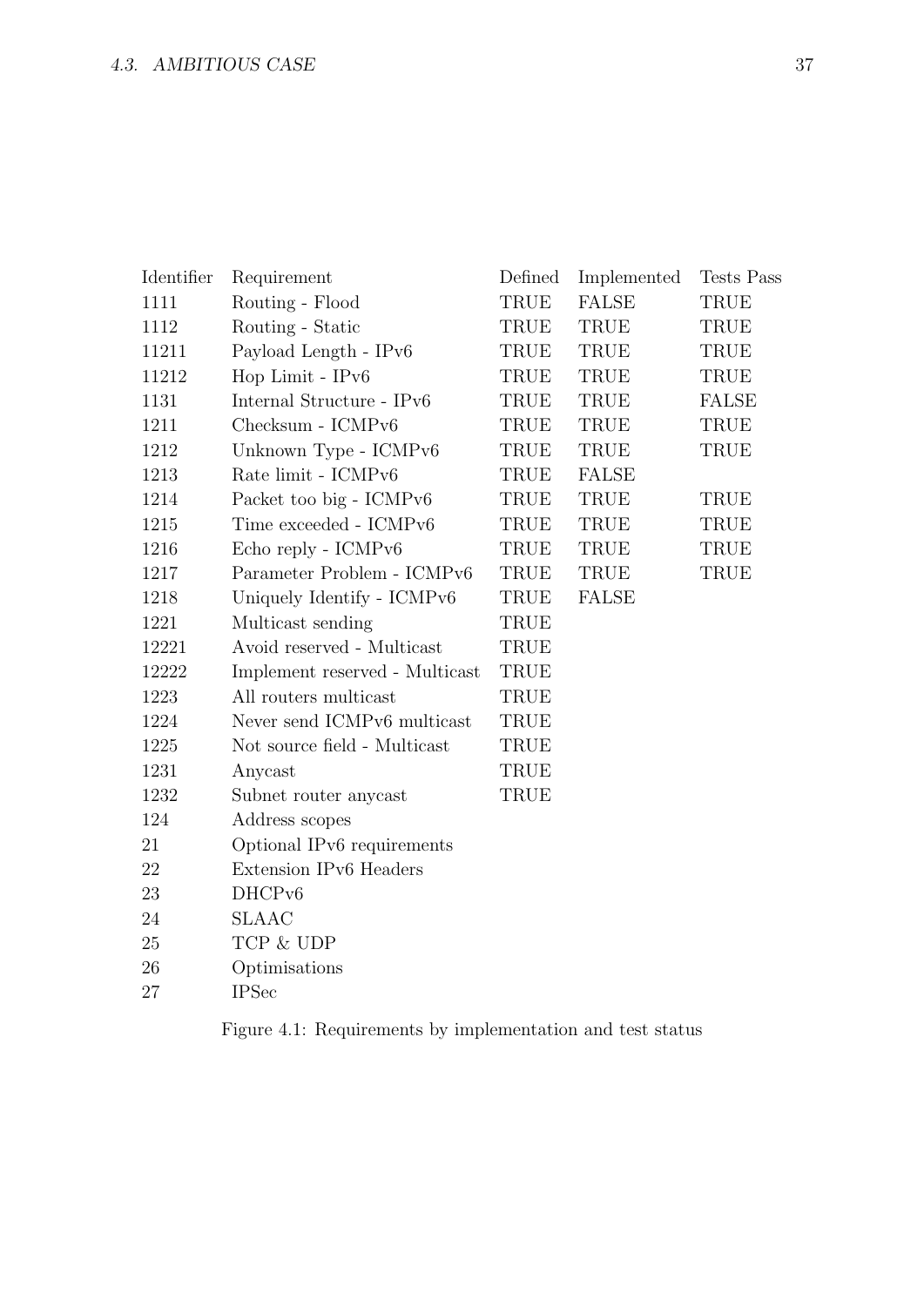| Identifier | Requirement | Defined | Implemented | Tests Pass |
|---|---|---|---|---|
| 1111 | Routing - Flood | TRUE | FALSE | TRUE |
| 1112 | Routing - Static | TRUE | TRUE | TRUE |
| 11211 | Payload Length - IPv6 | TRUE | TRUE | TRUE |
| 11212 | Hop Limit - IPv6 | TRUE | TRUE | TRUE |
| 1131 | Internal Structure - IPv6 | TRUE | TRUE | FALSE |
| 1211 | Checksum - ICMPv6 | TRUE | TRUE | TRUE |
| 1212 | Unknown Type - ICMPv6 | TRUE | TRUE | TRUE |
| 1213 | Rate limit - ICMPv6 | TRUE | FALSE | |
| 1214 | Packet too big - ICMPv6 | TRUE | TRUE | TRUE |
| 1215 | Time exceeded - ICMPv6 | TRUE | TRUE | TRUE |
| 1216 | Echo reply - ICMPv6 | TRUE | TRUE | TRUE |
| 1217 | Parameter Problem - ICMPv6 | TRUE | TRUE | TRUE |
| 1218 | Uniquely Identify - ICMPv6 | TRUE | FALSE | |
| 1221 | Multicast sending | TRUE | | |
| 12221 | Avoid reserved - Multicast | TRUE | | |
| 12222 | Implement reserved - Multicast | TRUE | | |
| 1223 | All routers multicast | TRUE | | |
| 1224 | Never send ICMPv6 multicast | TRUE | | |
| 1225 | Not source field - Multicast | TRUE | | |
| 1231 | Anycast | TRUE | | |
| 1232 | Subnet router anycast | TRUE | | |
| 124 | Address scopes | | | |
| 21 | Optional IPv6 requirements | | | |
| 22 | Extension IPv6 Headers | | | |
| 23 | DHCPv6 | | | |
| 24 | SLAAC | | | |
| 25 | TCP & UDP | | | |
| 26 | Optimisations | | | |
| 27 | IPSec | | | |

Figure 4.1: Requirements by implementation and test status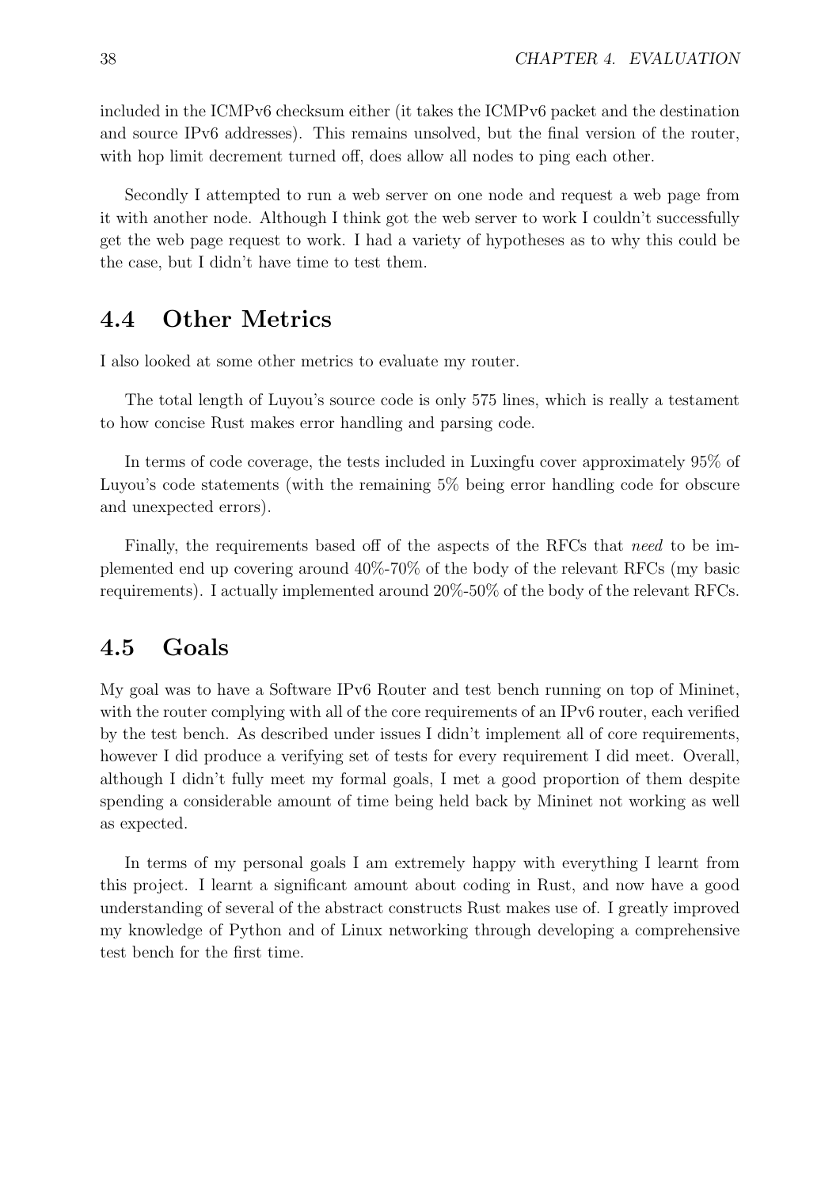included in the ICMPv6 checksum either (it takes the ICMPv6 packet and the destination and source IPv6 addresses). This remains unsolved, but the final version of the router, with hop limit decrement turned off, does allow all nodes to ping each other.

Secondly I attempted to run a web server on one node and request a web page from it with another node. Although I think got the web server to work I couldn't successfully get the web page request to work. I had a variety of hypotheses as to why this could be the case, but I didn't have time to test them.

## 4.4 Other Metrics

I also looked at some other metrics to evaluate my router.

The total length of Luyou's source code is only 575 lines, which is really a testament to how concise Rust makes error handling and parsing code.

In terms of code coverage, the tests included in Luxingfu cover approximately 95% of Luyou's code statements (with the remaining 5% being error handling code for obscure and unexpected errors).

Finally, the requirements based off of the aspects of the RFCs that *need* to be implemented end up covering around 40%-70% of the body of the relevant RFCs (my basic requirements). I actually implemented around 20%-50% of the body of the relevant RFCs.

## 4.5 Goals

My goal was to have a Software IPv6 Router and test bench running on top of Mininet, with the router complying with all of the core requirements of an IPv6 router, each verified by the test bench. As described under issues I didn't implement all of core requirements, however I did produce a verifying set of tests for every requirement I did meet. Overall, although I didn't fully meet my formal goals, I met a good proportion of them despite spending a considerable amount of time being held back by Mininet not working as well as expected.

In terms of my personal goals I am extremely happy with everything I learnt from this project. I learnt a significant amount about coding in Rust, and now have a good understanding of several of the abstract constructs Rust makes use of. I greatly improved my knowledge of Python and of Linux networking through developing a comprehensive test bench for the first time.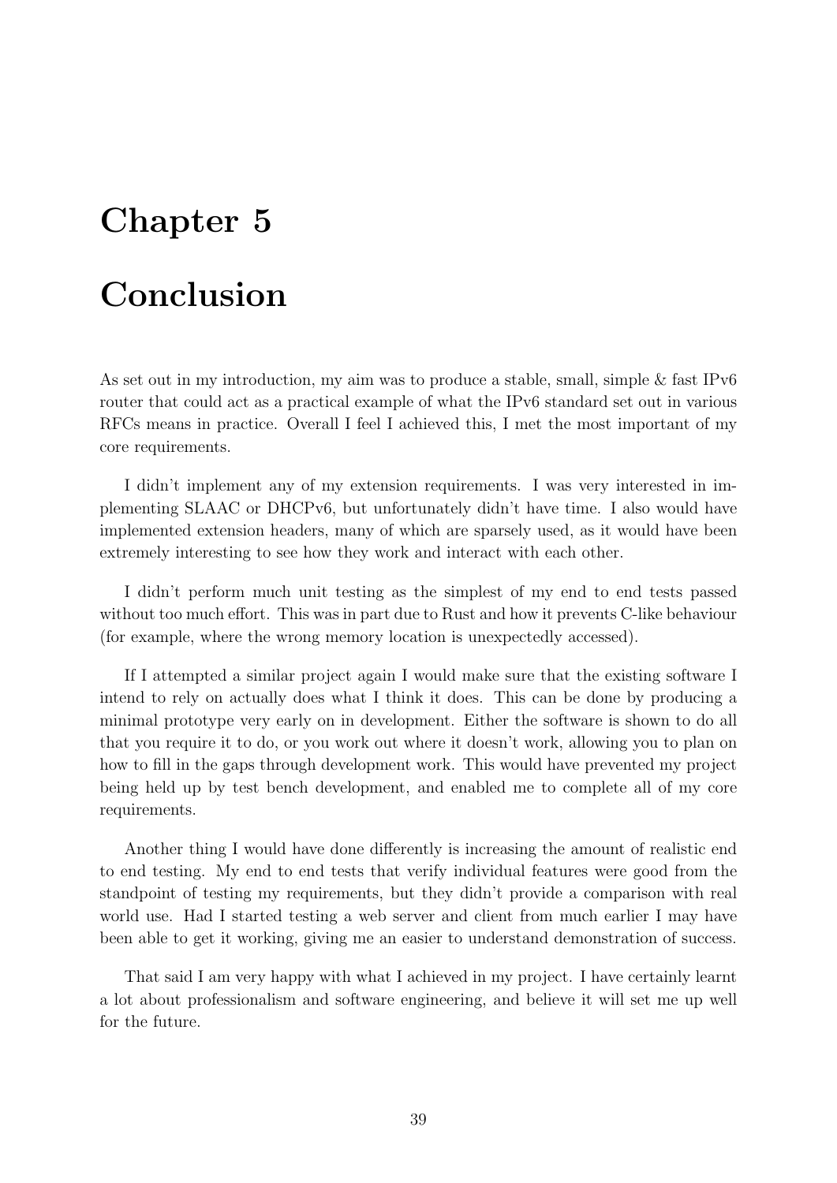# Chapter 5

# Conclusion

As set out in my introduction, my aim was to produce a stable, small, simple & fast IPv6 router that could act as a practical example of what the IPv6 standard set out in various RFCs means in practice. Overall I feel I achieved this, I met the most important of my core requirements.

I didn't implement any of my extension requirements. I was very interested in implementing SLAAC or DHCPv6, but unfortunately didn't have time. I also would have implemented extension headers, many of which are sparsely used, as it would have been extremely interesting to see how they work and interact with each other.

I didn't perform much unit testing as the simplest of my end to end tests passed without too much effort. This was in part due to Rust and how it prevents C-like behaviour (for example, where the wrong memory location is unexpectedly accessed).

If I attempted a similar project again I would make sure that the existing software I intend to rely on actually does what I think it does. This can be done by producing a minimal prototype very early on in development. Either the software is shown to do all that you require it to do, or you work out where it doesn't work, allowing you to plan on how to fill in the gaps through development work. This would have prevented my project being held up by test bench development, and enabled me to complete all of my core requirements.

Another thing I would have done differently is increasing the amount of realistic end to end testing. My end to end tests that verify individual features were good from the standpoint of testing my requirements, but they didn't provide a comparison with real world use. Had I started testing a web server and client from much earlier I may have been able to get it working, giving me an easier to understand demonstration of success.

That said I am very happy with what I achieved in my project. I have certainly learnt a lot about professionalism and software engineering, and believe it will set me up well for the future.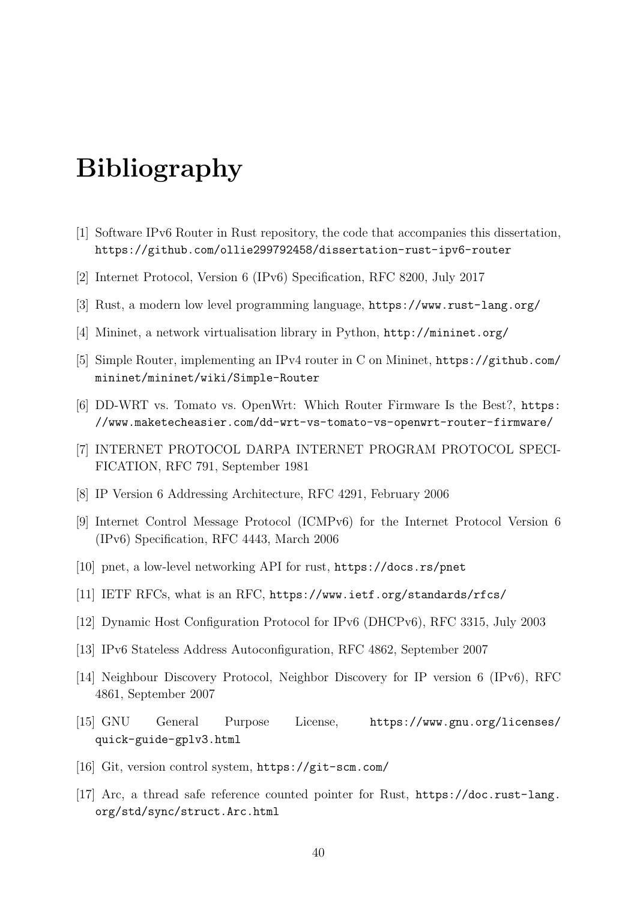# Bibliography

[1] Software IPv6 Router in Rust repository, the code that accompanies this dissertation, https://github.com/ollie299792458/dissertation-rust-ipv6-router

[2] Internet Protocol, Version 6 (IPv6) Specification, RFC 8200, July 2017

[3] Rust, a modern low level programming language, https://www.rust-lang.org/

[4] Mininet, a network virtualisation library in Python, http://mininet.org/

[5] Simple Router, implementing an IPv4 router in C on Mininet, https://github.com/mininet/mininet/wiki/Simple-Router

[6] DD-WRT vs. Tomato vs. OpenWrt: Which Router Firmware Is the Best?, https://www.maketecheasier.com/dd-wrt-vs-tomato-vs-openwrt-router-firmware/

[7] INTERNET PROTOCOL DARPA INTERNET PROGRAM PROTOCOL SPECIFICATION, RFC 791, September 1981

[8] IP Version 6 Addressing Architecture, RFC 4291, February 2006

[9] Internet Control Message Protocol (ICMPv6) for the Internet Protocol Version 6 (IPv6) Specification, RFC 4443, March 2006

[10] pnet, a low-level networking API for rust, https://docs.rs/pnet

[11] IETF RFCs, what is an RFC, https://www.ietf.org/standards/rfcs/

[12] Dynamic Host Configuration Protocol for IPv6 (DHCPv6), RFC 3315, July 2003

[13] IPv6 Stateless Address Autoconfiguration, RFC 4862, September 2007

[14] Neighbour Discovery Protocol, Neighbor Discovery for IP version 6 (IPv6), RFC 4861, September 2007

[15] GNU General Purpose License, https://www.gnu.org/licenses/quick-guide-gplv3.html

[16] Git, version control system, https://git-scm.com/

[17] Arc, a thread safe reference counted pointer for Rust, https://doc.rust-lang.org/std/sync/struct.Arc.html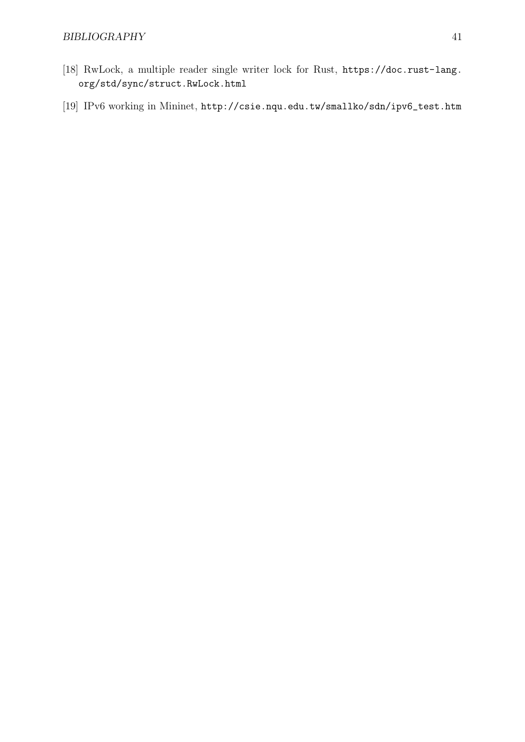[18] RwLock, a multiple reader single writer lock for Rust, https://doc.rust-lang.org/std/sync/struct.RwLock.html

[19] IPv6 working in Mininet, http://csie.nqu.edu.tw/smallko/sdn/ipv6_test.htm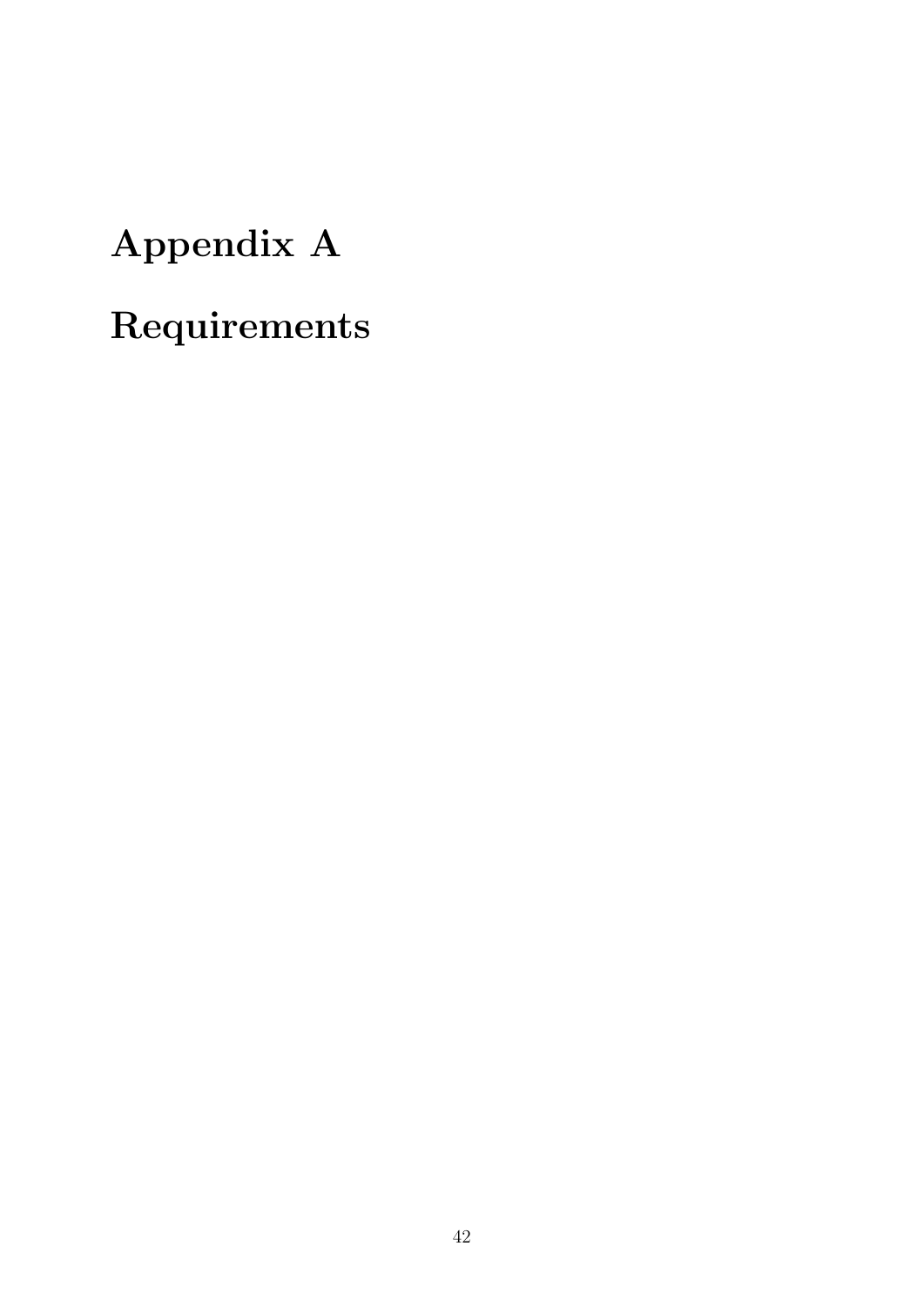# Appendix A

# Requirements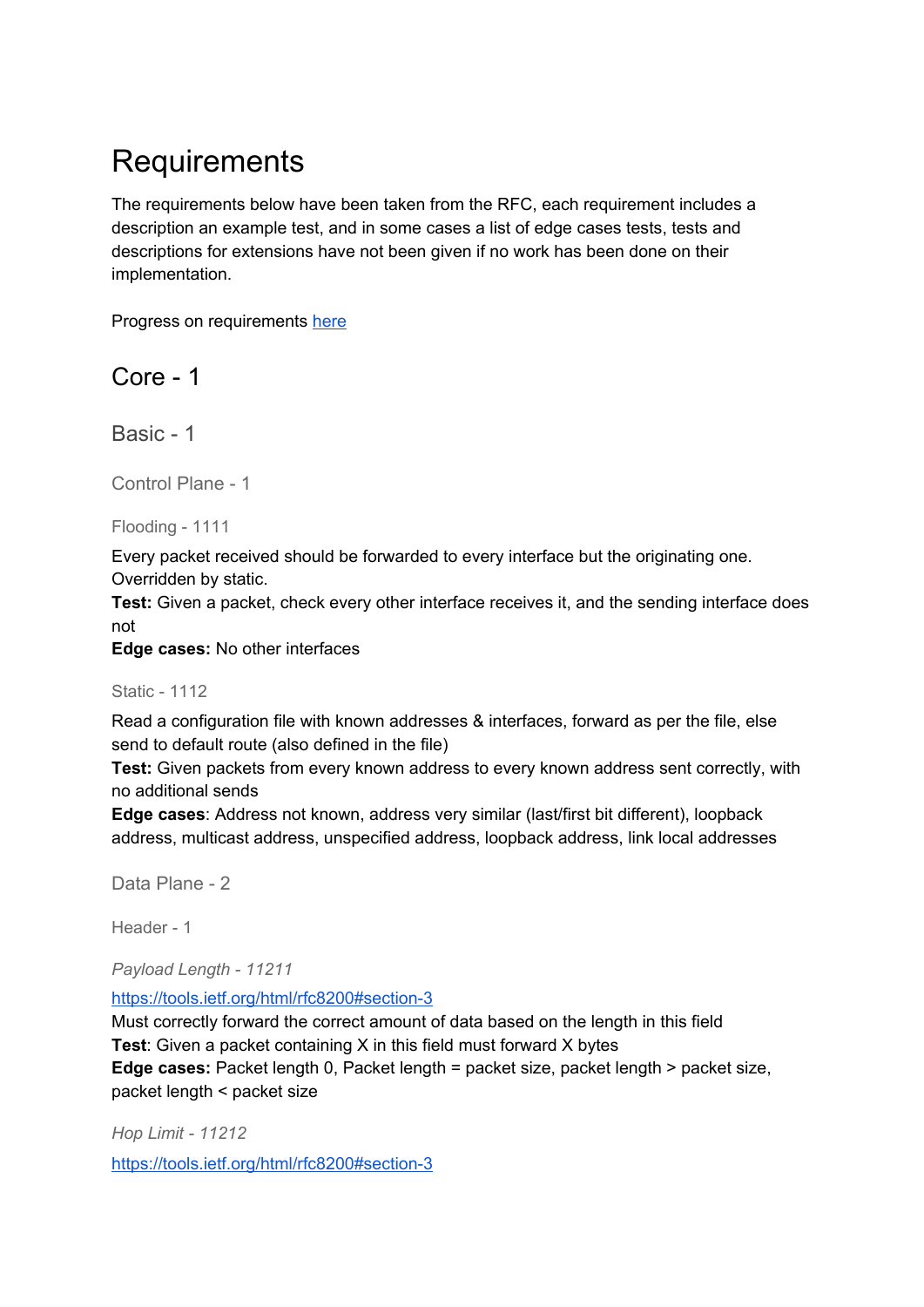# Requirements

The requirements below have been taken from the RFC, each requirement includes a description an example test, and in some cases a list of edge cases tests, tests and descriptions for extensions have not been given if no work has been done on their implementation.

Progress on requirements [here]

## Core - 1

### Basic - 1

#### Control Plane - 1

##### Flooding - 1111

Every packet received should be forwarded to every interface but the originating one. Overridden by static.
**Test:** Given a packet, check every other interface receives it, and the sending interface does not
**Edge cases:** No other interfaces

##### Static - 1112

Read a configuration file with known addresses & interfaces, forward as per the file, else send to default route (also defined in the file)
**Test:** Given packets from every known address to every known address sent correctly, with no additional sends
**Edge cases**: Address not known, address very similar (last/first bit different), loopback address, multicast address, unspecified address, loopback address, link local addresses

#### Data Plane - 2

##### Header - 1

*Payload Length - 11211*

[https://tools.ietf.org/html/rfc8200#section-3](https://tools.ietf.org/html/rfc8200#section-3)
Must correctly forward the correct amount of data based on the length in this field
**Test**: Given a packet containing X in this field must forward X bytes
**Edge cases:** Packet length 0, Packet length = packet size, packet length > packet size, packet length < packet size

*Hop Limit - 11212*

[https://tools.ietf.org/html/rfc8200#section-3](https://tools.ietf.org/html/rfc8200#section-3)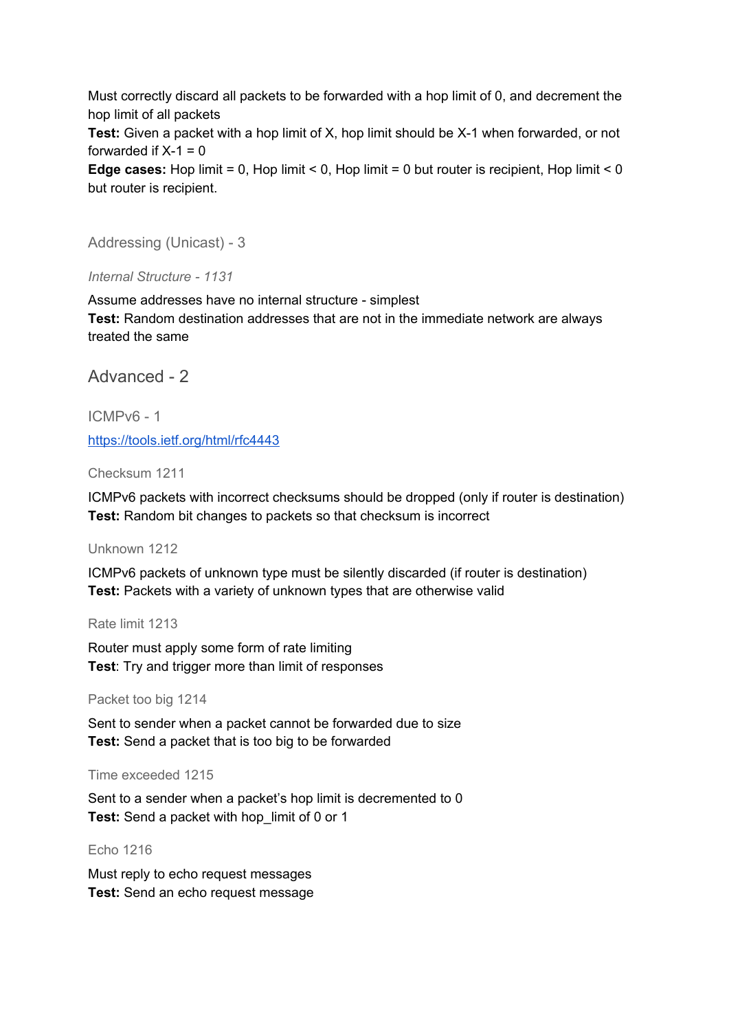Must correctly discard all packets to be forwarded with a hop limit of 0, and decrement the hop limit of all packets
**Test:** Given a packet with a hop limit of X, hop limit should be X-1 when forwarded, or not forwarded if X-1 = 0
**Edge cases:** Hop limit = 0, Hop limit < 0, Hop limit = 0 but router is recipient, Hop limit < 0 but router is recipient.

### Addressing (Unicast) - 3

#### *Internal Structure - 1131*

Assume addresses have no internal structure - simplest
**Test:** Random destination addresses that are not in the immediate network are always treated the same

## Advanced - 2

### ICMPv6 - 1

https://tools.ietf.org/html/rfc4443

#### Checksum 1211

ICMPv6 packets with incorrect checksums should be dropped (only if router is destination)
**Test:** Random bit changes to packets so that checksum is incorrect

#### Unknown 1212

ICMPv6 packets of unknown type must be silently discarded (if router is destination)
**Test:** Packets with a variety of unknown types that are otherwise valid

#### Rate limit 1213

Router must apply some form of rate limiting
**Test**: Try and trigger more than limit of responses

#### Packet too big 1214

Sent to sender when a packet cannot be forwarded due to size
**Test:** Send a packet that is too big to be forwarded

#### Time exceeded 1215

Sent to a sender when a packet's hop limit is decremented to 0
**Test:** Send a packet with hop_limit of 0 or 1

#### Echo 1216

Must reply to echo request messages
**Test:** Send an echo request message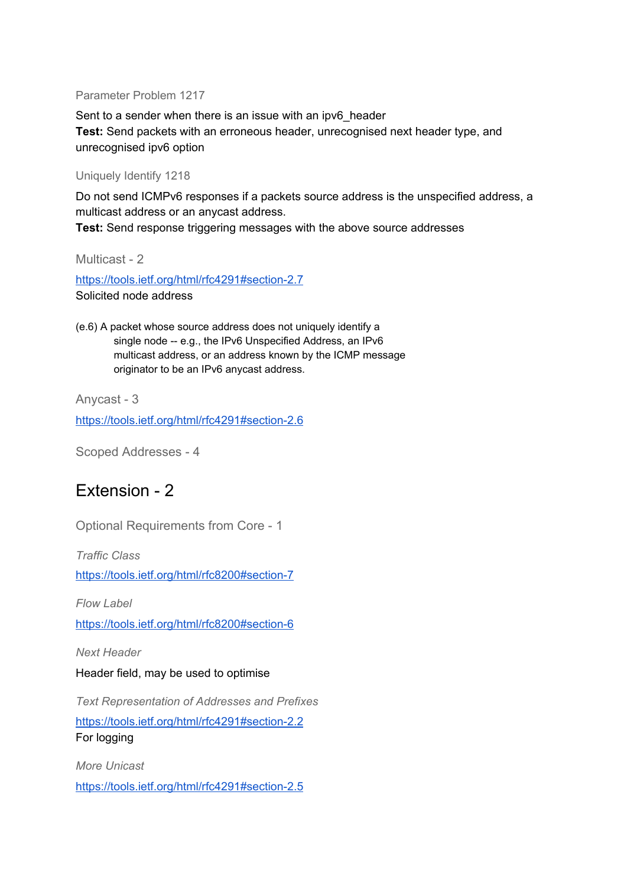### Parameter Problem 1217

Sent to a sender when there is an issue with an ipv6_header
**Test:** Send packets with an erroneous header, unrecognised next header type, and unrecognised ipv6 option

### Uniquely Identify 1218

Do not send ICMPv6 responses if a packets source address is the unspecified address, a multicast address or an anycast address.
**Test:** Send response triggering messages with the above source addresses

### Multicast - 2

https://tools.ietf.org/html/rfc4291#section-2.7
Solicited node address

(e.6) A packet whose source address does not uniquely identify a
single node -- e.g., the IPv6 Unspecified Address, an IPv6
multicast address, or an address known by the ICMP message
originator to be an IPv6 anycast address.

### Anycast - 3

https://tools.ietf.org/html/rfc4291#section-2.6

### Scoped Addresses - 4

# Extension - 2

### Optional Requirements from Core - 1

#### *Traffic Class*

https://tools.ietf.org/html/rfc8200#section-7

#### *Flow Label*

https://tools.ietf.org/html/rfc8200#section-6

#### *Next Header*

Header field, may be used to optimise

#### *Text Representation of Addresses and Prefixes*

https://tools.ietf.org/html/rfc4291#section-2.2
For logging

#### *More Unicast*

https://tools.ietf.org/html/rfc4291#section-2.5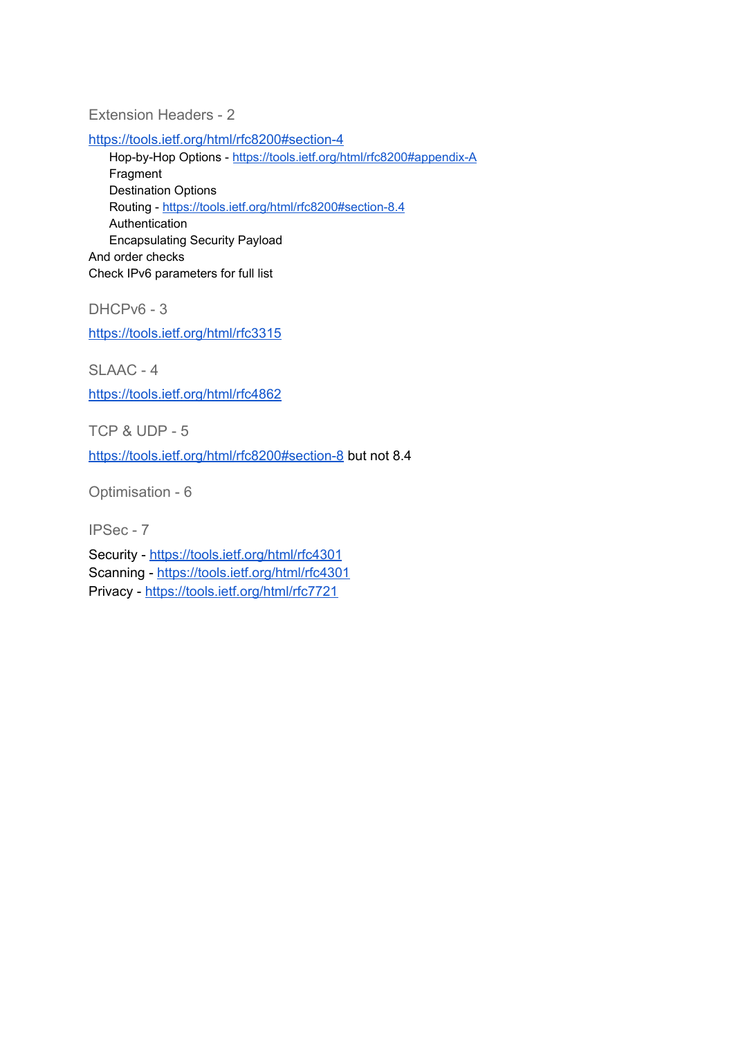### Extension Headers - 2

https://tools.ietf.org/html/rfc8200#section-4

- Hop-by-Hop Options - https://tools.ietf.org/html/rfc8200#appendix-A
- Fragment
- Destination Options
- Routing - https://tools.ietf.org/html/rfc8200#section-8.4
- Authentication
- Encapsulating Security Payload

And order checks

Check IPv6 parameters for full list

### DHCPv6 - 3

https://tools.ietf.org/html/rfc3315

### SLAAC - 4

https://tools.ietf.org/html/rfc4862

### TCP & UDP - 5

https://tools.ietf.org/html/rfc8200#section-8 but not 8.4

### Optimisation - 6

### IPSec - 7

Security - https://tools.ietf.org/html/rfc4301
Scanning - https://tools.ietf.org/html/rfc4301
Privacy - https://tools.ietf.org/html/rfc7721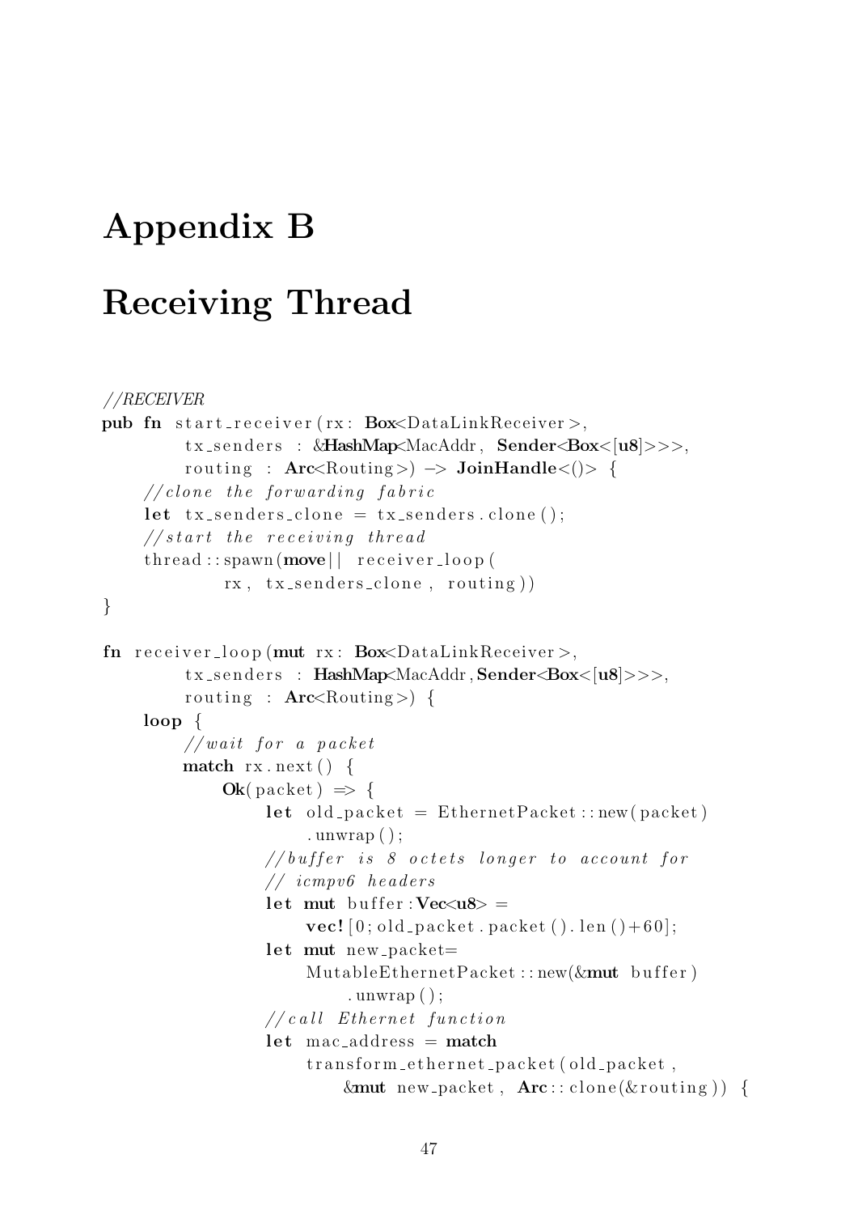# Appendix B

# Receiving Thread

```
//RECEIVER
pub fn start_receiver(rx: Box<DataLinkReceiver>,
        tx_senders : &HashMap<MacAddr, Sender<Box<[u8]>>>,
        routing : Arc<Routing>) -> JoinHandle<()> {
    //clone the forwarding fabric
    let tx_senders_clone = tx_senders.clone();
    //start the receiving thread
    thread::spawn(move|| receiver_loop(
            rx, tx_senders_clone, routing))
}

fn receiver_loop(mut rx: Box<DataLinkReceiver>,
        tx_senders : HashMap<MacAddr,Sender<Box<[u8]>>>,
        routing : Arc<Routing>) {
    loop {
        //wait for a packet
        match rx.next() {
            Ok(packet) => {
                let old_packet = EthernetPacket::new(packet)
                    .unwrap();
                //buffer is 8 octets longer to account for
                // icmpv6 headers
                let mut buffer:Vec<u8> =
                    vec![0;old_packet.packet().len()+60];
                let mut new_packet=
                    MutableEthernetPacket::new(&mut buffer)
                        .unwrap();
                //call Ethernet function
                let mac_address = match
                    transform_ethernet_packet(old_packet,
                        &mut new_packet, Arc::clone(&routing)) {
```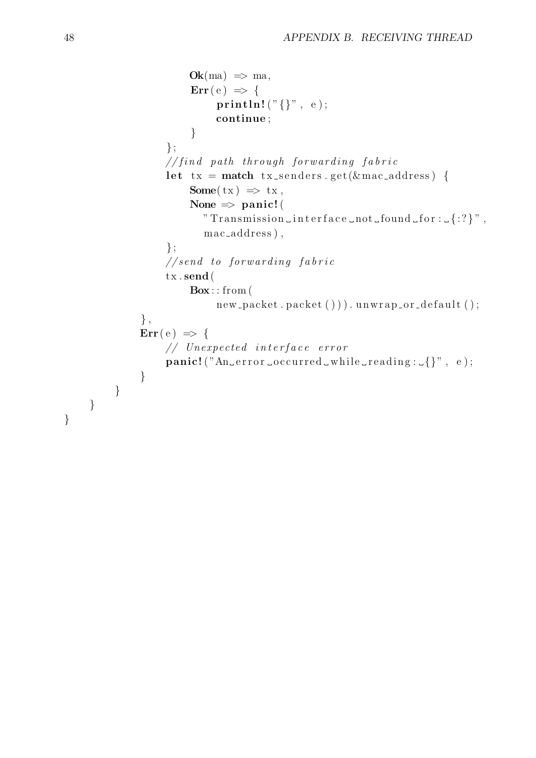```
                    Ok(ma) => ma,
                    Err(e) => {
                        println!("{}", e);
                        continue;
                    }
                };
                //find path through forwarding fabric
                let tx = match tx_senders.get(&mac_address) {
                    Some(tx) => tx,
                    None => panic!(
                      "Transmission interface not found for: {:?}",
                      mac_address),
                };
                //send to forwarding fabric
                tx.send(
                    Box::from(
                        new_packet.packet())).unwrap_or_default();
            },
            Err(e) => {
                // Unexpected interface error
                panic!("An error occurred while reading: {}", e);
            }
        }
    }
}
```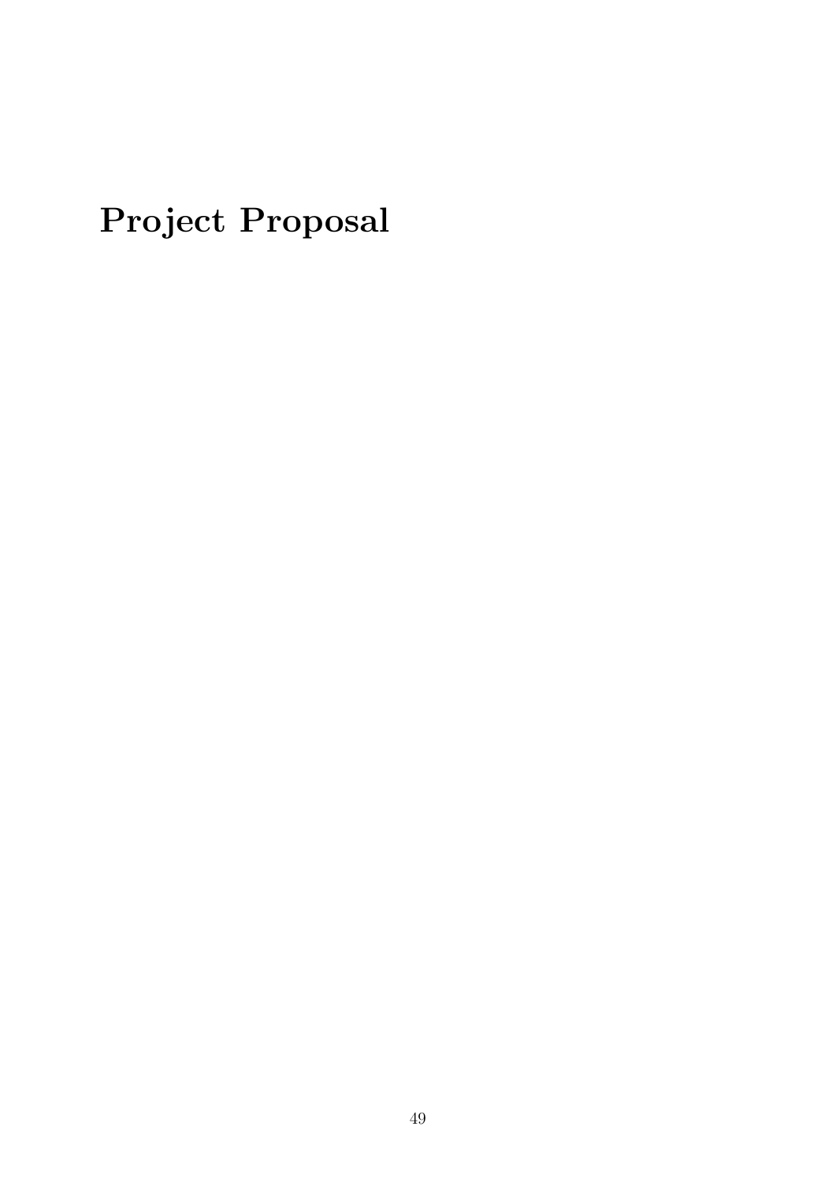# Project Proposal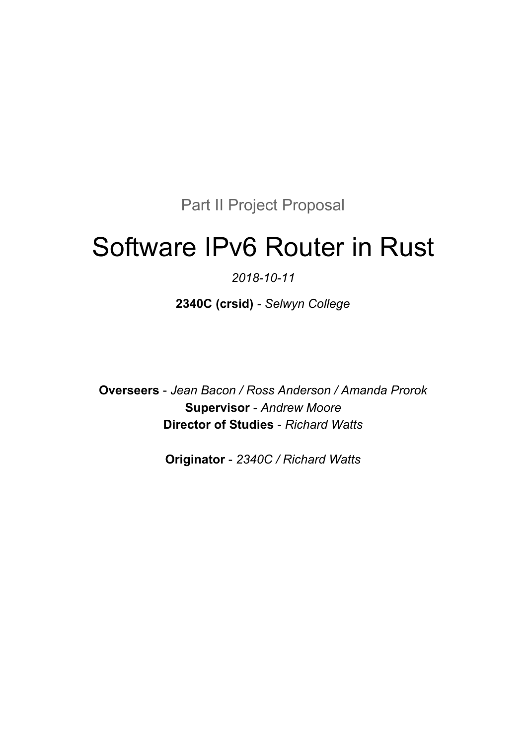Part II Project Proposal

# Software IPv6 Router in Rust

*2018-10-11*

**2340C (crsid)** - *Selwyn College*

**Overseers** - *Jean Bacon / Ross Anderson / Amanda Prorok*
**Supervisor** - *Andrew Moore*
**Director of Studies** - *Richard Watts*

**Originator** - *2340C / Richard Watts*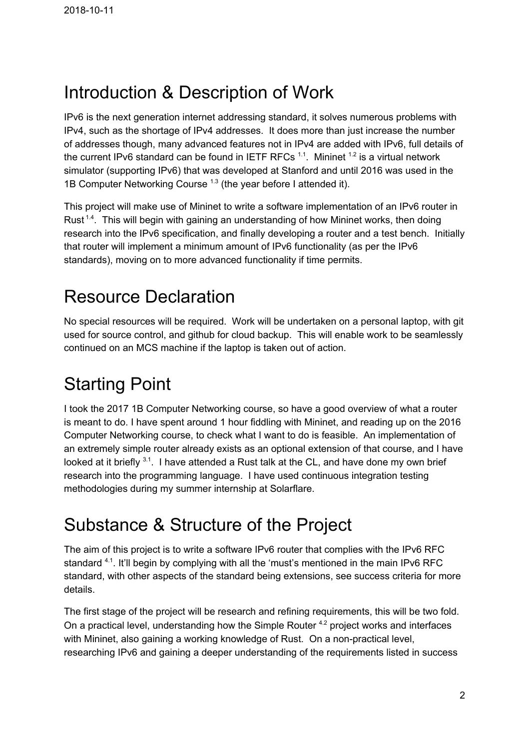# Introduction & Description of Work

IPv6 is the next generation internet addressing standard, it solves numerous problems with IPv4, such as the shortage of IPv4 addresses. It does more than just increase the number of addresses though, many advanced features not in IPv4 are added with IPv6, full details of the current IPv6 standard can be found in IETF RFCs [1.1]. Mininet [1.2] is a virtual network simulator (supporting IPv6) that was developed at Stanford and until 2016 was used in the 1B Computer Networking Course [1.3] (the year before I attended it).

This project will make use of Mininet to write a software implementation of an IPv6 router in Rust [1.4]. This will begin with gaining an understanding of how Mininet works, then doing research into the IPv6 specification, and finally developing a router and a test bench. Initially that router will implement a minimum amount of IPv6 functionality (as per the IPv6 standards), moving on to more advanced functionality if time permits.

# Resource Declaration

No special resources will be required. Work will be undertaken on a personal laptop, with git used for source control, and github for cloud backup. This will enable work to be seamlessly continued on an MCS machine if the laptop is taken out of action.

# Starting Point

I took the 2017 1B Computer Networking course, so have a good overview of what a router is meant to do. I have spent around 1 hour fiddling with Mininet, and reading up on the 2016 Computer Networking course, to check what I want to do is feasible. An implementation of an extremely simple router already exists as an optional extension of that course, and I have looked at it briefly [3.1]. I have attended a Rust talk at the CL, and have done my own brief research into the programming language. I have used continuous integration testing methodologies during my summer internship at Solarflare.

# Substance & Structure of the Project

The aim of this project is to write a software IPv6 router that complies with the IPv6 RFC standard [4.1]. It'll begin by complying with all the 'must's mentioned in the main IPv6 RFC standard, with other aspects of the standard being extensions, see success criteria for more details.

The first stage of the project will be research and refining requirements, this will be two fold. On a practical level, understanding how the Simple Router [4.2] project works and interfaces with Mininet, also gaining a working knowledge of Rust. On a non-practical level, researching IPv6 and gaining a deeper understanding of the requirements listed in success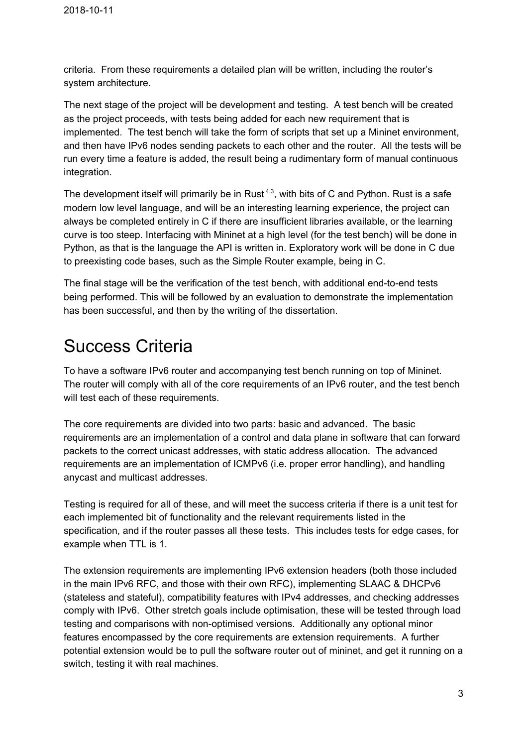criteria. From these requirements a detailed plan will be written, including the router's system architecture.

The next stage of the project will be development and testing. A test bench will be created as the project proceeds, with tests being added for each new requirement that is implemented. The test bench will take the form of scripts that set up a Mininet environment, and then have IPv6 nodes sending packets to each other and the router. All the tests will be run every time a feature is added, the result being a rudimentary form of manual continuous integration.

The development itself will primarily be in Rust [4.3], with bits of C and Python. Rust is a safe modern low level language, and will be an interesting learning experience, the project can always be completed entirely in C if there are insufficient libraries available, or the learning curve is too steep. Interfacing with Mininet at a high level (for the test bench) will be done in Python, as that is the language the API is written in. Exploratory work will be done in C due to preexisting code bases, such as the Simple Router example, being in C.

The final stage will be the verification of the test bench, with additional end-to-end tests being performed. This will be followed by an evaluation to demonstrate the implementation has been successful, and then by the writing of the dissertation.

# Success Criteria

To have a software IPv6 router and accompanying test bench running on top of Mininet. The router will comply with all of the core requirements of an IPv6 router, and the test bench will test each of these requirements.

The core requirements are divided into two parts: basic and advanced. The basic requirements are an implementation of a control and data plane in software that can forward packets to the correct unicast addresses, with static address allocation. The advanced requirements are an implementation of ICMPv6 (i.e. proper error handling), and handling anycast and multicast addresses.

Testing is required for all of these, and will meet the success criteria if there is a unit test for each implemented bit of functionality and the relevant requirements listed in the specification, and if the router passes all these tests. This includes tests for edge cases, for example when TTL is 1.

The extension requirements are implementing IPv6 extension headers (both those included in the main IPv6 RFC, and those with their own RFC), implementing SLAAC & DHCPv6 (stateless and stateful), compatibility features with IPv4 addresses, and checking addresses comply with IPv6. Other stretch goals include optimisation, these will be tested through load testing and comparisons with non-optimised versions. Additionally any optional minor features encompassed by the core requirements are extension requirements. A further potential extension would be to pull the software router out of mininet, and get it running on a switch, testing it with real machines.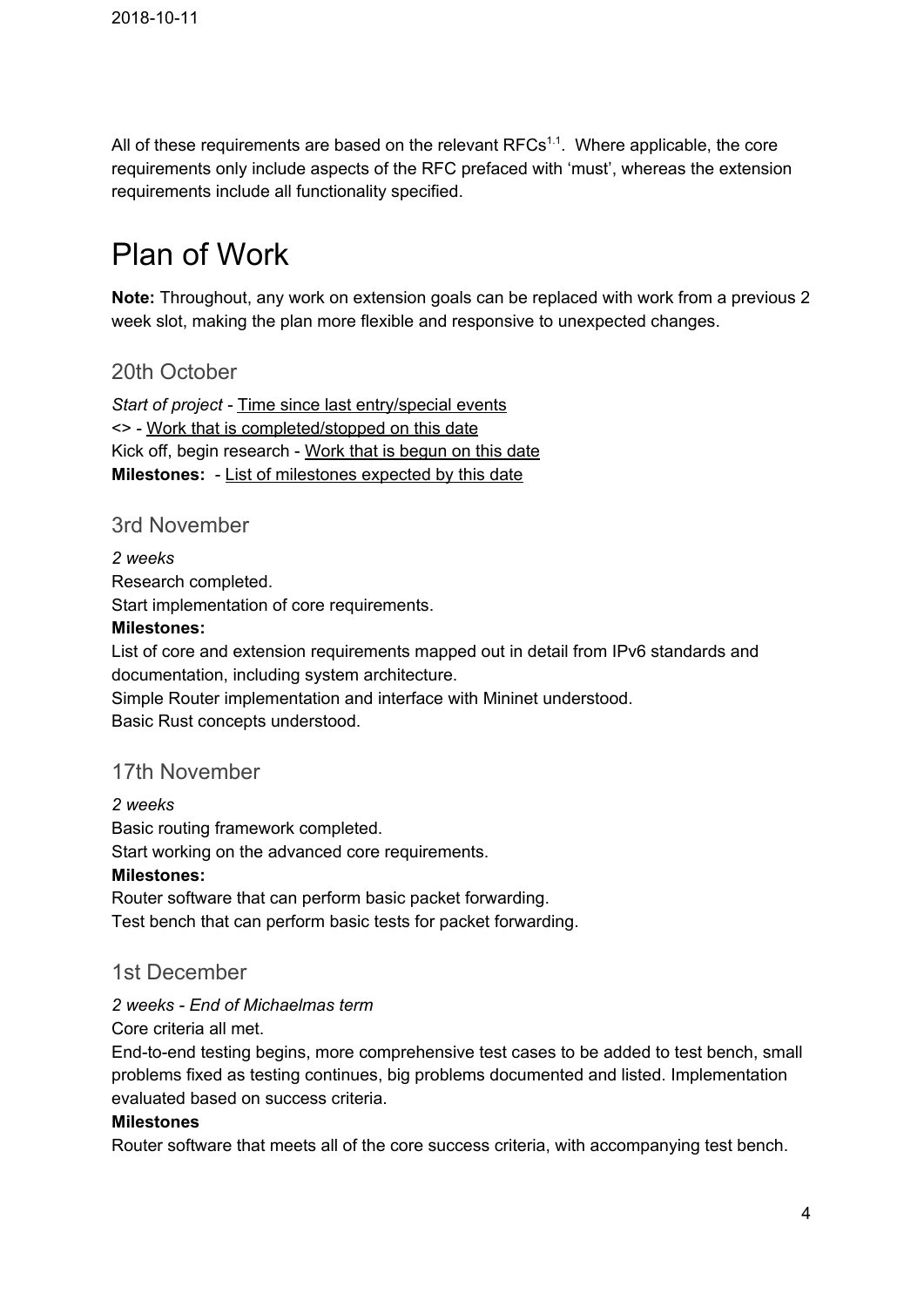All of these requirements are based on the relevant RFCs[1.1]. Where applicable, the core requirements only include aspects of the RFC prefaced with 'must', whereas the extension requirements include all functionality specified.

# Plan of Work

**Note:** Throughout, any work on extension goals can be replaced with work from a previous 2 week slot, making the plan more flexible and responsive to unexpected changes.

## 20th October

*Start of project* - Time since last entry/special events
<> - Work that is completed/stopped on this date
Kick off, begin research - Work that is begun on this date
**Milestones:** - List of milestones expected by this date

## 3rd November

*2 weeks*
Research completed.
Start implementation of core requirements.
**Milestones:**
List of core and extension requirements mapped out in detail from IPv6 standards and documentation, including system architecture.
Simple Router implementation and interface with Mininet understood.
Basic Rust concepts understood.

## 17th November

*2 weeks*
Basic routing framework completed.
Start working on the advanced core requirements.
**Milestones:**
Router software that can perform basic packet forwarding.
Test bench that can perform basic tests for packet forwarding.

## 1st December

*2 weeks - End of Michaelmas term*
Core criteria all met.
End-to-end testing begins, more comprehensive test cases to be added to test bench, small problems fixed as testing continues, big problems documented and listed. Implementation evaluated based on success criteria.
**Milestones**
Router software that meets all of the core success criteria, with accompanying test bench.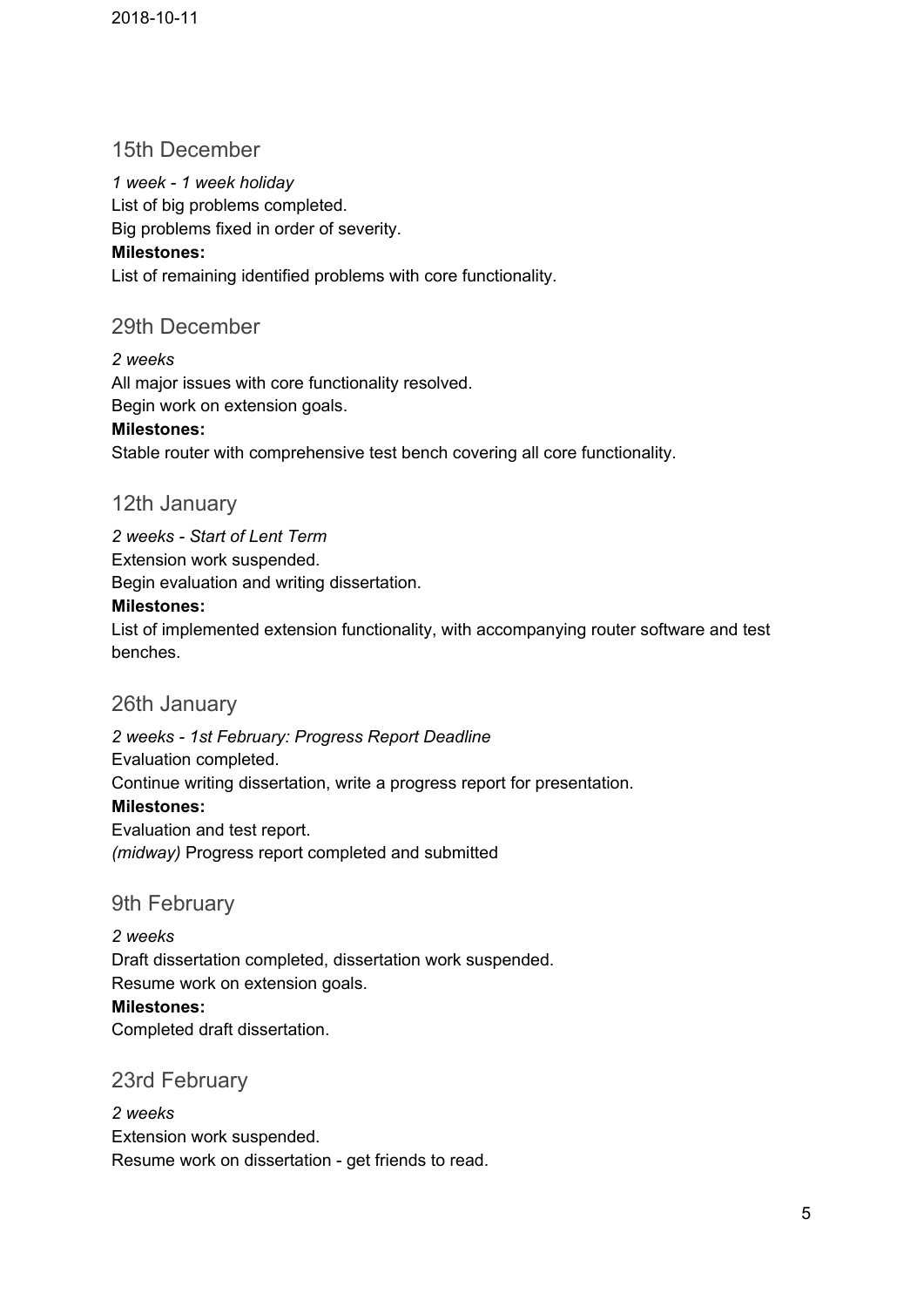## 15th December

*1 week - 1 week holiday*
List of big problems completed.
Big problems fixed in order of severity.
**Milestones:**
List of remaining identified problems with core functionality.

## 29th December

*2 weeks*
All major issues with core functionality resolved.
Begin work on extension goals.
**Milestones:**
Stable router with comprehensive test bench covering all core functionality.

## 12th January

*2 weeks - Start of Lent Term*
Extension work suspended.
Begin evaluation and writing dissertation.
**Milestones:**
List of implemented extension functionality, with accompanying router software and test benches.

## 26th January

*2 weeks - 1st February: Progress Report Deadline*
Evaluation completed.
Continue writing dissertation, write a progress report for presentation.
**Milestones:**
Evaluation and test report.
*(midway)* Progress report completed and submitted

## 9th February

*2 weeks*
Draft dissertation completed, dissertation work suspended.
Resume work on extension goals.
**Milestones:**
Completed draft dissertation.

## 23rd February

*2 weeks*
Extension work suspended.
Resume work on dissertation - get friends to read.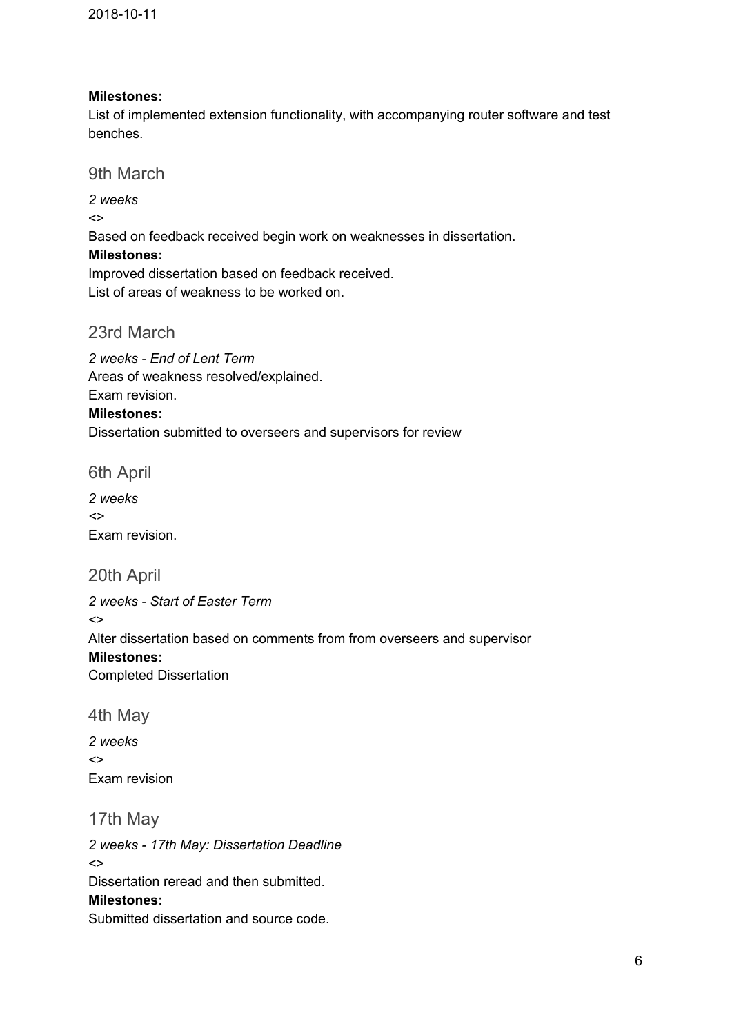**Milestones:**
List of implemented extension functionality, with accompanying router software and test benches.

## 9th March

*2 weeks*
<>
Based on feedback received begin work on weaknesses in dissertation.
**Milestones:**
Improved dissertation based on feedback received.
List of areas of weakness to be worked on.

## 23rd March

*2 weeks - End of Lent Term*
Areas of weakness resolved/explained.
Exam revision.
**Milestones:**
Dissertation submitted to overseers and supervisors for review

## 6th April

*2 weeks*
<>
Exam revision.

## 20th April

*2 weeks - Start of Easter Term*
<>
Alter dissertation based on comments from from overseers and supervisor
**Milestones:**
Completed Dissertation

## 4th May

*2 weeks*
<>
Exam revision

## 17th May

*2 weeks - 17th May: Dissertation Deadline*
<>
Dissertation reread and then submitted.
**Milestones:**
Submitted dissertation and source code.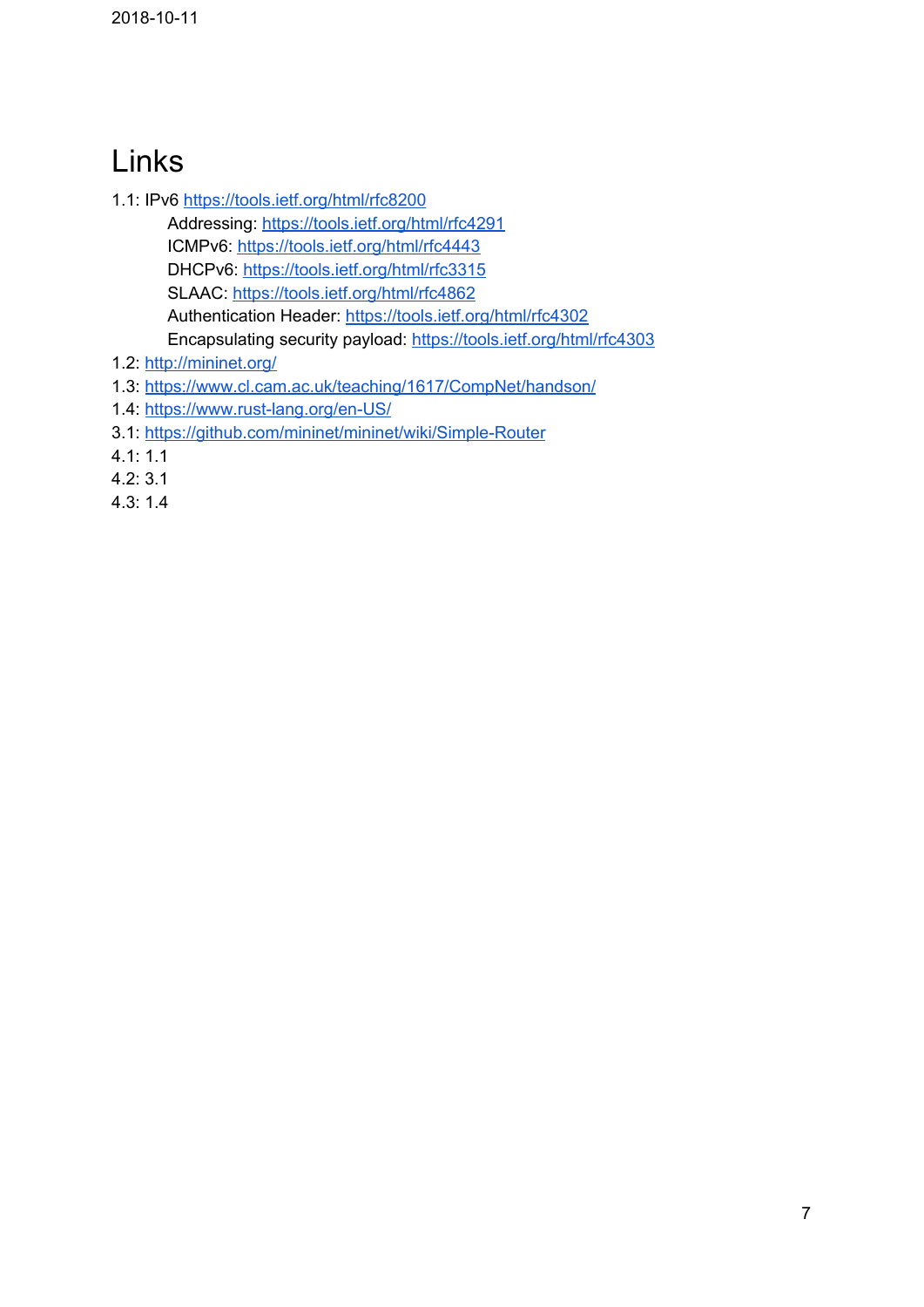# Links

1.1: IPv6 https://tools.ietf.org/html/rfc8200
- Addressing: https://tools.ietf.org/html/rfc4291
- ICMPv6: https://tools.ietf.org/html/rfc4443
- DHCPv6: https://tools.ietf.org/html/rfc3315
- SLAAC: https://tools.ietf.org/html/rfc4862
- Authentication Header: https://tools.ietf.org/html/rfc4302
- Encapsulating security payload: https://tools.ietf.org/html/rfc4303

1.2: http://mininet.org/
1.3: https://www.cl.cam.ac.uk/teaching/1617/CompNet/handson/
1.4: https://www.rust-lang.org/en-US/
3.1: https://github.com/mininet/mininet/wiki/Simple-Router
4.1: 1.1
4.2: 3.1
4.3: 1.4